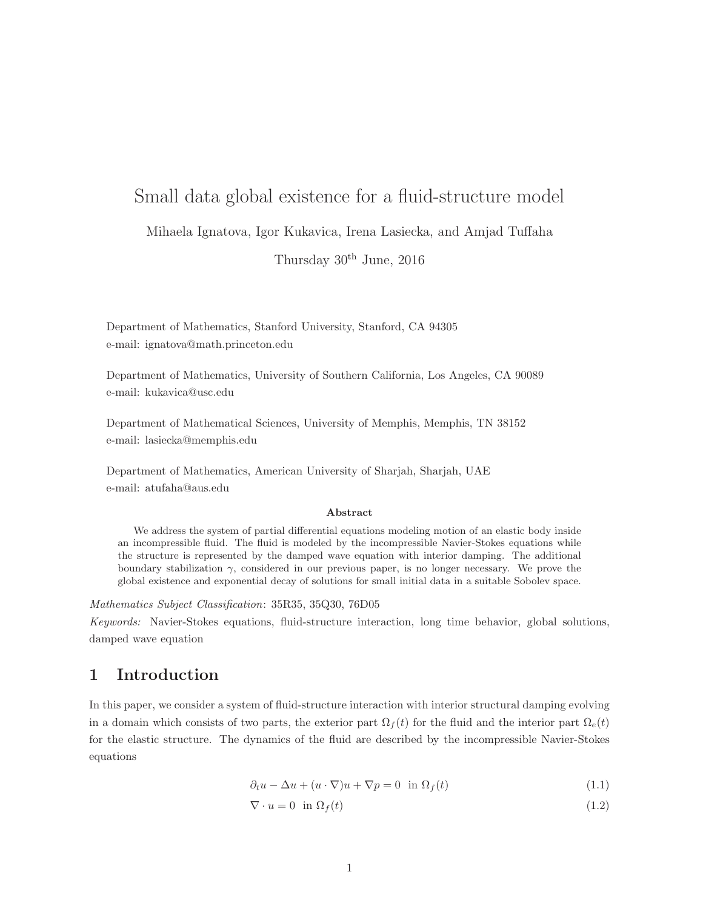# Small data global existence for a fluid-structure model

Mihaela Ignatova, Igor Kukavica, Irena Lasiecka, and Amjad Tuffaha

Thursday 30[th] June, 2016

Department of Mathematics, Stanford University, Stanford, CA 94305
e-mail: ignatova@math.princeton.edu

Department of Mathematics, University of Southern California, Los Angeles, CA 90089
e-mail: kukavica@usc.edu

Department of Mathematical Sciences, University of Memphis, Memphis, TN 38152
e-mail: lasiecka@memphis.edu

Department of Mathematics, American University of Sharjah, Sharjah, UAE
e-mail: atufaha@aus.edu

**Abstract**

We address the system of partial differential equations modeling motion of an elastic body inside an incompressible fluid. The fluid is modeled by the incompressible Navier-Stokes equations while the structure is represented by the damped wave equation with interior damping. The additional boundary stabilization $\gamma$, considered in our previous paper, is no longer necessary. We prove the global existence and exponential decay of solutions for small initial data in a suitable Sobolev space.

*Mathematics Subject Classification*: 35R35, 35Q30, 76D05

*Keywords:* Navier-Stokes equations, fluid-structure interaction, long time behavior, global solutions, damped wave equation

## 1 Introduction

In this paper, we consider a system of fluid-structure interaction with interior structural damping evolving in a domain which consists of two parts, the exterior part $\Omega_f(t)$ for the fluid and the interior part $\Omega_e(t)$ for the elastic structure. The dynamics of the fluid are described by the incompressible Navier-Stokes equations

$$\partial_t u - \Delta u + (u \cdot \nabla)u + \nabla p = 0 \quad \text{in } \Omega_f(t) \tag{1.1}$$

$$\nabla \cdot u = 0 \quad \text{in } \Omega_f(t) \tag{1.2}$$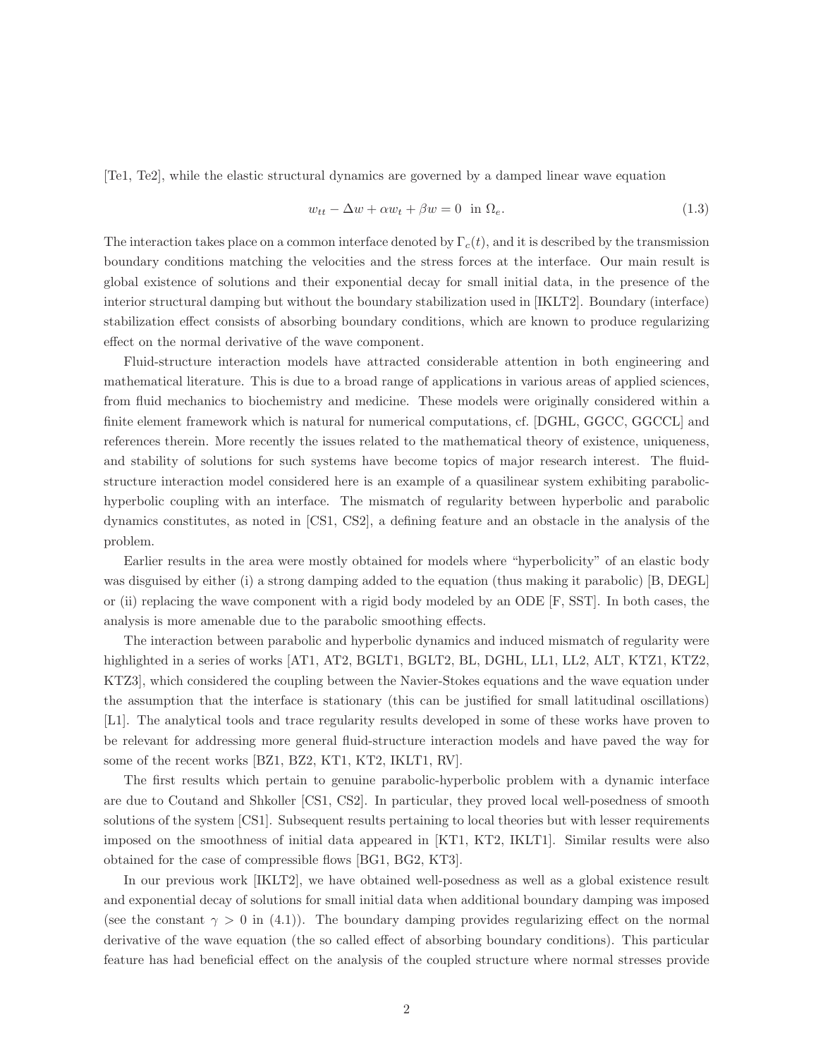[Te1, Te2], while the elastic structural dynamics are governed by a damped linear wave equation

$$w_{tt} - \Delta w + \alpha w_t + \beta w = 0 \ \text{ in } \Omega_e. \tag{1.3}$$

The interaction takes place on a common interface denoted by $\Gamma_c(t)$, and it is described by the transmission boundary conditions matching the velocities and the stress forces at the interface. Our main result is global existence of solutions and their exponential decay for small initial data, in the presence of the interior structural damping but without the boundary stabilization used in [IKLT2]. Boundary (interface) stabilization effect consists of absorbing boundary conditions, which are known to produce regularizing effect on the normal derivative of the wave component.

Fluid-structure interaction models have attracted considerable attention in both engineering and mathematical literature. This is due to a broad range of applications in various areas of applied sciences, from fluid mechanics to biochemistry and medicine. These models were originally considered within a finite element framework which is natural for numerical computations, cf. [DGHL, GGCC, GGCCL] and references therein. More recently the issues related to the mathematical theory of existence, uniqueness, and stability of solutions for such systems have become topics of major research interest. The fluid-structure interaction model considered here is an example of a quasilinear system exhibiting parabolic-hyperbolic coupling with an interface. The mismatch of regularity between hyperbolic and parabolic dynamics constitutes, as noted in [CS1, CS2], a defining feature and an obstacle in the analysis of the problem.

Earlier results in the area were mostly obtained for models where "hyperbolicity" of an elastic body was disguised by either (i) a strong damping added to the equation (thus making it parabolic) [B, DEGL] or (ii) replacing the wave component with a rigid body modeled by an ODE [F, SST]. In both cases, the analysis is more amenable due to the parabolic smoothing effects.

The interaction between parabolic and hyperbolic dynamics and induced mismatch of regularity were highlighted in a series of works [AT1, AT2, BGLT1, BGLT2, BL, DGHL, LL1, LL2, ALT, KTZ1, KTZ2, KTZ3], which considered the coupling between the Navier-Stokes equations and the wave equation under the assumption that the interface is stationary (this can be justified for small latitudinal oscillations) [L1]. The analytical tools and trace regularity results developed in some of these works have proven to be relevant for addressing more general fluid-structure interaction models and have paved the way for some of the recent works [BZ1, BZ2, KT1, KT2, IKLT1, RV].

The first results which pertain to genuine parabolic-hyperbolic problem with a dynamic interface are due to Coutand and Shkoller [CS1, CS2]. In particular, they proved local well-posedness of smooth solutions of the system [CS1]. Subsequent results pertaining to local theories but with lesser requirements imposed on the smoothness of initial data appeared in [KT1, KT2, IKLT1]. Similar results were also obtained for the case of compressible flows [BG1, BG2, KT3].

In our previous work [IKLT2], we have obtained well-posedness as well as a global existence result and exponential decay of solutions for small initial data when additional boundary damping was imposed (see the constant $\gamma > 0$ in (4.1)). The boundary damping provides regularizing effect on the normal derivative of the wave equation (the so called effect of absorbing boundary conditions). This particular feature has had beneficial effect on the analysis of the coupled structure where normal stresses provide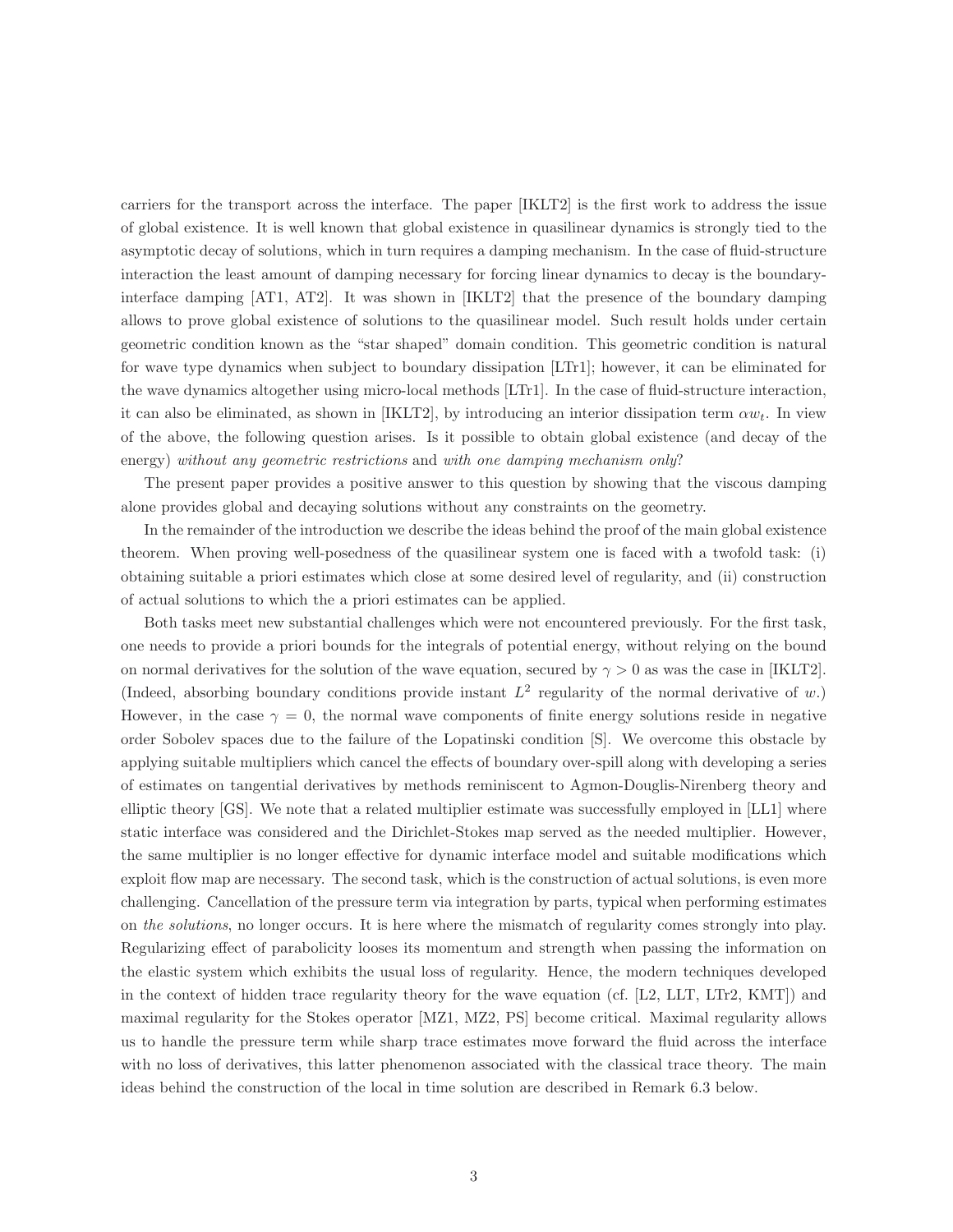carriers for the transport across the interface. The paper [IKLT2] is the first work to address the issue of global existence. It is well known that global existence in quasilinear dynamics is strongly tied to the asymptotic decay of solutions, which in turn requires a damping mechanism. In the case of fluid-structure interaction the least amount of damping necessary for forcing linear dynamics to decay is the boundary-interface damping [AT1, AT2]. It was shown in [IKLT2] that the presence of the boundary damping allows to prove global existence of solutions to the quasilinear model. Such result holds under certain geometric condition known as the "star shaped" domain condition. This geometric condition is natural for wave type dynamics when subject to boundary dissipation [LTr1]; however, it can be eliminated for the wave dynamics altogether using micro-local methods [LTr1]. In the case of fluid-structure interaction, it can also be eliminated, as shown in [IKLT2], by introducing an interior dissipation term $\alpha w_t$. In view of the above, the following question arises. Is it possible to obtain global existence (and decay of the energy) *without any geometric restrictions* and *with one damping mechanism only*?

The present paper provides a positive answer to this question by showing that the viscous damping alone provides global and decaying solutions without any constraints on the geometry.

In the remainder of the introduction we describe the ideas behind the proof of the main global existence theorem. When proving well-posedness of the quasilinear system one is faced with a twofold task: (i) obtaining suitable a priori estimates which close at some desired level of regularity, and (ii) construction of actual solutions to which the a priori estimates can be applied.

Both tasks meet new substantial challenges which were not encountered previously. For the first task, one needs to provide a priori bounds for the integrals of potential energy, without relying on the bound on normal derivatives for the solution of the wave equation, secured by $\gamma > 0$ as was the case in [IKLT2]. (Indeed, absorbing boundary conditions provide instant $L^2$ regularity of the normal derivative of $w$.) However, in the case $\gamma = 0$, the normal wave components of finite energy solutions reside in negative order Sobolev spaces due to the failure of the Lopatinski condition [S]. We overcome this obstacle by applying suitable multipliers which cancel the effects of boundary over-spill along with developing a series of estimates on tangential derivatives by methods reminiscent to Agmon-Douglis-Nirenberg theory and elliptic theory [GS]. We note that a related multiplier estimate was successfully employed in [LL1] where static interface was considered and the Dirichlet-Stokes map served as the needed multiplier. However, the same multiplier is no longer effective for dynamic interface model and suitable modifications which exploit flow map are necessary. The second task, which is the construction of actual solutions, is even more challenging. Cancellation of the pressure term via integration by parts, typical when performing estimates on *the solutions*, no longer occurs. It is here where the mismatch of regularity comes strongly into play. Regularizing effect of parabolicity looses its momentum and strength when passing the information on the elastic system which exhibits the usual loss of regularity. Hence, the modern techniques developed in the context of hidden trace regularity theory for the wave equation (cf. [L2, LLT, LTr2, KMT]) and maximal regularity for the Stokes operator [MZ1, MZ2, PS] become critical. Maximal regularity allows us to handle the pressure term while sharp trace estimates move forward the fluid across the interface with no loss of derivatives, this latter phenomenon associated with the classical trace theory. The main ideas behind the construction of the local in time solution are described in Remark 6.3 below.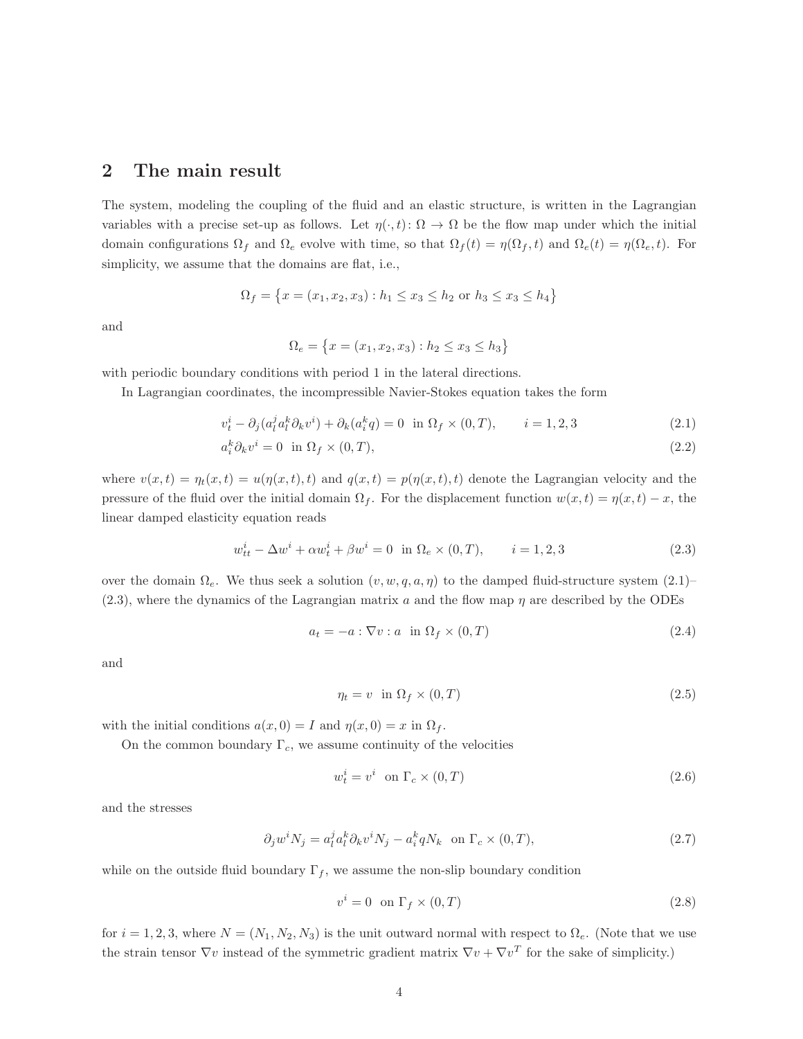## 2 The main result

The system, modeling the coupling of the fluid and an elastic structure, is written in the Lagrangian variables with a precise set-up as follows. Let $\eta(\cdot,t)\colon \Omega \to \Omega$ be the flow map under which the initial domain configurations $\Omega_f$ and $\Omega_e$ evolve with time, so that $\Omega_f(t) = \eta(\Omega_f, t)$ and $\Omega_e(t) = \eta(\Omega_e, t)$. For simplicity, we assume that the domains are flat, i.e.,

$$\Omega_f = \bigl\{x = (x_1, x_2, x_3) : h_1 \le x_3 \le h_2 \text{ or } h_3 \le x_3 \le h_4\bigr\}$$

and

$$\Omega_e = \bigl\{x = (x_1, x_2, x_3) : h_2 \le x_3 \le h_3\bigr\}$$

with periodic boundary conditions with period 1 in the lateral directions.

In Lagrangian coordinates, the incompressible Navier-Stokes equation takes the form

$$v_t^i - \partial_j(a_l^j a_l^k \partial_k v^i) + \partial_k(a_i^k q) = 0 \ \text{ in } \Omega_f \times (0,T), \qquad i = 1,2,3 \tag{2.1}$$

$$a_i^k \partial_k v^i = 0 \ \text{ in } \Omega_f \times (0,T), \tag{2.2}$$

where $v(x,t) = \eta_t(x,t) = u(\eta(x,t),t)$ and $q(x,t) = p(\eta(x,t),t)$ denote the Lagrangian velocity and the pressure of the fluid over the initial domain $\Omega_f$. For the displacement function $w(x,t) = \eta(x,t) - x$, the linear damped elasticity equation reads

$$w_{tt}^i - \Delta w^i + \alpha w_t^i + \beta w^i = 0 \ \text{ in } \Omega_e \times (0,T), \qquad i = 1,2,3 \tag{2.3}$$

over the domain $\Omega_e$. We thus seek a solution $(v, w, q, a, \eta)$ to the damped fluid-structure system (2.1)–(2.3), where the dynamics of the Lagrangian matrix $a$ and the flow map $\eta$ are described by the ODEs

$$a_t = -a : \nabla v : a \ \text{ in } \Omega_f \times (0,T) \tag{2.4}$$

and

$$\eta_t = v \ \text{ in } \Omega_f \times (0,T) \tag{2.5}$$

with the initial conditions $a(x,0) = I$ and $\eta(x,0) = x$ in $\Omega_f$.

On the common boundary $\Gamma_c$, we assume continuity of the velocities

$$w_t^i = v^i \ \text{ on } \Gamma_c \times (0,T) \tag{2.6}$$

and the stresses

$$\partial_j w^i N_j = a_l^j a_l^k \partial_k v^i N_j - a_i^k q N_k \ \text{ on } \Gamma_c \times (0,T), \tag{2.7}$$

while on the outside fluid boundary $\Gamma_f$, we assume the non-slip boundary condition

$$v^i = 0 \ \text{ on } \Gamma_f \times (0,T) \tag{2.8}$$

for $i = 1,2,3$, where $N = (N_1, N_2, N_3)$ is the unit outward normal with respect to $\Omega_e$. (Note that we use the strain tensor $\nabla v$ instead of the symmetric gradient matrix $\nabla v + \nabla v^T$ for the sake of simplicity.)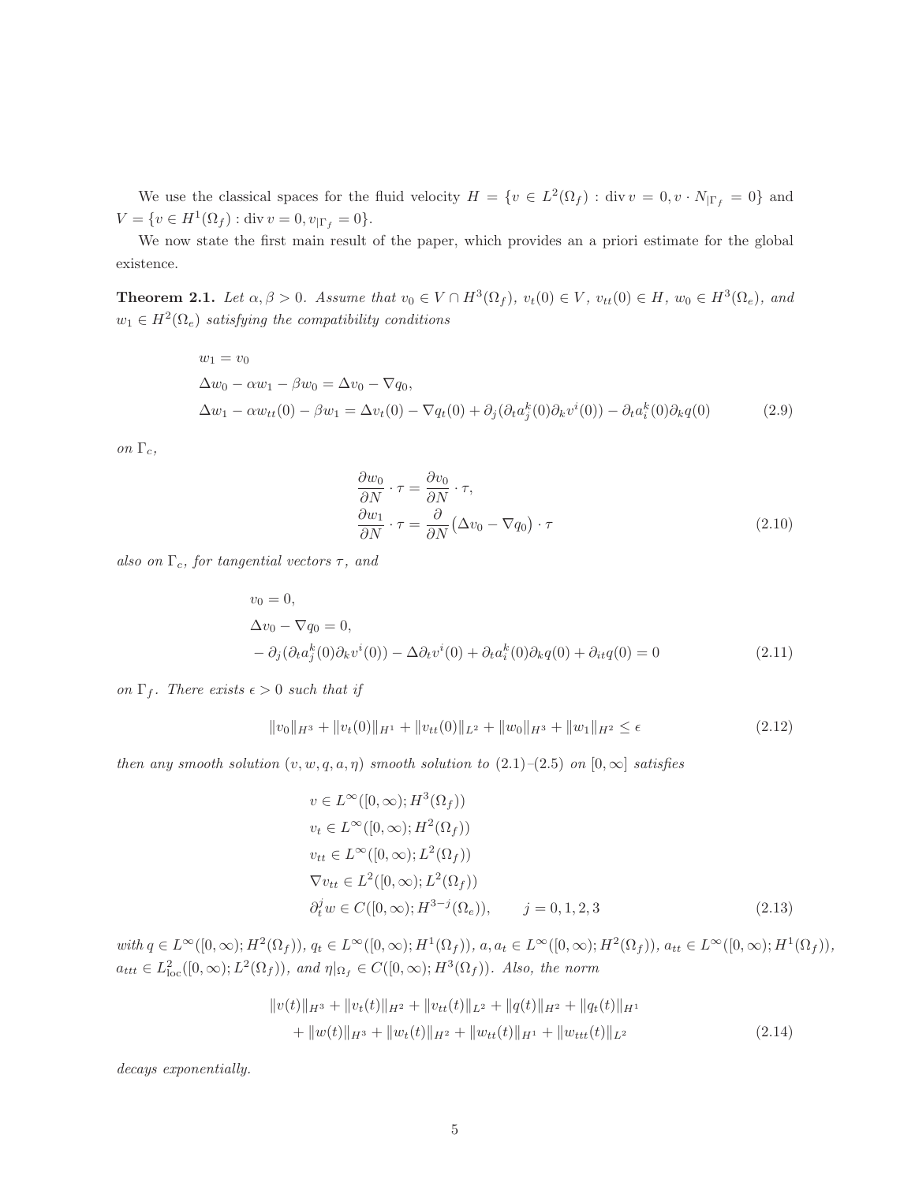We use the classical spaces for the fluid velocity $H = \{v \in L^2(\Omega_f) : \operatorname{div} v = 0, v \cdot N_{|\Gamma_f} = 0\}$ and $V = \{v \in H^1(\Omega_f) : \operatorname{div} v = 0, v_{|\Gamma_f} = 0\}$.

We now state the first main result of the paper, which provides an a priori estimate for the global existence.

**Theorem 2.1.** *Let $\alpha, \beta > 0$. Assume that $v_0 \in V \cap H^3(\Omega_f)$, $v_t(0) \in V$, $v_{tt}(0) \in H$, $w_0 \in H^3(\Omega_e)$, and $w_1 \in H^2(\Omega_e)$ satisfying the compatibility conditions*

$$
\begin{aligned}
&w_1 = v_0 \\
&\Delta w_0 - \alpha w_1 - \beta w_0 = \Delta v_0 - \nabla q_0, \\
&\Delta w_1 - \alpha w_{tt}(0) - \beta w_1 = \Delta v_t(0) - \nabla q_t(0) + \partial_j(\partial_t a_j^k(0)\partial_k v^i(0)) - \partial_t a_i^k(0)\partial_k q(0)
\end{aligned}
\tag{2.9}
$$

*on $\Gamma_c$,*

$$
\begin{aligned}
&\frac{\partial w_0}{\partial N} \cdot \tau = \frac{\partial v_0}{\partial N} \cdot \tau, \\
&\frac{\partial w_1}{\partial N} \cdot \tau = \frac{\partial}{\partial N}\big(\Delta v_0 - \nabla q_0\big) \cdot \tau
\end{aligned}
\tag{2.10}
$$

*also on $\Gamma_c$, for tangential vectors $\tau$, and*

$$
\begin{aligned}
&v_0 = 0, \\
&\Delta v_0 - \nabla q_0 = 0, \\
&-\partial_j(\partial_t a_j^k(0)\partial_k v^i(0)) - \Delta \partial_t v^i(0) + \partial_t a_i^k(0)\partial_k q(0) + \partial_{it} q(0) = 0
\end{aligned}
\tag{2.11}
$$

*on $\Gamma_f$. There exists $\epsilon > 0$ such that if*

$$
\|v_0\|_{H^3} + \|v_t(0)\|_{H^1} + \|v_{tt}(0)\|_{L^2} + \|w_0\|_{H^3} + \|w_1\|_{H^2} \leq \epsilon
\tag{2.12}
$$

*then any smooth solution $(v, w, q, a, \eta)$ smooth solution to (2.1)–(2.5) on $[0, \infty]$ satisfies*

$$
\begin{aligned}
&v \in L^\infty([0,\infty); H^3(\Omega_f)) \\
&v_t \in L^\infty([0,\infty); H^2(\Omega_f)) \\
&v_{tt} \in L^\infty([0,\infty); L^2(\Omega_f)) \\
&\nabla v_{tt} \in L^2([0,\infty); L^2(\Omega_f)) \\
&\partial_t^j w \in C([0,\infty); H^{3-j}(\Omega_e)), \qquad j = 0,1,2,3
\end{aligned}
\tag{2.13}
$$

*with $q \in L^\infty([0,\infty); H^2(\Omega_f))$, $q_t \in L^\infty([0,\infty); H^1(\Omega_f))$, $a, a_t \in L^\infty([0,\infty); H^2(\Omega_f))$, $a_{tt} \in L^\infty([0,\infty); H^1(\Omega_f))$, $a_{ttt} \in L^2_{\text{loc}}([0,\infty); L^2(\Omega_f))$, and $\eta|_{\Omega_f} \in C([0,\infty); H^3(\Omega_f))$. Also, the norm*

$$
\begin{aligned}
&\|v(t)\|_{H^3} + \|v_t(t)\|_{H^2} + \|v_{tt}(t)\|_{L^2} + \|q(t)\|_{H^2} + \|q_t(t)\|_{H^1} \\
&\quad + \|w(t)\|_{H^3} + \|w_t(t)\|_{H^2} + \|w_{tt}(t)\|_{H^1} + \|w_{ttt}(t)\|_{L^2}
\end{aligned}
\tag{2.14}
$$

*decays exponentially.*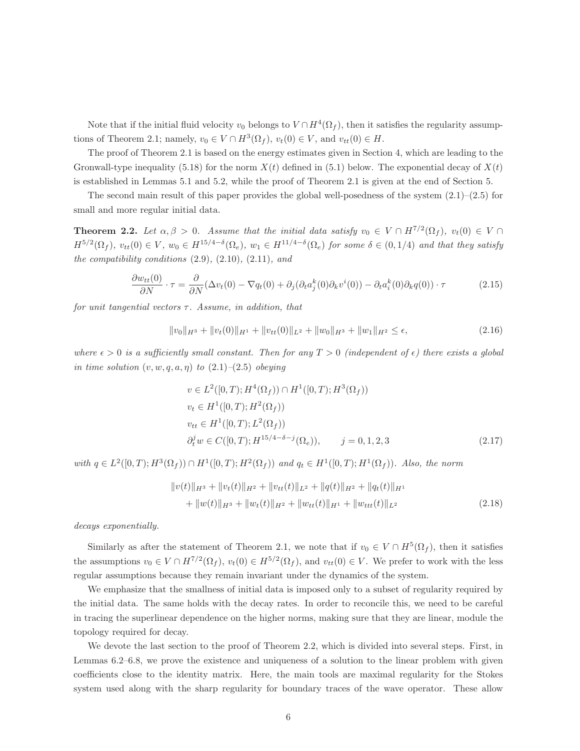Note that if the initial fluid velocity $v_0$ belongs to $V \cap H^4(\Omega_f)$, then it satisfies the regularity assumptions of Theorem 2.1; namely, $v_0 \in V \cap H^3(\Omega_f)$, $v_t(0) \in V$, and $v_{tt}(0) \in H$.

The proof of Theorem 2.1 is based on the energy estimates given in Section 4, which are leading to the Gronwall-type inequality (5.18) for the norm $X(t)$ defined in (5.1) below. The exponential decay of $X(t)$ is established in Lemmas 5.1 and 5.2, while the proof of Theorem 2.1 is given at the end of Section 5.

The second main result of this paper provides the global well-posedness of the system (2.1)–(2.5) for small and more regular initial data.

**Theorem 2.2.** *Let $\alpha, \beta > 0$. Assume that the initial data satisfy $v_0 \in V \cap H^{7/2}(\Omega_f)$, $v_t(0) \in V \cap H^{5/2}(\Omega_f)$, $v_{tt}(0) \in V$, $w_0 \in H^{15/4-\delta}(\Omega_e)$, $w_1 \in H^{11/4-\delta}(\Omega_e)$ for some $\delta \in (0, 1/4)$ and that they satisfy the compatibility conditions (2.9), (2.10), (2.11), and*

$$\frac{\partial w_{tt}(0)}{\partial N} \cdot \tau = \frac{\partial}{\partial N}(\Delta v_t(0) - \nabla q_t(0) + \partial_j(\partial_t a^k_j(0)\partial_k v^i(0)) - \partial_t a^k_i(0)\partial_k q(0)) \cdot \tau \tag{2.15}$$

*for unit tangential vectors $\tau$. Assume, in addition, that*

$$\|v_0\|_{H^3} + \|v_t(0)\|_{H^1} + \|v_{tt}(0)\|_{L^2} + \|w_0\|_{H^3} + \|w_1\|_{H^2} \le \epsilon, \tag{2.16}$$

*where $\epsilon > 0$ is a sufficiently small constant. Then for any $T > 0$ (independent of $\epsilon$) there exists a global in time solution $(v, w, q, a, \eta)$ to (2.1)–(2.5) obeying*

$$\begin{aligned}
&v \in L^2([0,T); H^4(\Omega_f)) \cap H^1([0,T); H^3(\Omega_f)) \\
&v_t \in H^1([0,T); H^2(\Omega_f)) \\
&v_{tt} \in H^1([0,T); L^2(\Omega_f)) \\
&\partial_t^j w \in C([0,T); H^{15/4-\delta-j}(\Omega_e)), \qquad j = 0,1,2,3
\end{aligned} \tag{2.17}$$

*with $q \in L^2([0,T); H^3(\Omega_f)) \cap H^1([0,T); H^2(\Omega_f))$ and $q_t \in H^1([0,T); H^1(\Omega_f))$. Also, the norm*

$$\begin{aligned}
&\|v(t)\|_{H^3} + \|v_t(t)\|_{H^2} + \|v_{tt}(t)\|_{L^2} + \|q(t)\|_{H^2} + \|q_t(t)\|_{H^1} \\
&\quad + \|w(t)\|_{H^3} + \|w_t(t)\|_{H^2} + \|w_{tt}(t)\|_{H^1} + \|w_{ttt}(t)\|_{L^2}
\end{aligned} \tag{2.18}$$

*decays exponentially.*

Similarly as after the statement of Theorem 2.1, we note that if $v_0 \in V \cap H^5(\Omega_f)$, then it satisfies the assumptions $v_0 \in V \cap H^{7/2}(\Omega_f)$, $v_t(0) \in H^{5/2}(\Omega_f)$, and $v_{tt}(0) \in V$. We prefer to work with the less regular assumptions because they remain invariant under the dynamics of the system.

We emphasize that the smallness of initial data is imposed only to a subset of regularity required by the initial data. The same holds with the decay rates. In order to reconcile this, we need to be careful in tracing the superlinear dependence on the higher norms, making sure that they are linear, module the topology required for decay.

We devote the last section to the proof of Theorem 2.2, which is divided into several steps. First, in Lemmas 6.2–6.8, we prove the existence and uniqueness of a solution to the linear problem with given coefficients close to the identity matrix. Here, the main tools are maximal regularity for the Stokes system used along with the sharp regularity for boundary traces of the wave operator. These allow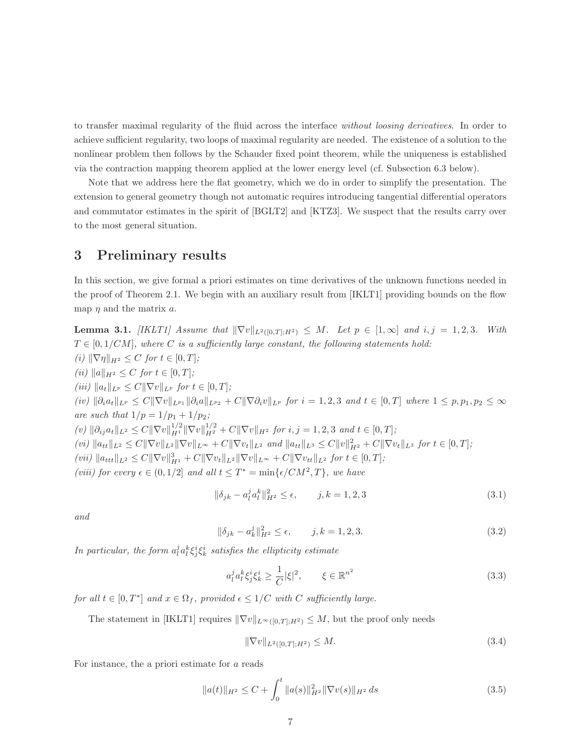to transfer maximal regularity of the fluid across the interface *without loosing derivatives*. In order to achieve sufficient regularity, two loops of maximal regularity are needed. The existence of a solution to the nonlinear problem then follows by the Schauder fixed point theorem, while the uniqueness is established via the contraction mapping theorem applied at the lower energy level (cf. Subsection 6.3 below).

Note that we address here the flat geometry, which we do in order to simplify the presentation. The extension to general geometry though not automatic requires introducing tangential differential operators and commutator estimates in the spirit of [BGLT2] and [KTZ3]. We suspect that the results carry over to the most general situation.

# 3 Preliminary results

In this section, we give formal a priori estimates on time derivatives of the unknown functions needed in the proof of Theorem 2.1. We begin with an auxiliary result from [IKLT1] providing bounds on the flow map $\eta$ and the matrix $a$.

**Lemma 3.1.** *[IKLT1] Assume that $\|\nabla v\|_{L^2([0,T];H^2)} \leq M$. Let $p \in [1,\infty]$ and $i,j = 1,2,3$. With $T \in [0, 1/CM]$, where $C$ is a sufficiently large constant, the following statements hold:*
*(i) $\|\nabla \eta\|_{H^2} \leq C$ for $t \in [0,T]$;*
*(ii) $\|a\|_{H^2} \leq C$ for $t \in [0,T]$;*
*(iii) $\|a_t\|_{L^p} \leq C\|\nabla v\|_{L^p}$ for $t \in [0,T]$;*
*(iv) $\|\partial_i a_t\|_{L^p} \leq C\|\nabla v\|_{L^{p_1}}\|\partial_i a\|_{L^{p_2}} + C\|\nabla \partial_i v\|_{L^p}$ for $i = 1,2,3$ and $t \in [0,T]$ where $1 \leq p, p_1, p_2 \leq \infty$ are such that $1/p = 1/p_1 + 1/p_2$;*
*(v) $\|\partial_{ij} a_t\|_{L^2} \leq C\|\nabla v\|_{H^1}^{1/2}\|\nabla v\|_{H^2}^{1/2} + C\|\nabla v\|_{H^2}$ for $i,j = 1,2,3$ and $t \in [0,T]$;*
*(vi) $\|a_{tt}\|_{L^2} \leq C\|\nabla v\|_{L^2}\|\nabla v\|_{L^\infty} + C\|\nabla v_t\|_{L^2}$ and $\|a_{tt}\|_{L^3} \leq C\|v\|_{H^2}^2 + C\|\nabla v_t\|_{L^3}$ for $t \in [0,T]$;*
*(vii) $\|a_{ttt}\|_{L^2} \leq C\|\nabla v\|_{H^1}^3 + C\|\nabla v_t\|_{L^2}\|\nabla v\|_{L^\infty} + C\|\nabla v_{tt}\|_{L^2}$ for $t \in [0,T]$;*
*(viii) for every $\epsilon \in (0, 1/2]$ and all $t \leq T^* = \min\{\epsilon/CM^2, T\}$, we have*

$$\|\delta_{jk} - a_l^j a_l^k\|_{H^2}^2 \leq \epsilon, \qquad j,k = 1,2,3 \tag{3.1}$$

*and*

$$\|\delta_{jk} - a_k^j\|_{H^2}^2 \leq \epsilon, \qquad j,k = 1,2,3. \tag{3.2}$$

*In particular, the form $a_l^j a_l^k \xi_j^i \xi_k^i$ satisfies the ellipticity estimate*

$$a_l^j a_l^k \xi_j^i \xi_k^i \geq \frac{1}{C}|\xi|^2, \qquad \xi \in \mathbb{R}^{n^2} \tag{3.3}$$

*for all $t \in [0, T^*]$ and $x \in \Omega_f$, provided $\epsilon \leq 1/C$ with $C$ sufficiently large.*

The statement in [IKLT1] requires $\|\nabla v\|_{L^\infty([0,T];H^2)} \leq M$, but the proof only needs

$$\|\nabla v\|_{L^2([0,T];H^2)} \leq M. \tag{3.4}$$

For instance, the a priori estimate for $a$ reads

$$\|a(t)\|_{H^2} \leq C + \int_0^t \|a(s)\|_{H^2}^2 \|\nabla v(s)\|_{H^2}\, ds \tag{3.5}$$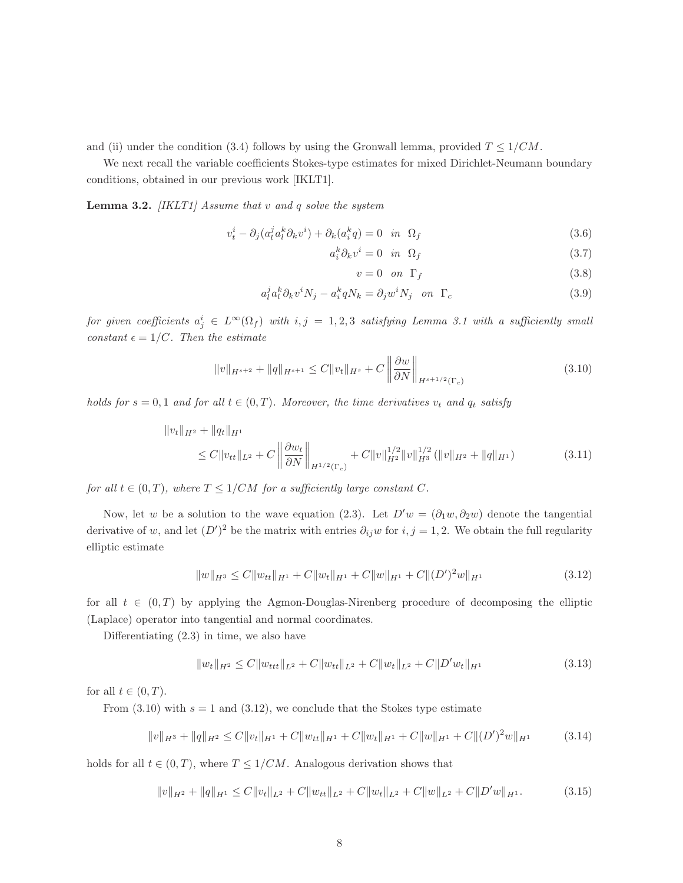and (ii) under the condition (3.4) follows by using the Gronwall lemma, provided $T \le 1/CM$.

We next recall the variable coefficients Stokes-type estimates for mixed Dirichlet-Neumann boundary conditions, obtained in our previous work [IKLT1].

**Lemma 3.2.** *[IKLT1] Assume that $v$ and $q$ solve the system*

$$v_t^i - \partial_j(a_l^j a_l^k \partial_k v^i) + \partial_k(a_i^k q) = 0 \quad in \quad \Omega_f \tag{3.6}$$

$$a_i^k \partial_k v^i = 0 \quad in \quad \Omega_f \tag{3.7}$$

$$v = 0 \quad on \quad \Gamma_f \tag{3.8}$$

$$a_l^j a_l^k \partial_k v^i N_j - a_i^k q N_k = \partial_j w^i N_j \quad on \quad \Gamma_c \tag{3.9}$$

*for given coefficients $a_j^i \in L^\infty(\Omega_f)$ with $i, j = 1, 2, 3$ satisfying Lemma 3.1 with a sufficiently small constant $\epsilon = 1/C$. Then the estimate*

$$\|v\|_{H^{s+2}} + \|q\|_{H^{s+1}} \le C\|v_t\|_{H^s} + C\left\|\frac{\partial w}{\partial N}\right\|_{H^{s+1/2}(\Gamma_c)} \tag{3.10}$$

*holds for $s = 0, 1$ and for all $t \in (0, T)$. Moreover, the time derivatives $v_t$ and $q_t$ satisfy*

$$\begin{aligned}
&\|v_t\|_{H^2} + \|q_t\|_{H^1} \\
&\quad \le C\|v_{tt}\|_{L^2} + C\left\|\frac{\partial w_t}{\partial N}\right\|_{H^{1/2}(\Gamma_c)} + C\|v\|_{H^2}^{1/2}\|v\|_{H^3}^{1/2}\left(\|v\|_{H^2} + \|q\|_{H^1}\right)
\end{aligned} \tag{3.11}$$

*for all $t \in (0, T)$, where $T \le 1/CM$ for a sufficiently large constant $C$.*

Now, let $w$ be a solution to the wave equation (2.3). Let $D'w = (\partial_1 w, \partial_2 w)$ denote the tangential derivative of $w$, and let $(D')^2$ be the matrix with entries $\partial_{ij} w$ for $i, j = 1, 2$. We obtain the full regularity elliptic estimate

$$\|w\|_{H^3} \le C\|w_{tt}\|_{H^1} + C\|w_t\|_{H^1} + C\|w\|_{H^1} + C\|(D')^2 w\|_{H^1} \tag{3.12}$$

for all $t \in (0, T)$ by applying the Agmon-Douglas-Nirenberg procedure of decomposing the elliptic (Laplace) operator into tangential and normal coordinates.

Differentiating (2.3) in time, we also have

$$\|w_t\|_{H^2} \le C\|w_{ttt}\|_{L^2} + C\|w_{tt}\|_{L^2} + C\|w_t\|_{L^2} + C\|D'w_t\|_{H^1} \tag{3.13}$$

for all $t \in (0, T)$.

From (3.10) with $s = 1$ and (3.12), we conclude that the Stokes type estimate

$$\|v\|_{H^3} + \|q\|_{H^2} \le C\|v_t\|_{H^1} + C\|w_{tt}\|_{H^1} + C\|w_t\|_{H^1} + C\|w\|_{H^1} + C\|(D')^2 w\|_{H^1} \tag{3.14}$$

holds for all $t \in (0, T)$, where $T \le 1/CM$. Analogous derivation shows that

$$\|v\|_{H^2} + \|q\|_{H^1} \le C\|v_t\|_{L^2} + C\|w_{tt}\|_{L^2} + C\|w_t\|_{L^2} + C\|w\|_{L^2} + C\|D'w\|_{H^1}. \tag{3.15}$$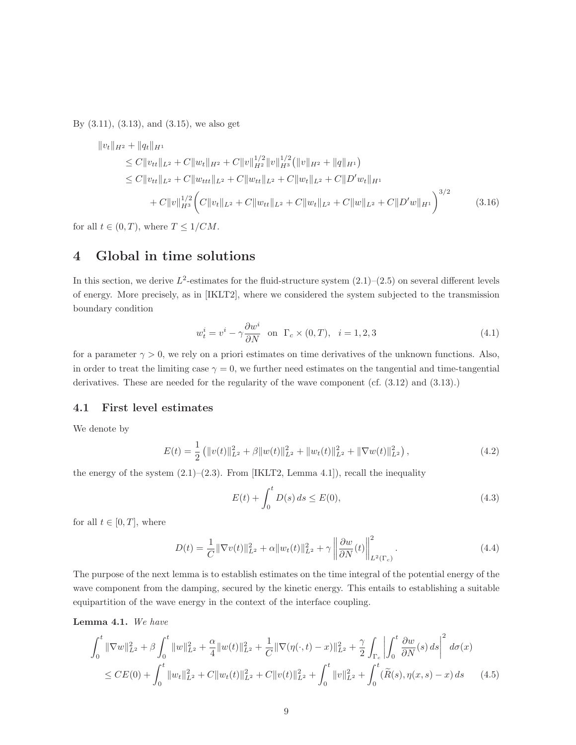By (3.11), (3.13), and (3.15), we also get

$$
\begin{aligned}
&\|v_t\|_{H^2} + \|q_t\|_{H^1} \\
&\quad \le C\|v_{tt}\|_{L^2} + C\|w_t\|_{H^2} + C\|v\|_{H^2}^{1/2}\|v\|_{H^3}^{1/2}\big(\|v\|_{H^2} + \|q\|_{H^1}\big) \\
&\quad \le C\|v_{tt}\|_{L^2} + C\|w_{ttt}\|_{L^2} + C\|w_{tt}\|_{L^2} + C\|w_t\|_{L^2} + C\|D'w_t\|_{H^1} \\
&\qquad + C\|v\|_{H^3}^{1/2}\bigg(C\|v_t\|_{L^2} + C\|w_{tt}\|_{L^2} + C\|w_t\|_{L^2} + C\|w\|_{L^2} + C\|D'w\|_{H^1}\bigg)^{3/2}
\end{aligned}
\tag{3.16}
$$

for all $t \in (0,T)$, where $T \le 1/CM$.

# 4 Global in time solutions

In this section, we derive $L^2$-estimates for the fluid-structure system (2.1)–(2.5) on several different levels of energy. More precisely, as in [IKLT2], where we considered the system subjected to the transmission boundary condition

$$
w_t^i = v^i - \gamma \frac{\partial w^i}{\partial N} \quad \text{on } \Gamma_c \times (0,T), \quad i = 1,2,3 \tag{4.1}
$$

for a parameter $\gamma > 0$, we rely on a priori estimates on time derivatives of the unknown functions. Also, in order to treat the limiting case $\gamma = 0$, we further need estimates on the tangential and time-tangential derivatives. These are needed for the regularity of the wave component (cf. (3.12) and (3.13).)

## 4.1 First level estimates

We denote by

$$
E(t) = \frac{1}{2}\left(\|v(t)\|_{L^2}^2 + \beta\|w(t)\|_{L^2}^2 + \|w_t(t)\|_{L^2}^2 + \|\nabla w(t)\|_{L^2}^2\right), \tag{4.2}
$$

the energy of the system (2.1)–(2.3). From [IKLT2, Lemma 4.1]), recall the inequality

$$
E(t) + \int_0^t D(s)\,ds \le E(0), \tag{4.3}
$$

for all $t \in [0,T]$, where

$$
D(t) = \frac{1}{C}\|\nabla v(t)\|_{L^2}^2 + \alpha\|w_t(t)\|_{L^2}^2 + \gamma\left\|\frac{\partial w}{\partial N}(t)\right\|_{L^2(\Gamma_c)}^2. \tag{4.4}
$$

The purpose of the next lemma is to establish estimates on the time integral of the potential energy of the wave component from the damping, secured by the kinetic energy. This entails to establishing a suitable equipartition of the wave energy in the context of the interface coupling.

**Lemma 4.1.** *We have*

$$
\begin{aligned}
&\int_0^t \|\nabla w\|_{L^2}^2 + \beta\int_0^t \|w\|_{L^2}^2 + \frac{\alpha}{4}\|w(t)\|_{L^2}^2 + \frac{1}{C}\|\nabla(\eta(\cdot,t) - x)\|_{L^2}^2 + \frac{\gamma}{2}\int_{\Gamma_c}\left|\int_0^t \frac{\partial w}{\partial N}(s)\,ds\right|^2 d\sigma(x) \\
&\quad \le CE(0) + \int_0^t \|w_t\|_{L^2}^2 + C\|w_t(t)\|_{L^2}^2 + C\|v(t)\|_{L^2}^2 + \int_0^t \|v\|_{L^2}^2 + \int_0^t (\widetilde{R}(s), \eta(x,s) - x)\,ds
\end{aligned}
\tag{4.5}
$$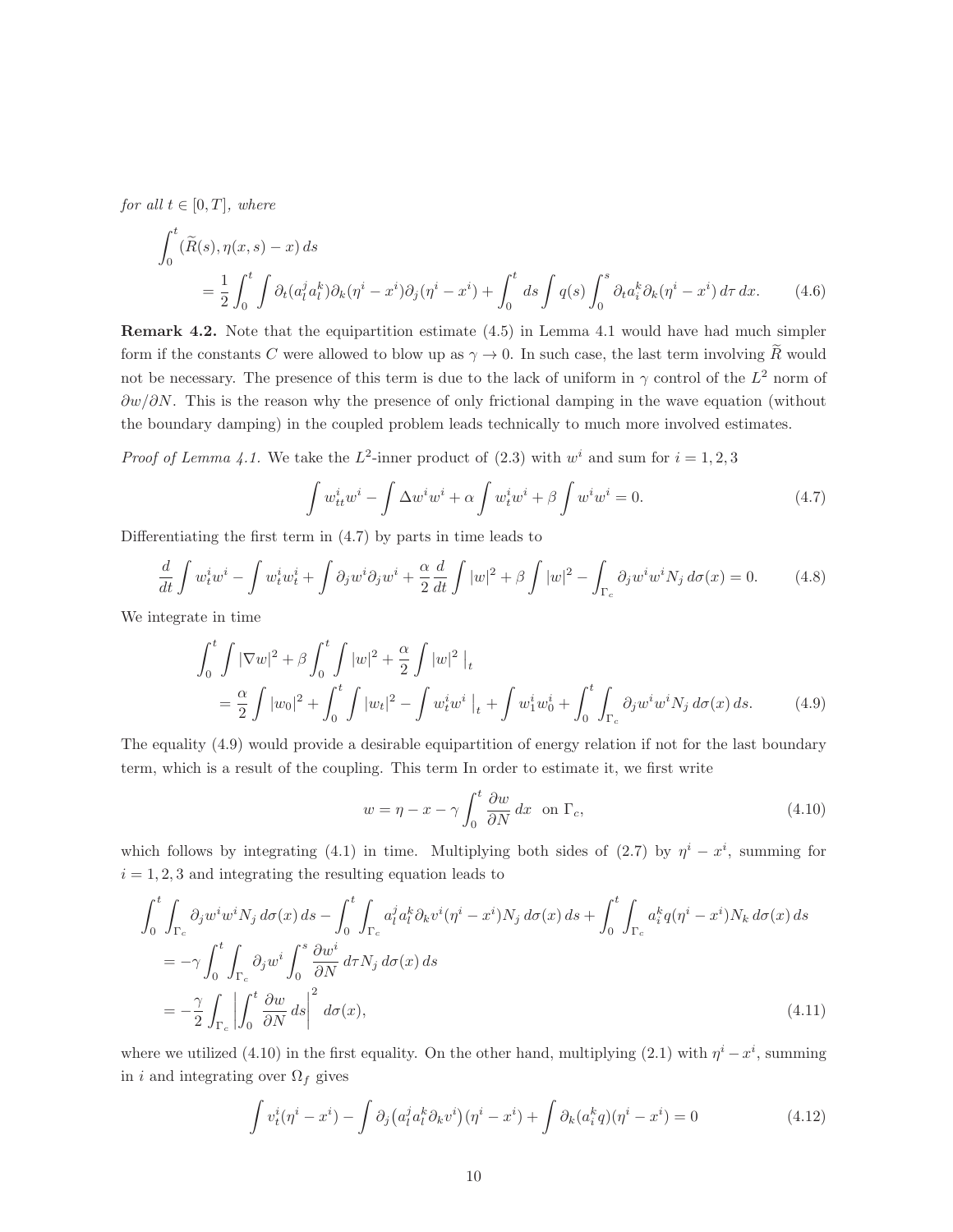*for all* $t \in [0, T]$, *where*

$$\int_0^t (\widetilde{R}(s), \eta(x,s) - x)\, ds$$
$$= \frac{1}{2}\int_0^t \int \partial_t (a_l^j a_l^k) \partial_k (\eta^i - x^i) \partial_j (\eta^i - x^i) + \int_0^t ds \int q(s) \int_0^s \partial_t a_i^k \partial_k (\eta^i - x^i)\, d\tau\, dx. \tag{4.6}$$

**Remark 4.2.** Note that the equipartition estimate (4.5) in Lemma 4.1 would have had much simpler form if the constants $C$ were allowed to blow up as $\gamma \to 0$. In such case, the last term involving $\widetilde{R}$ would not be necessary. The presence of this term is due to the lack of uniform in $\gamma$ control of the $L^2$ norm of $\partial w/\partial N$. This is the reason why the presence of only frictional damping in the wave equation (without the boundary damping) in the coupled problem leads technically to much more involved estimates.

*Proof of Lemma 4.1.* We take the $L^2$-inner product of (2.3) with $w^i$ and sum for $i = 1, 2, 3$

$$\int w_{tt}^i w^i - \int \Delta w^i w^i + \alpha \int w_t^i w^i + \beta \int w^i w^i = 0. \tag{4.7}$$

Differentiating the first term in (4.7) by parts in time leads to

$$\frac{d}{dt}\int w_t^i w^i - \int w_t^i w_t^i + \int \partial_j w^i \partial_j w^i + \frac{\alpha}{2}\frac{d}{dt}\int |w|^2 + \beta \int |w|^2 - \int_{\Gamma_c} \partial_j w^i w^i N_j\, d\sigma(x) = 0. \tag{4.8}$$

We integrate in time

$$\int_0^t \int |\nabla w|^2 + \beta \int_0^t \int |w|^2 + \frac{\alpha}{2}\int |w|^2 \,\big|_t$$
$$= \frac{\alpha}{2}\int |w_0|^2 + \int_0^t \int |w_t|^2 - \int w_t^i w^i \,\big|_t + \int w_1^i w_0^i + \int_0^t \int_{\Gamma_c} \partial_j w^i w^i N_j\, d\sigma(x)\, ds. \tag{4.9}$$

The equality (4.9) would provide a desirable equipartition of energy relation if not for the last boundary term, which is a result of the coupling. This term In order to estimate it, we first write

$$w = \eta - x - \gamma \int_0^t \frac{\partial w}{\partial N}\, dx \quad \text{on } \Gamma_c, \tag{4.10}$$

which follows by integrating (4.1) in time. Multiplying both sides of (2.7) by $\eta^i - x^i$, summing for $i = 1, 2, 3$ and integrating the resulting equation leads to

$$\int_0^t \int_{\Gamma_c} \partial_j w^i w^i N_j\, d\sigma(x)\, ds - \int_0^t \int_{\Gamma_c} a_l^j a_l^k \partial_k v^i (\eta^i - x^i) N_j\, d\sigma(x)\, ds + \int_0^t \int_{\Gamma_c} a_i^k q (\eta^i - x^i) N_k\, d\sigma(x)\, ds$$
$$= -\gamma \int_0^t \int_{\Gamma_c} \partial_j w^i \int_0^s \frac{\partial w^i}{\partial N}\, d\tau N_j\, d\sigma(x)\, ds$$
$$= -\frac{\gamma}{2}\int_{\Gamma_c} \left| \int_0^t \frac{\partial w}{\partial N}\, ds \right|^2 d\sigma(x), \tag{4.11}$$

where we utilized (4.10) in the first equality. On the other hand, multiplying (2.1) with $\eta^i - x^i$, summing in $i$ and integrating over $\Omega_f$ gives

$$\int v_t^i (\eta^i - x^i) - \int \partial_j \big(a_l^j a_l^k \partial_k v^i\big)(\eta^i - x^i) + \int \partial_k (a_i^k q)(\eta^i - x^i) = 0 \tag{4.12}$$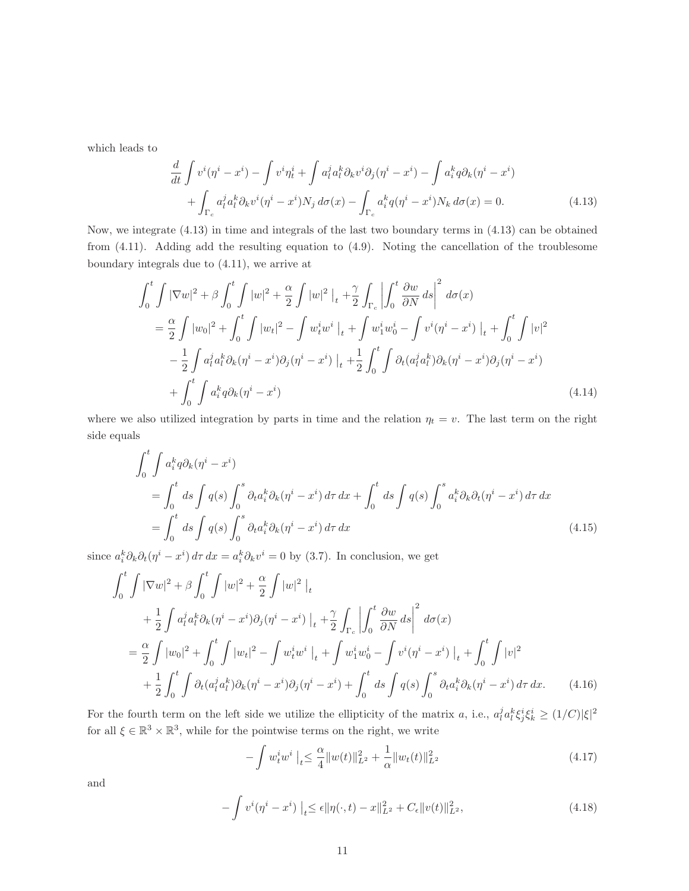which leads to

$$
\begin{aligned}
&\frac{d}{dt}\int v^i(\eta^i - x^i) - \int v^i\eta^i_t + \int a^j_l a^k_l \partial_k v^i \partial_j(\eta^i - x^i) - \int a^k_i q \partial_k(\eta^i - x^i) \\
&\quad + \int_{\Gamma_c} a^j_l a^k_l \partial_k v^i (\eta^i - x^i) N_j \, d\sigma(x) - \int_{\Gamma_c} a^k_i q (\eta^i - x^i) N_k \, d\sigma(x) = 0. \qquad (4.13)
\end{aligned}
$$

Now, we integrate (4.13) in time and integrals of the last two boundary terms in (4.13) can be obtained from (4.11). Adding add the resulting equation to (4.9). Noting the cancellation of the troublesome boundary integrals due to (4.11), we arrive at

$$
\begin{aligned}
&\int_0^t \int |\nabla w|^2 + \beta \int_0^t \int |w|^2 + \frac{\alpha}{2}\int |w|^2 \,\big|_t + \frac{\gamma}{2}\int_{\Gamma_c} \left| \int_0^t \frac{\partial w}{\partial N}\, ds \right|^2 d\sigma(x) \\
&= \frac{\alpha}{2}\int |w_0|^2 + \int_0^t \int |w_t|^2 - \int w^i_t w^i \,\big|_t + \int w^i_1 w^i_0 - \int v^i(\eta^i - x^i)\,\big|_t + \int_0^t \int |v|^2 \\
&\quad - \frac{1}{2}\int a^j_l a^k_l \partial_k(\eta^i - x^i)\partial_j(\eta^i - x^i)\,\big|_t + \frac{1}{2}\int_0^t \int \partial_t(a^j_l a^k_l)\partial_k(\eta^i - x^i)\partial_j(\eta^i - x^i) \\
&\quad + \int_0^t \int a^k_i q \partial_k(\eta^i - x^i) \qquad (4.14)
\end{aligned}
$$

where we also utilized integration by parts in time and the relation $\eta_t = v$. The last term on the right side equals

$$
\begin{aligned}
&\int_0^t \int a^k_i q \partial_k(\eta^i - x^i) \\
&\quad = \int_0^t ds \int q(s) \int_0^s \partial_t a^k_i \partial_k(\eta^i - x^i)\, d\tau\, dx + \int_0^t ds \int q(s) \int_0^s a^k_i \partial_k \partial_t(\eta^i - x^i)\, d\tau\, dx \\
&\quad = \int_0^t ds \int q(s) \int_0^s \partial_t a^k_i \partial_k(\eta^i - x^i)\, d\tau\, dx \qquad (4.15)
\end{aligned}
$$

since $a^k_i \partial_k \partial_t(\eta^i - x^i)\, d\tau\, dx = a^k_i \partial_k v^i = 0$ by (3.7). In conclusion, we get

$$
\begin{aligned}
&\int_0^t \int |\nabla w|^2 + \beta \int_0^t \int |w|^2 + \frac{\alpha}{2}\int |w|^2 \,\big|_t \\
&\quad + \frac{1}{2}\int a^j_l a^k_l \partial_k(\eta^i - x^i)\partial_j(\eta^i - x^i)\,\big|_t + \frac{\gamma}{2}\int_{\Gamma_c} \left| \int_0^t \frac{\partial w}{\partial N}\, ds \right|^2 d\sigma(x) \\
&= \frac{\alpha}{2}\int |w_0|^2 + \int_0^t \int |w_t|^2 - \int w^i_t w^i \,\big|_t + \int w^i_1 w^i_0 - \int v^i(\eta^i - x^i)\,\big|_t + \int_0^t \int |v|^2 \\
&\quad + \frac{1}{2}\int_0^t \int \partial_t(a^j_l a^k_l)\partial_k(\eta^i - x^i)\partial_j(\eta^i - x^i) + \int_0^t ds \int q(s) \int_0^s \partial_t a^k_i \partial_k(\eta^i - x^i)\, d\tau\, dx. \qquad (4.16)
\end{aligned}
$$

For the fourth term on the left side we utilize the ellipticity of the matrix $a$, i.e., $a^j_l a^k_l \xi^i_j \xi^i_k \geq (1/C)|\xi|^2$ for all $\xi \in \mathbb{R}^3 \times \mathbb{R}^3$, while for the pointwise terms on the right, we write

$$
-\int w^i_t w^i \,\big|_t \leq \frac{\alpha}{4}\|w(t)\|^2_{L^2} + \frac{1}{\alpha}\|w_t(t)\|^2_{L^2} \qquad (4.17)
$$

and

$$
-\int v^i(\eta^i - x^i)\,\big|_t \leq \epsilon \|\eta(\cdot, t) - x\|^2_{L^2} + C_\epsilon \|v(t)\|^2_{L^2}, \qquad (4.18)
$$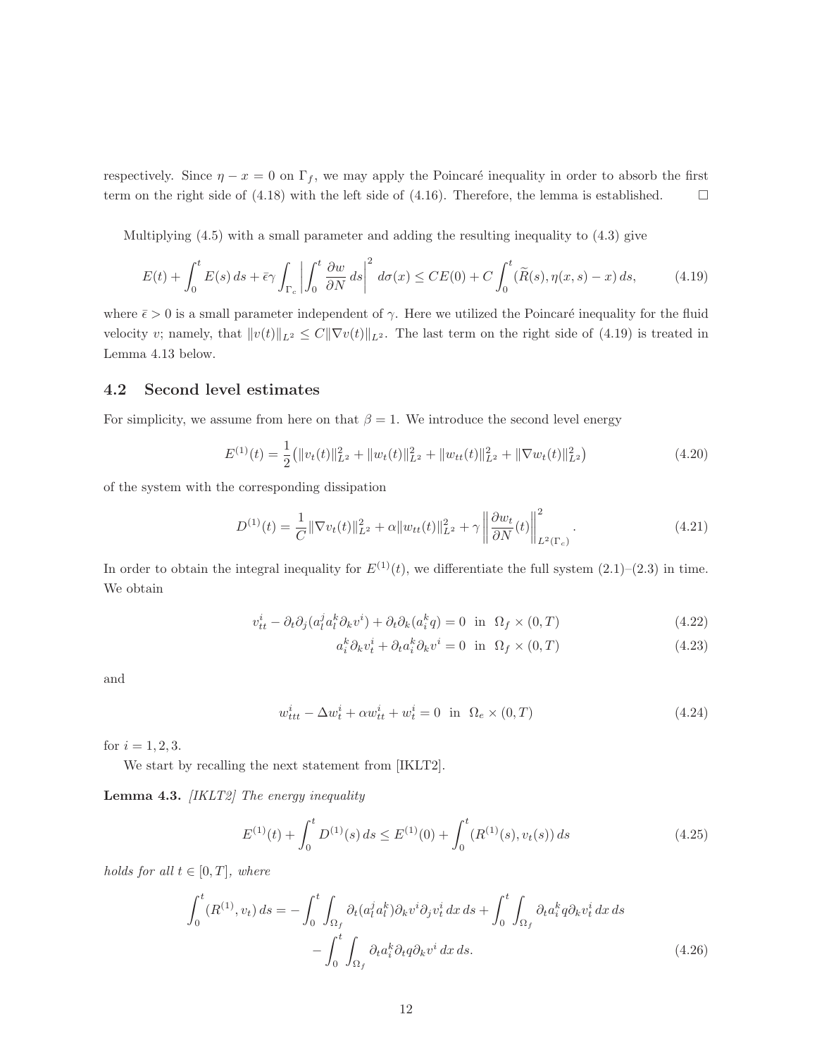respectively. Since $\eta - x = 0$ on $\Gamma_f$, we may apply the Poincaré inequality in order to absorb the first term on the right side of (4.18) with the left side of (4.16). Therefore, the lemma is established. $\square$

Multiplying (4.5) with a small parameter and adding the resulting inequality to (4.3) give

$$E(t) + \int_0^t E(s)\,ds + \bar{\epsilon}\gamma \int_{\Gamma_c} \left| \int_0^t \frac{\partial w}{\partial N}\,ds \right|^2 d\sigma(x) \le CE(0) + C\int_0^t (\widetilde{R}(s), \eta(x,s) - x)\,ds, \tag{4.19}$$

where $\bar{\epsilon} > 0$ is a small parameter independent of $\gamma$. Here we utilized the Poincaré inequality for the fluid velocity $v$; namely, that $\|v(t)\|_{L^2} \le C\|\nabla v(t)\|_{L^2}$. The last term on the right side of (4.19) is treated in Lemma 4.13 below.

## 4.2 Second level estimates

For simplicity, we assume from here on that $\beta = 1$. We introduce the second level energy

$$E^{(1)}(t) = \frac{1}{2}\big(\|v_t(t)\|_{L^2}^2 + \|w_t(t)\|_{L^2}^2 + \|w_{tt}(t)\|_{L^2}^2 + \|\nabla w_t(t)\|_{L^2}^2\big) \tag{4.20}$$

of the system with the corresponding dissipation

$$D^{(1)}(t) = \frac{1}{C}\|\nabla v_t(t)\|_{L^2}^2 + \alpha\|w_{tt}(t)\|_{L^2}^2 + \gamma \left\|\frac{\partial w_t}{\partial N}(t)\right\|_{L^2(\Gamma_c)}^2. \tag{4.21}$$

In order to obtain the integral inequality for $E^{(1)}(t)$, we differentiate the full system (2.1)–(2.3) in time. We obtain

$$v_{tt}^i - \partial_t \partial_j (a_l^j a_l^k \partial_k v^i) + \partial_t \partial_k (a_i^k q) = 0 \ \text{ in } \ \Omega_f \times (0,T) \tag{4.22}$$

$$a_i^k \partial_k v_t^i + \partial_t a_i^k \partial_k v^i = 0 \ \text{ in } \ \Omega_f \times (0,T) \tag{4.23}$$

and

$$w_{ttt}^i - \Delta w_t^i + \alpha w_{tt}^i + w_t^i = 0 \ \text{ in } \ \Omega_e \times (0,T) \tag{4.24}$$

for $i = 1,2,3$.

We start by recalling the next statement from [IKLT2].

**Lemma 4.3.** *[IKLT2] The energy inequality*

$$E^{(1)}(t) + \int_0^t D^{(1)}(s)\,ds \le E^{(1)}(0) + \int_0^t (R^{(1)}(s), v_t(s))\,ds \tag{4.25}$$

*holds for all $t \in [0,T]$, where*

$$\begin{aligned}\int_0^t (R^{(1)}, v_t)\,ds = &-\int_0^t \int_{\Omega_f} \partial_t (a_l^j a_l^k) \partial_k v^i \partial_j v_t^i \,dx\,ds + \int_0^t \int_{\Omega_f} \partial_t a_i^k q \partial_k v_t^i \,dx\,ds \\ &- \int_0^t \int_{\Omega_f} \partial_t a_i^k \partial_t q \partial_k v^i \,dx\,ds.\end{aligned} \tag{4.26}$$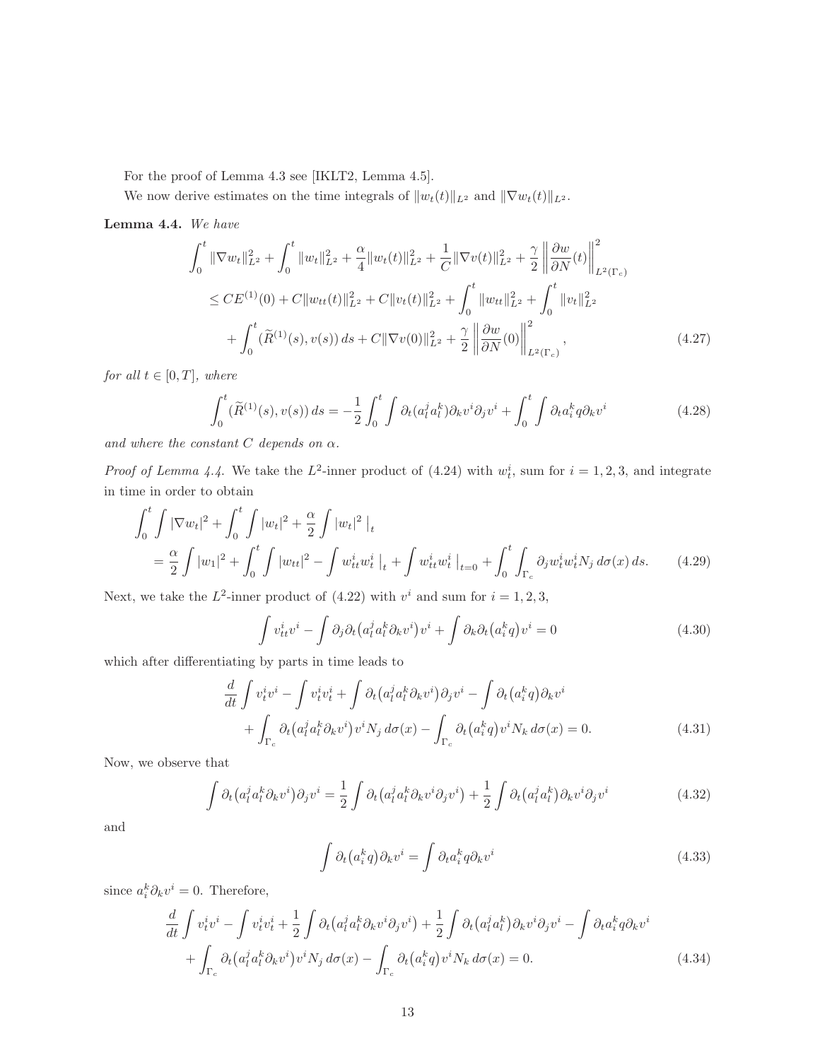For the proof of Lemma 4.3 see [IKLT2, Lemma 4.5].

We now derive estimates on the time integrals of $\|w_t(t)\|_{L^2}$ and $\|\nabla w_t(t)\|_{L^2}$.

**Lemma 4.4.** *We have*

$$
\begin{aligned}
\int_0^t \|\nabla w_t\|_{L^2}^2 + \int_0^t \|w_t\|_{L^2}^2 + \frac{\alpha}{4}\|w_t(t)\|_{L^2}^2 + \frac{1}{C}\|\nabla v(t)\|_{L^2}^2 + \frac{\gamma}{2}\left\|\frac{\partial w}{\partial N}(t)\right\|_{L^2(\Gamma_c)}^2 \\
\leq CE^{(1)}(0) + C\|w_{tt}(t)\|_{L^2}^2 + C\|v_t(t)\|_{L^2}^2 + \int_0^t \|w_{tt}\|_{L^2}^2 + \int_0^t \|v_t\|_{L^2}^2 \\
+ \int_0^t (\widetilde{R}^{(1)}(s), v(s))\, ds + C\|\nabla v(0)\|_{L^2}^2 + \frac{\gamma}{2}\left\|\frac{\partial w}{\partial N}(0)\right\|_{L^2(\Gamma_c)}^2,
\end{aligned}
\tag{4.27}
$$

*for all $t \in [0,T]$, where*

$$
\int_0^t (\widetilde{R}^{(1)}(s), v(s))\, ds = -\frac{1}{2}\int_0^t \int \partial_t(a_l^j a_l^k)\partial_k v^i \partial_j v^i + \int_0^t \int \partial_t a_i^k q \partial_k v^i \tag{4.28}
$$

*and where the constant $C$ depends on $\alpha$.*

*Proof of Lemma 4.4.* We take the $L^2$-inner product of (4.24) with $w_t^i$, sum for $i=1,2,3$, and integrate in time in order to obtain

$$
\begin{aligned}
&\int_0^t \int |\nabla w_t|^2 + \int_0^t \int |w_t|^2 + \frac{\alpha}{2}\int |w_t|^2 \,\big|_t \\
&\quad = \frac{\alpha}{2}\int |w_1|^2 + \int_0^t \int |w_{tt}|^2 - \int w_{tt}^i w_t^i \,\big|_t + \int w_{tt}^i w_t^i \,\big|_{t=0} + \int_0^t \int_{\Gamma_c} \partial_j w_t^i w_t^i N_j \, d\sigma(x)\, ds.
\end{aligned}
\tag{4.29}
$$

Next, we take the $L^2$-inner product of (4.22) with $v^i$ and sum for $i=1,2,3$,

$$
\int v_{tt}^i v^i - \int \partial_j \partial_t\big(a_l^j a_l^k \partial_k v^i\big) v^i + \int \partial_k \partial_t\big(a_i^k q\big) v^i = 0 \tag{4.30}
$$

which after differentiating by parts in time leads to

$$
\begin{aligned}
&\frac{d}{dt}\int v_t^i v^i - \int v_t^i v_t^i + \int \partial_t\big(a_l^j a_l^k \partial_k v^i\big)\partial_j v^i - \int \partial_t\big(a_i^k q\big)\partial_k v^i \\
&\quad + \int_{\Gamma_c} \partial_t\big(a_l^j a_l^k \partial_k v^i\big) v^i N_j \, d\sigma(x) - \int_{\Gamma_c} \partial_t\big(a_i^k q\big) v^i N_k \, d\sigma(x) = 0.
\end{aligned}
\tag{4.31}
$$

Now, we observe that

$$
\int \partial_t\big(a_l^j a_l^k \partial_k v^i\big)\partial_j v^i = \frac{1}{2}\int \partial_t\big(a_l^j a_l^k \partial_k v^i \partial_j v^i\big) + \frac{1}{2}\int \partial_t\big(a_l^j a_l^k\big)\partial_k v^i \partial_j v^i \tag{4.32}
$$

and

$$
\int \partial_t\big(a_i^k q\big)\partial_k v^i = \int \partial_t a_i^k q \partial_k v^i \tag{4.33}
$$

since $a_i^k \partial_k v^i = 0$. Therefore,

$$
\begin{aligned}
&\frac{d}{dt}\int v_t^i v^i - \int v_t^i v_t^i + \frac{1}{2}\int \partial_t\big(a_l^j a_l^k \partial_k v^i \partial_j v^i\big) + \frac{1}{2}\int \partial_t\big(a_l^j a_l^k\big)\partial_k v^i \partial_j v^i - \int \partial_t a_i^k q \partial_k v^i \\
&\quad + \int_{\Gamma_c} \partial_t\big(a_l^j a_l^k \partial_k v^i\big) v^i N_j \, d\sigma(x) - \int_{\Gamma_c} \partial_t\big(a_i^k q\big) v^i N_k \, d\sigma(x) = 0.
\end{aligned}
\tag{4.34}
$$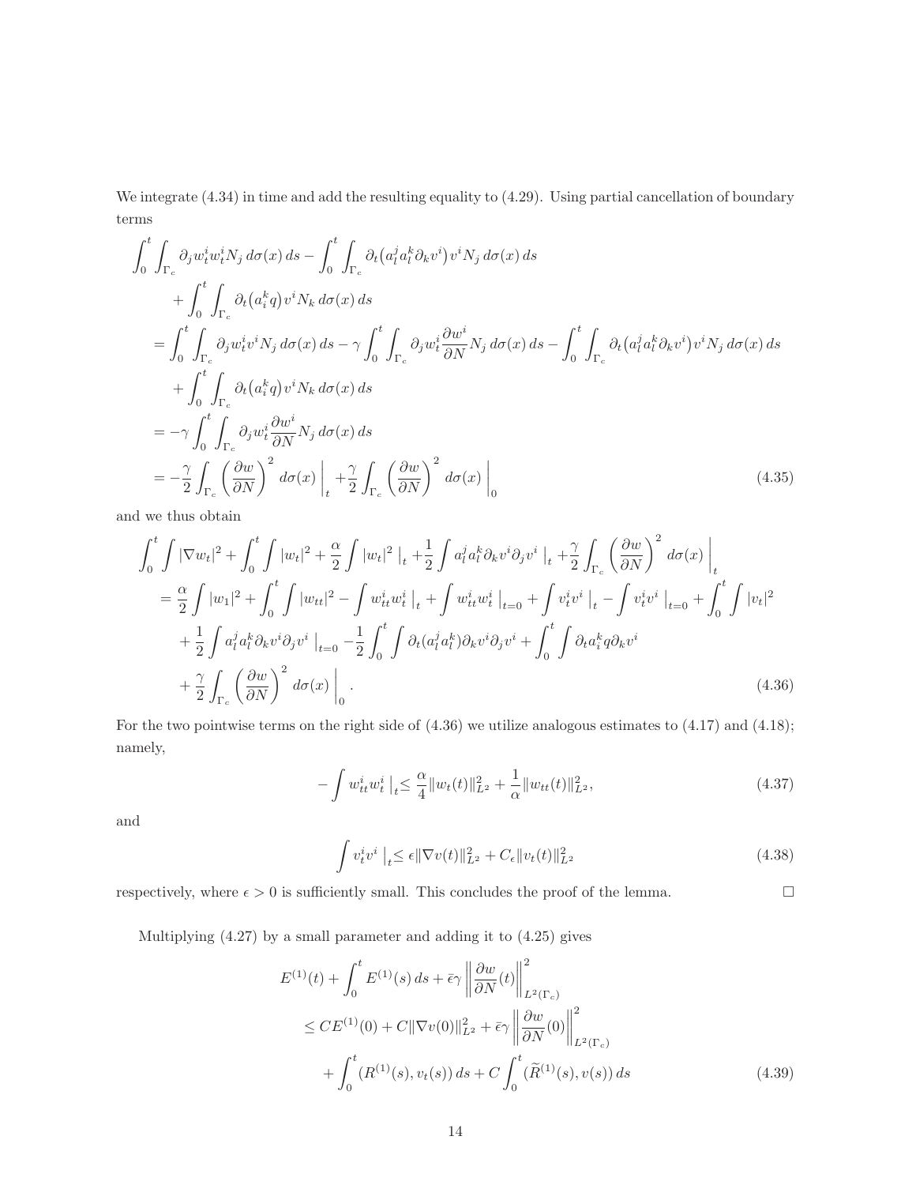We integrate (4.34) in time and add the resulting equality to (4.29). Using partial cancellation of boundary terms

$$
\begin{aligned}
&\int_0^t \int_{\Gamma_c} \partial_j w_t^i w_t^i N_j \, d\sigma(x)\, ds - \int_0^t \int_{\Gamma_c} \partial_t\big(a_l^j a_l^k \partial_k v^i\big) v^i N_j \, d\sigma(x)\, ds \\
&\qquad + \int_0^t \int_{\Gamma_c} \partial_t\big(a_i^k q\big) v^i N_k \, d\sigma(x)\, ds \\
&\quad = \int_0^t \int_{\Gamma_c} \partial_j w_t^i v^i N_j \, d\sigma(x)\, ds - \gamma \int_0^t \int_{\Gamma_c} \partial_j w_t^i \frac{\partial w^i}{\partial N} N_j \, d\sigma(x)\, ds - \int_0^t \int_{\Gamma_c} \partial_t\big(a_l^j a_l^k \partial_k v^i\big) v^i N_j \, d\sigma(x)\, ds \\
&\qquad + \int_0^t \int_{\Gamma_c} \partial_t\big(a_i^k q\big) v^i N_k \, d\sigma(x)\, ds \\
&\quad = -\gamma \int_0^t \int_{\Gamma_c} \partial_j w_t^i \frac{\partial w^i}{\partial N} N_j \, d\sigma(x)\, ds \\
&\quad = -\frac{\gamma}{2} \int_{\Gamma_c} \left(\frac{\partial w}{\partial N}\right)^2 d\sigma(x) \,\Big|_t + \frac{\gamma}{2} \int_{\Gamma_c} \left(\frac{\partial w}{\partial N}\right)^2 d\sigma(x) \,\Big|_0
\end{aligned}
\tag{4.35}
$$

and we thus obtain

$$
\begin{aligned}
&\int_0^t \int |\nabla w_t|^2 + \int_0^t \int |w_t|^2 + \frac{\alpha}{2} \int |w_t|^2 \,\big|_t + \frac{1}{2} \int a_l^j a_l^k \partial_k v^i \partial_j v^i \,\big|_t + \frac{\gamma}{2} \int_{\Gamma_c} \left(\frac{\partial w}{\partial N}\right)^2 d\sigma(x) \,\Big|_t \\
&\quad = \frac{\alpha}{2} \int |w_1|^2 + \int_0^t \int |w_{tt}|^2 - \int w_{tt}^i w_t^i \,\big|_t + \int w_{tt}^i w_t^i \,\big|_{t=0} + \int v_t^i v^i \,\big|_t - \int v_t^i v^i \,\big|_{t=0} + \int_0^t \int |v_t|^2 \\
&\qquad + \frac{1}{2} \int a_l^j a_l^k \partial_k v^i \partial_j v^i \,\big|_{t=0} - \frac{1}{2} \int_0^t \int \partial_t (a_l^j a_l^k) \partial_k v^i \partial_j v^i + \int_0^t \int \partial_t a_i^k q \partial_k v^i \\
&\qquad + \frac{\gamma}{2} \int_{\Gamma_c} \left(\frac{\partial w}{\partial N}\right)^2 d\sigma(x) \,\Big|_0 .
\end{aligned}
\tag{4.36}
$$

For the two pointwise terms on the right side of (4.36) we utilize analogous estimates to (4.17) and (4.18); namely,

$$
-\int w_{tt}^i w_t^i \,\big|_t \leq \frac{\alpha}{4} \|w_t(t)\|_{L^2}^2 + \frac{1}{\alpha} \|w_{tt}(t)\|_{L^2}^2,
\tag{4.37}
$$

and

$$
\int v_t^i v^i \,\big|_t \leq \epsilon \|\nabla v(t)\|_{L^2}^2 + C_\epsilon \|v_t(t)\|_{L^2}^2
\tag{4.38}
$$

respectively, where $\epsilon > 0$ is sufficiently small. This concludes the proof of the lemma. $\square$

Multiplying (4.27) by a small parameter and adding it to (4.25) gives

$$
\begin{aligned}
&E^{(1)}(t) + \int_0^t E^{(1)}(s)\, ds + \bar{\epsilon}\gamma \left\| \frac{\partial w}{\partial N}(t) \right\|_{L^2(\Gamma_c)}^2 \\
&\quad \leq C E^{(1)}(0) + C \|\nabla v(0)\|_{L^2}^2 + \bar{\epsilon}\gamma \left\| \frac{\partial w}{\partial N}(0) \right\|_{L^2(\Gamma_c)}^2 \\
&\qquad + \int_0^t (R^{(1)}(s), v_t(s))\, ds + C \int_0^t (\widetilde{R}^{(1)}(s), v(s))\, ds
\end{aligned}
\tag{4.39}
$$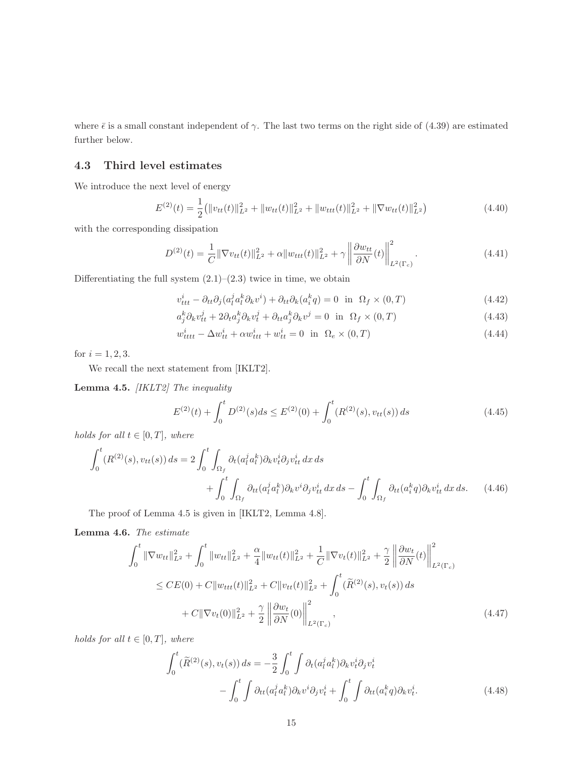where $\bar{\epsilon}$ is a small constant independent of $\gamma$. The last two terms on the right side of (4.39) are estimated further below.

## 4.3 Third level estimates

We introduce the next level of energy

$$E^{(2)}(t) = \frac{1}{2}\big(\|v_{tt}(t)\|_{L^2}^2 + \|w_{tt}(t)\|_{L^2}^2 + \|w_{ttt}(t)\|_{L^2}^2 + \|\nabla w_{tt}(t)\|_{L^2}^2\big) \tag{4.40}$$

with the corresponding dissipation

$$D^{(2)}(t) = \frac{1}{C}\|\nabla v_{tt}(t)\|_{L^2}^2 + \alpha\|w_{ttt}(t)\|_{L^2}^2 + \gamma\left\|\frac{\partial w_{tt}}{\partial N}(t)\right\|_{L^2(\Gamma_c)}^2. \tag{4.41}$$

Differentiating the full system (2.1)–(2.3) twice in time, we obtain

$$v_{ttt}^i - \partial_{tt}\partial_j(a_l^j a_l^k \partial_k v^i) + \partial_{tt}\partial_k(a_i^k q) = 0 \ \text{ in } \ \Omega_f \times (0,T) \tag{4.42}$$

$$a_j^k \partial_k v_{tt}^j + 2\partial_t a_j^k \partial_k v_t^j + \partial_{tt} a_j^k \partial_k v^j = 0 \ \text{ in } \ \Omega_f \times (0,T) \tag{4.43}$$

$$w_{tttt}^i - \Delta w_{tt}^i + \alpha w_{ttt}^i + w_{tt}^i = 0 \ \text{ in } \ \Omega_e \times (0,T) \tag{4.44}$$

for $i = 1, 2, 3$.

We recall the next statement from [IKLT2].

**Lemma 4.5.** *[IKLT2] The inequality*

$$E^{(2)}(t) + \int_0^t D^{(2)}(s)ds \leq E^{(2)}(0) + \int_0^t (R^{(2)}(s), v_{tt}(s))\, ds \tag{4.45}$$

*holds for all $t \in [0,T]$, where*

$$\begin{aligned}\int_0^t (R^{(2)}(s), v_{tt}(s))\, ds = 2\int_0^t \int_{\Omega_f} \partial_t(a_l^j a_l^k)\partial_k v_t^i \partial_j v_{tt}^i \, dx\, ds \\ + \int_0^t \int_{\Omega_f} \partial_{tt}(a_l^j a_l^k)\partial_k v^i \partial_j v_{tt}^i \, dx\, ds - \int_0^t \int_{\Omega_f} \partial_{tt}(a_i^k q)\partial_k v_{tt}^i \, dx\, ds.\end{aligned} \tag{4.46}$$

The proof of Lemma 4.5 is given in [IKLT2, Lemma 4.8].

**Lemma 4.6.** *The estimate*

$$\begin{aligned}\int_0^t \|\nabla w_{tt}\|_{L^2}^2 + \int_0^t \|w_{tt}\|_{L^2}^2 + \frac{\alpha}{4}\|w_{tt}(t)\|_{L^2}^2 + \frac{1}{C}\|\nabla v_t(t)\|_{L^2}^2 + \frac{\gamma}{2}\left\|\frac{\partial w_t}{\partial N}(t)\right\|_{L^2(\Gamma_c)}^2 \\ \leq CE(0) + C\|w_{ttt}(t)\|_{L^2}^2 + C\|v_{tt}(t)\|_{L^2}^2 + \int_0^t (\widetilde{R}^{(2)}(s), v_t(s))\, ds \\ + C\|\nabla v_t(0)\|_{L^2}^2 + \frac{\gamma}{2}\left\|\frac{\partial w_t}{\partial N}(0)\right\|_{L^2(\Gamma_c)}^2,\end{aligned} \tag{4.47}$$

*holds for all $t \in [0,T]$, where*

$$\begin{aligned}\int_0^t (\widetilde{R}^{(2)}(s), v_t(s))\, ds = -\frac{3}{2}\int_0^t \int \partial_t(a_l^j a_l^k)\partial_k v_t^i \partial_j v_t^i \\ - \int_0^t \int \partial_{tt}(a_l^j a_l^k)\partial_k v^i \partial_j v_t^i + \int_0^t \int \partial_{tt}(a_i^k q)\partial_k v_t^i.\end{aligned} \tag{4.48}$$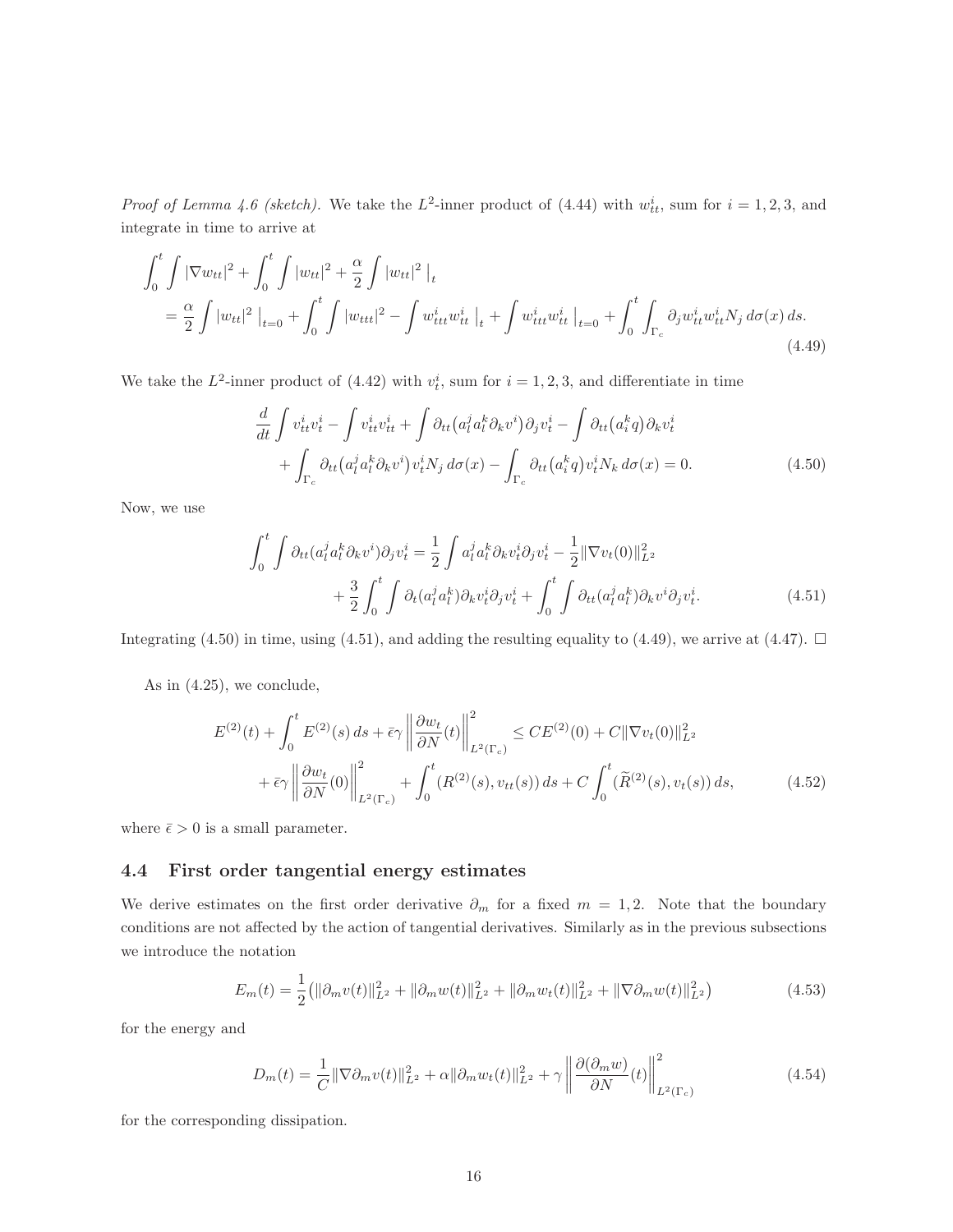*Proof of Lemma 4.6 (sketch).* We take the $L^2$-inner product of (4.44) with $w_{tt}^i$, sum for $i = 1, 2, 3$, and integrate in time to arrive at

$$
\begin{aligned}
&\int_0^t \int |\nabla w_{tt}|^2 + \int_0^t \int |w_{tt}|^2 + \frac{\alpha}{2} \int |w_{tt}|^2 \big|_t \\
&\quad = \frac{\alpha}{2} \int |w_{tt}|^2 \big|_{t=0} + \int_0^t \int |w_{ttt}|^2 - \int w_{ttt}^i w_{tt}^i \big|_t + \int w_{ttt}^i w_{tt}^i \big|_{t=0} + \int_0^t \int_{\Gamma_c} \partial_j w_{tt}^i w_{tt}^i N_j \, d\sigma(x) \, ds.
\end{aligned}
\tag{4.49}
$$

We take the $L^2$-inner product of (4.42) with $v_t^i$, sum for $i = 1, 2, 3$, and differentiate in time

$$
\begin{aligned}
&\frac{d}{dt} \int v_{tt}^i v_t^i - \int v_{tt}^i v_{tt}^i + \int \partial_{tt}\big(a_l^j a_l^k \partial_k v^i\big) \partial_j v_t^i - \int \partial_{tt}\big(a_i^k q\big) \partial_k v_t^i \\
&\quad + \int_{\Gamma_c} \partial_{tt}\big(a_l^j a_l^k \partial_k v^i\big) v_t^i N_j \, d\sigma(x) - \int_{\Gamma_c} \partial_{tt}\big(a_i^k q\big) v_t^i N_k \, d\sigma(x) = 0.
\end{aligned}
\tag{4.50}
$$

Now, we use

$$
\begin{aligned}
\int_0^t \int \partial_{tt}(a_l^j a_l^k \partial_k v^i) \partial_j v_t^i &= \frac{1}{2} \int a_l^j a_l^k \partial_k v_t^i \partial_j v_t^i - \frac{1}{2} \|\nabla v_t(0)\|_{L^2}^2 \\
&\quad + \frac{3}{2} \int_0^t \int \partial_t(a_l^j a_l^k) \partial_k v_t^i \partial_j v_t^i + \int_0^t \int \partial_{tt}(a_l^j a_l^k) \partial_k v^i \partial_j v_t^i.
\end{aligned}
\tag{4.51}
$$

Integrating (4.50) in time, using (4.51), and adding the resulting equality to (4.49), we arrive at (4.47). $\square$

As in (4.25), we conclude,

$$
\begin{aligned}
&E^{(2)}(t) + \int_0^t E^{(2)}(s) \, ds + \bar{\epsilon}\gamma \left\| \frac{\partial w_t}{\partial N}(t) \right\|_{L^2(\Gamma_c)}^2 \le C E^{(2)}(0) + C \|\nabla v_t(0)\|_{L^2}^2 \\
&\quad + \bar{\epsilon}\gamma \left\| \frac{\partial w_t}{\partial N}(0) \right\|_{L^2(\Gamma_c)}^2 + \int_0^t (R^{(2)}(s), v_{tt}(s)) \, ds + C \int_0^t (\widetilde{R}^{(2)}(s), v_t(s)) \, ds,
\end{aligned}
\tag{4.52}
$$

where $\bar{\epsilon} > 0$ is a small parameter.

## 4.4 First order tangential energy estimates

We derive estimates on the first order derivative $\partial_m$ for a fixed $m = 1, 2$. Note that the boundary conditions are not affected by the action of tangential derivatives. Similarly as in the previous subsections we introduce the notation

$$
E_m(t) = \frac{1}{2}\big(\|\partial_m v(t)\|_{L^2}^2 + \|\partial_m w(t)\|_{L^2}^2 + \|\partial_m w_t(t)\|_{L^2}^2 + \|\nabla \partial_m w(t)\|_{L^2}^2\big)
\tag{4.53}
$$

for the energy and

$$
D_m(t) = \frac{1}{C} \|\nabla \partial_m v(t)\|_{L^2}^2 + \alpha \|\partial_m w_t(t)\|_{L^2}^2 + \gamma \left\| \frac{\partial(\partial_m w)}{\partial N}(t) \right\|_{L^2(\Gamma_c)}^2
\tag{4.54}
$$

for the corresponding dissipation.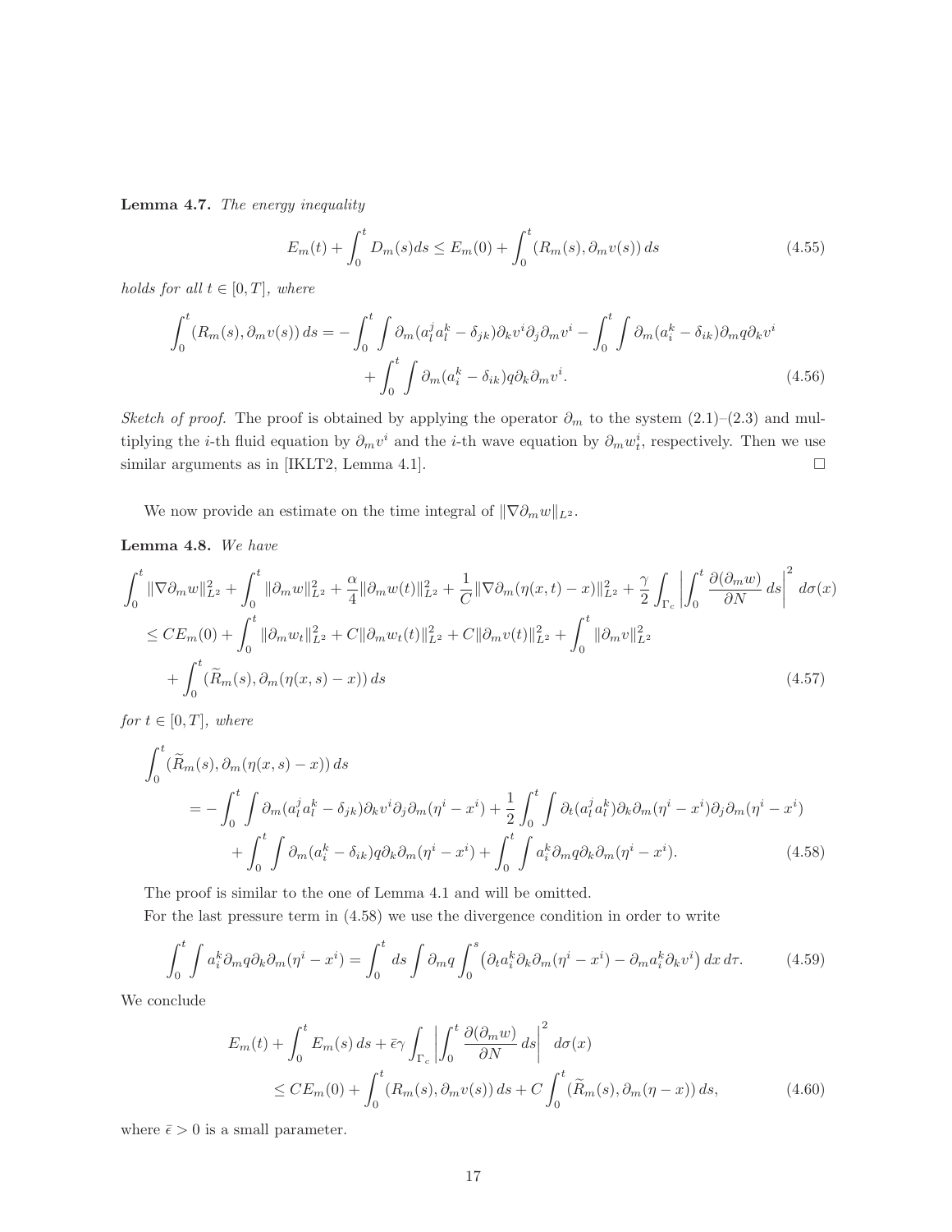**Lemma 4.7.** *The energy inequality*

$$
E_m(t) + \int_0^t D_m(s)ds \le E_m(0) + \int_0^t (R_m(s), \partial_m v(s))\, ds \tag{4.55}
$$

*holds for all $t \in [0,T]$, where*

$$
\begin{aligned}
\int_0^t (R_m(s), \partial_m v(s))\, ds = &- \int_0^t \int \partial_m (a_l^j a_l^k - \delta_{jk}) \partial_k v^i \partial_j \partial_m v^i - \int_0^t \int \partial_m (a_i^k - \delta_{ik}) \partial_m q \partial_k v^i \\
&+ \int_0^t \int \partial_m (a_i^k - \delta_{ik}) q \partial_k \partial_m v^i.
\end{aligned} \tag{4.56}
$$

*Sketch of proof.* The proof is obtained by applying the operator $\partial_m$ to the system (2.1)–(2.3) and multiplying the $i$-th fluid equation by $\partial_m v^i$ and the $i$-th wave equation by $\partial_m w_t^i$, respectively. Then we use similar arguments as in [IKLT2, Lemma 4.1]. $\square$

We now provide an estimate on the time integral of $\|\nabla \partial_m w\|_{L^2}$.

**Lemma 4.8.** *We have*

$$
\begin{aligned}
&\int_0^t \|\nabla \partial_m w\|_{L^2}^2 + \int_0^t \|\partial_m w\|_{L^2}^2 + \frac{\alpha}{4} \|\partial_m w(t)\|_{L^2}^2 + \frac{1}{C} \|\nabla \partial_m (\eta(x,t) - x)\|_{L^2}^2 + \frac{\gamma}{2} \int_{\Gamma_c} \left| \int_0^t \frac{\partial(\partial_m w)}{\partial N}\, ds \right|^2 d\sigma(x) \\
&\quad \le C E_m(0) + \int_0^t \|\partial_m w_t\|_{L^2}^2 + C \|\partial_m w_t(t)\|_{L^2}^2 + C \|\partial_m v(t)\|_{L^2}^2 + \int_0^t \|\partial_m v\|_{L^2}^2 \\
&\qquad + \int_0^t (\widetilde{R}_m(s), \partial_m (\eta(x,s) - x))\, ds
\end{aligned} \tag{4.57}
$$

*for $t \in [0,T]$, where*

$$
\begin{aligned}
&\int_0^t (\widetilde{R}_m(s), \partial_m (\eta(x,s) - x))\, ds \\
&\quad = - \int_0^t \int \partial_m (a_l^j a_l^k - \delta_{jk}) \partial_k v^i \partial_j \partial_m (\eta^i - x^i) + \frac{1}{2} \int_0^t \int \partial_t (a_l^j a_l^k) \partial_k \partial_m (\eta^i - x^i) \partial_j \partial_m (\eta^i - x^i) \\
&\qquad + \int_0^t \int \partial_m (a_i^k - \delta_{ik}) q \partial_k \partial_m (\eta^i - x^i) + \int_0^t \int a_i^k \partial_m q \partial_k \partial_m (\eta^i - x^i).
\end{aligned} \tag{4.58}
$$

The proof is similar to the one of Lemma 4.1 and will be omitted.

For the last pressure term in (4.58) we use the divergence condition in order to write

$$
\int_0^t \int a_i^k \partial_m q \partial_k \partial_m (\eta^i - x^i) = \int_0^t ds \int \partial_m q \int_0^s \left( \partial_t a_i^k \partial_k \partial_m (\eta^i - x^i) - \partial_m a_i^k \partial_k v^i \right) dx\, d\tau. \tag{4.59}
$$

We conclude

$$
\begin{aligned}
&E_m(t) + \int_0^t E_m(s)\, ds + \bar{\epsilon} \gamma \int_{\Gamma_c} \left| \int_0^t \frac{\partial(\partial_m w)}{\partial N}\, ds \right|^2 d\sigma(x) \\
&\quad \le C E_m(0) + \int_0^t (R_m(s), \partial_m v(s))\, ds + C \int_0^t (\widetilde{R}_m(s), \partial_m (\eta - x))\, ds,
\end{aligned} \tag{4.60}
$$

where $\bar{\epsilon} > 0$ is a small parameter.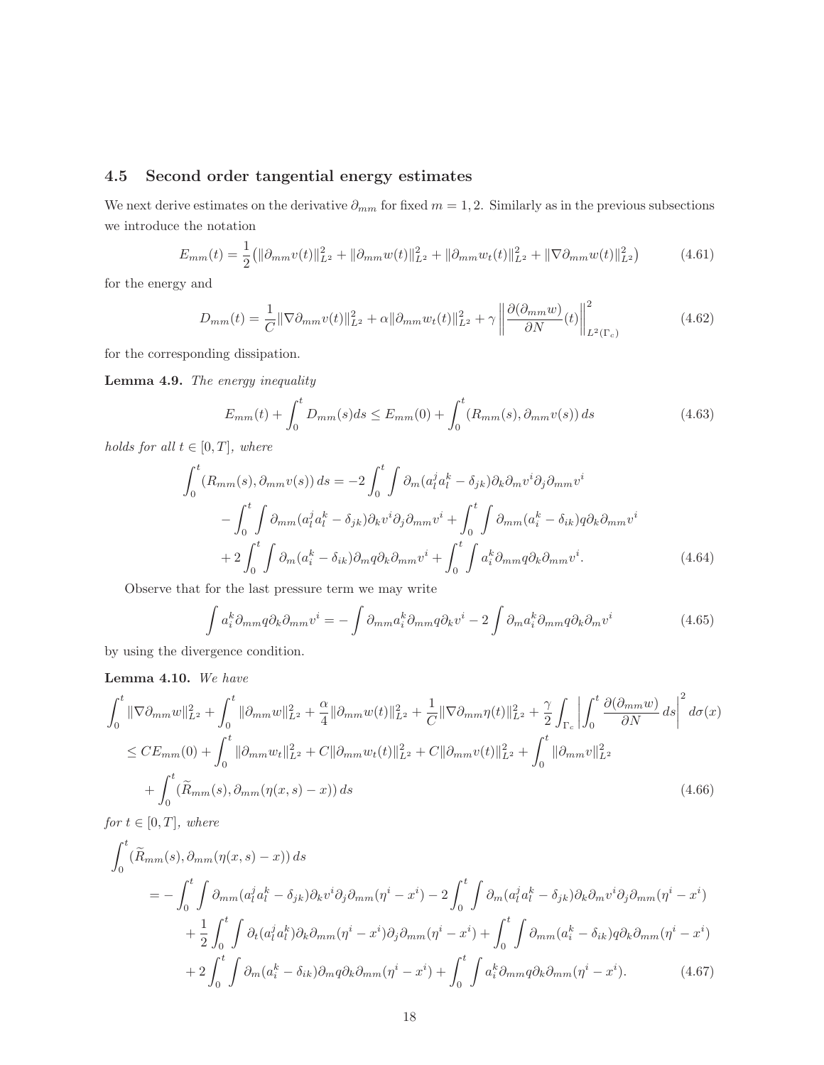### 4.5 Second order tangential energy estimates

We next derive estimates on the derivative $\partial_{mm}$ for fixed $m = 1, 2$. Similarly as in the previous subsections we introduce the notation

$$E_{mm}(t) = \frac{1}{2}\big(\|\partial_{mm}v(t)\|_{L^2}^2 + \|\partial_{mm}w(t)\|_{L^2}^2 + \|\partial_{mm}w_t(t)\|_{L^2}^2 + \|\nabla\partial_{mm}w(t)\|_{L^2}^2\big) \tag{4.61}$$

for the energy and

$$D_{mm}(t) = \frac{1}{C}\|\nabla\partial_{mm}v(t)\|_{L^2}^2 + \alpha\|\partial_{mm}w_t(t)\|_{L^2}^2 + \gamma\left\|\frac{\partial(\partial_{mm}w)}{\partial N}(t)\right\|_{L^2(\Gamma_c)}^2 \tag{4.62}$$

for the corresponding dissipation.

**Lemma 4.9.** *The energy inequality*

$$E_{mm}(t) + \int_0^t D_{mm}(s)ds \le E_{mm}(0) + \int_0^t (R_{mm}(s), \partial_{mm}v(s))\, ds \tag{4.63}$$

*holds for all $t \in [0, T]$, where*

$$\begin{aligned}
\int_0^t (R_{mm}(s), \partial_{mm}v(s))\, ds &= -2\int_0^t\int \partial_m(a_l^j a_l^k - \delta_{jk})\partial_k\partial_m v^i \partial_j\partial_{mm}v^i \\
&\quad - \int_0^t\int \partial_{mm}(a_l^j a_l^k - \delta_{jk})\partial_k v^i \partial_j\partial_{mm}v^i + \int_0^t\int \partial_{mm}(a_i^k - \delta_{ik})q\partial_k\partial_{mm}v^i \\
&\quad + 2\int_0^t\int \partial_m(a_i^k - \delta_{ik})\partial_m q\partial_k\partial_{mm}v^i + \int_0^t\int a_i^k\partial_{mm}q\partial_k\partial_{mm}v^i.
\end{aligned} \tag{4.64}$$

Observe that for the last pressure term we may write

$$\int a_i^k\partial_{mm}q\partial_k\partial_{mm}v^i = -\int \partial_{mm}a_i^k\partial_{mm}q\partial_k v^i - 2\int \partial_m a_i^k\partial_{mm}q\partial_k\partial_m v^i \tag{4.65}$$

by using the divergence condition.

**Lemma 4.10.** *We have*

$$\begin{aligned}
\int_0^t \|\nabla\partial_{mm}w\|_{L^2}^2 &+ \int_0^t \|\partial_{mm}w\|_{L^2}^2 + \frac{\alpha}{4}\|\partial_{mm}w(t)\|_{L^2}^2 + \frac{1}{C}\|\nabla\partial_{mm}\eta(t)\|_{L^2}^2 + \frac{\gamma}{2}\int_{\Gamma_c}\left|\int_0^t \frac{\partial(\partial_{mm}w)}{\partial N}ds\right|^2 d\sigma(x) \\
&\le CE_{mm}(0) + \int_0^t \|\partial_{mm}w_t\|_{L^2}^2 + C\|\partial_{mm}w_t(t)\|_{L^2}^2 + C\|\partial_{mm}v(t)\|_{L^2}^2 + \int_0^t \|\partial_{mm}v\|_{L^2}^2 \\
&\quad + \int_0^t (\widetilde{R}_{mm}(s), \partial_{mm}(\eta(x,s) - x))\, ds
\end{aligned} \tag{4.66}$$

*for $t \in [0, T]$, where*

$$\begin{aligned}
&\int_0^t (\widetilde{R}_{mm}(s), \partial_{mm}(\eta(x,s) - x))\, ds \\
&\qquad = -\int_0^t\int \partial_{mm}(a_l^j a_l^k - \delta_{jk})\partial_k v^i \partial_j\partial_{mm}(\eta^i - x^i) - 2\int_0^t\int \partial_m(a_l^j a_l^k - \delta_{jk})\partial_k\partial_m v^i\partial_j\partial_{mm}(\eta^i - x^i) \\
&\qquad\quad + \frac{1}{2}\int_0^t\int \partial_t(a_l^j a_l^k)\partial_k\partial_{mm}(\eta^i - x^i)\partial_j\partial_{mm}(\eta^i - x^i) + \int_0^t\int \partial_{mm}(a_i^k - \delta_{ik})q\partial_k\partial_{mm}(\eta^i - x^i) \\
&\qquad\quad + 2\int_0^t\int \partial_m(a_i^k - \delta_{ik})\partial_m q\partial_k\partial_{mm}(\eta^i - x^i) + \int_0^t\int a_i^k\partial_{mm}q\partial_k\partial_{mm}(\eta^i - x^i).
\end{aligned} \tag{4.67}$$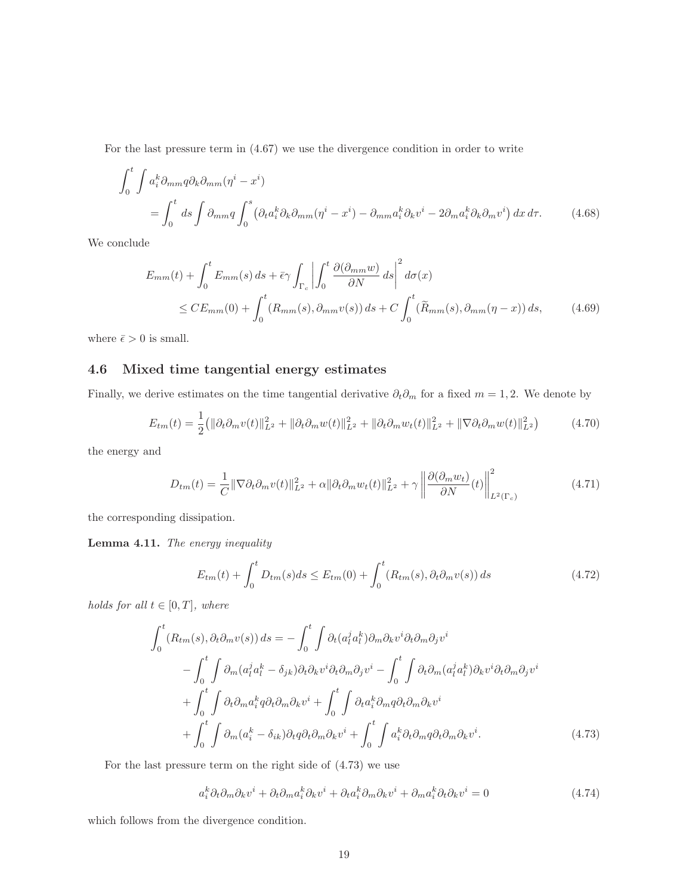For the last pressure term in (4.67) we use the divergence condition in order to write

$$
\begin{aligned}
\int_0^t \int a_i^k \partial_{mm} q \partial_k \partial_{mm}(\eta^i - x^i)& \\
&= \int_0^t ds \int \partial_{mm} q \int_0^s \left( \partial_t a_i^k \partial_k \partial_{mm}(\eta^i - x^i) - \partial_{mm} a_i^k \partial_k v^i - 2\partial_m a_i^k \partial_k \partial_m v^i \right) dx\, d\tau. \qquad (4.68)
\end{aligned}
$$

We conclude

$$
\begin{aligned}
E_{mm}(t) + \int_0^t E_{mm}(s)\, ds + \bar{\epsilon}\gamma \int_{\Gamma_c} \left| \int_0^t \frac{\partial(\partial_{mm} w)}{\partial N}\, ds \right|^2 d\sigma(x)& \\
\le C E_{mm}(0) + \int_0^t (R_{mm}(s), \partial_{mm} v(s))\, ds + C\int_0^t (\widetilde{R}_{mm}(s), \partial_{mm}(\eta - x))\, ds&, \qquad (4.69)
\end{aligned}
$$

where $\bar{\epsilon} > 0$ is small.

## 4.6 Mixed time tangential energy estimates

Finally, we derive estimates on the time tangential derivative $\partial_t \partial_m$ for a fixed $m = 1, 2$. We denote by

$$
E_{tm}(t) = \frac{1}{2}\left( \|\partial_t \partial_m v(t)\|_{L^2}^2 + \|\partial_t \partial_m w(t)\|_{L^2}^2 + \|\partial_t \partial_m w_t(t)\|_{L^2}^2 + \|\nabla \partial_t \partial_m w(t)\|_{L^2}^2 \right) \qquad (4.70)
$$

the energy and

$$
D_{tm}(t) = \frac{1}{C}\|\nabla \partial_t \partial_m v(t)\|_{L^2}^2 + \alpha \|\partial_t \partial_m w_t(t)\|_{L^2}^2 + \gamma \left\| \frac{\partial(\partial_m w_t)}{\partial N}(t) \right\|_{L^2(\Gamma_c)}^2 \qquad (4.71)
$$

the corresponding dissipation.

**Lemma 4.11.** *The energy inequality*

$$
E_{tm}(t) + \int_0^t D_{tm}(s) ds \le E_{tm}(0) + \int_0^t (R_{tm}(s), \partial_t \partial_m v(s))\, ds \qquad (4.72)
$$

*holds for all $t \in [0, T]$, where*

$$
\begin{aligned}
\int_0^t (R_{tm}(s), \partial_t \partial_m v(s))\, ds &= -\int_0^t \int \partial_t (a_l^j a_l^k) \partial_m \partial_k v^i \partial_t \partial_m \partial_j v^i \\
&\quad - \int_0^t \int \partial_m (a_l^j a_l^k - \delta_{jk}) \partial_t \partial_k v^i \partial_t \partial_m \partial_j v^i - \int_0^t \int \partial_t \partial_m (a_l^j a_l^k) \partial_k v^i \partial_t \partial_m \partial_j v^i \\
&\quad + \int_0^t \int \partial_t \partial_m a_i^k q \partial_t \partial_m \partial_k v^i + \int_0^t \int \partial_t a_i^k \partial_m q \partial_t \partial_m \partial_k v^i \\
&\quad + \int_0^t \int \partial_m (a_i^k - \delta_{ik}) \partial_t q \partial_t \partial_m \partial_k v^i + \int_0^t \int a_i^k \partial_t \partial_m q \partial_t \partial_m \partial_k v^i. \qquad (4.73)
\end{aligned}
$$

For the last pressure term on the right side of (4.73) we use

$$
a_i^k \partial_t \partial_m \partial_k v^i + \partial_t \partial_m a_i^k \partial_k v^i + \partial_t a_i^k \partial_m \partial_k v^i + \partial_m a_i^k \partial_t \partial_k v^i = 0 \qquad (4.74)
$$

which follows from the divergence condition.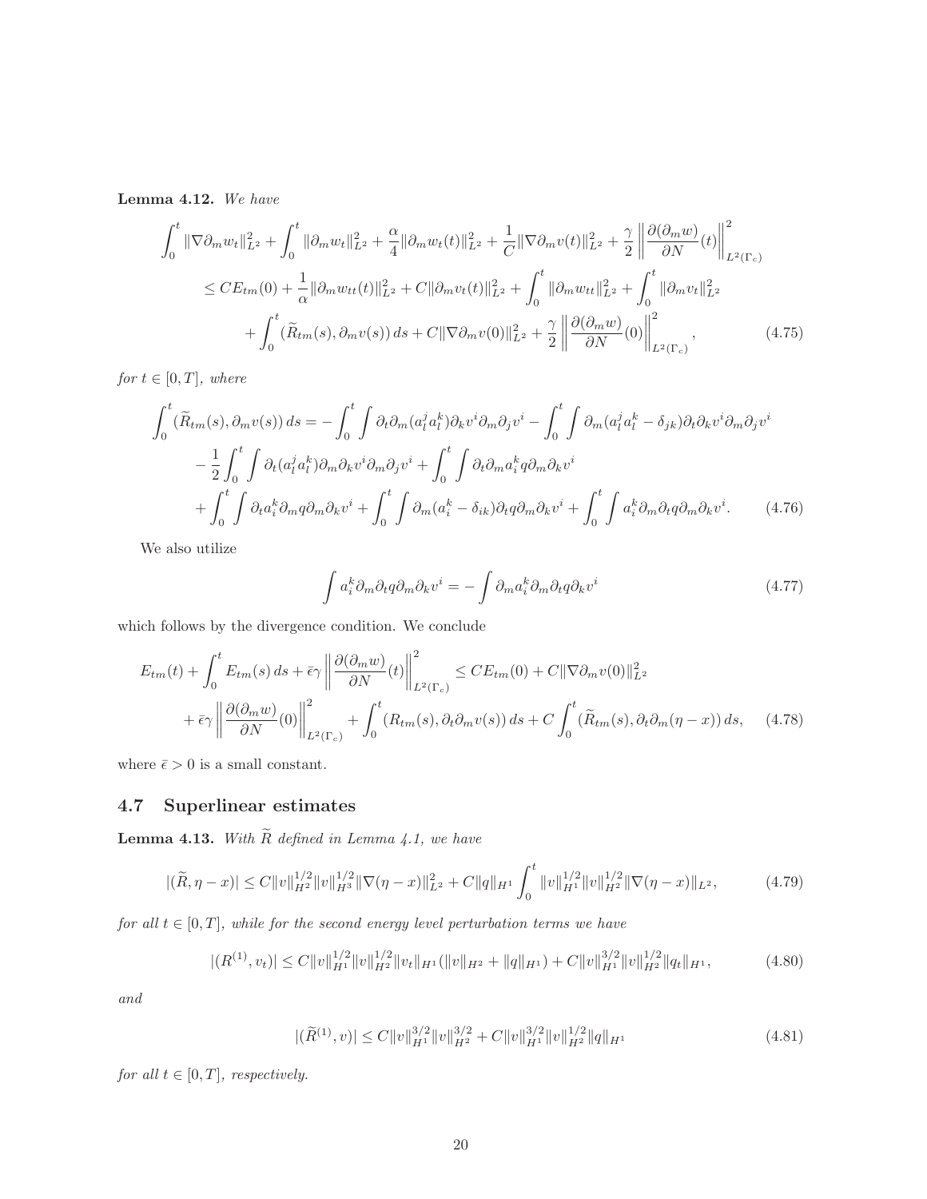**Lemma 4.12.** *We have*

$$
\begin{aligned}
\int_0^t \|\nabla \partial_m w_t\|_{L^2}^2 &+ \int_0^t \|\partial_m w_t\|_{L^2}^2 + \frac{\alpha}{4}\|\partial_m w_t(t)\|_{L^2}^2 + \frac{1}{C}\|\nabla \partial_m v(t)\|_{L^2}^2 + \frac{\gamma}{2}\left\|\frac{\partial(\partial_m w)}{\partial N}(t)\right\|_{L^2(\Gamma_c)}^2 \\
&\le C E_{tm}(0) + \frac{1}{\alpha}\|\partial_m w_{tt}(t)\|_{L^2}^2 + C\|\partial_m v_t(t)\|_{L^2}^2 + \int_0^t \|\partial_m w_{tt}\|_{L^2}^2 + \int_0^t \|\partial_m v_t\|_{L^2}^2 \\
&\quad + \int_0^t (\widetilde{R}_{tm}(s), \partial_m v(s))\, ds + C\|\nabla \partial_m v(0)\|_{L^2}^2 + \frac{\gamma}{2}\left\|\frac{\partial(\partial_m w)}{\partial N}(0)\right\|_{L^2(\Gamma_c)}^2,
\end{aligned}
\tag{4.75}
$$

*for $t \in [0,T]$, where*

$$
\begin{aligned}
\int_0^t (\widetilde{R}_{tm}(s), \partial_m v(s))\, ds &= -\int_0^t \int \partial_t \partial_m (a_l^j a_l^k) \partial_k v^i \partial_m \partial_j v^i - \int_0^t \int \partial_m (a_l^j a_l^k - \delta_{jk}) \partial_t \partial_k v^i \partial_m \partial_j v^i \\
&\quad - \frac{1}{2}\int_0^t \int \partial_t (a_l^j a_l^k) \partial_m \partial_k v^i \partial_m \partial_j v^i + \int_0^t \int \partial_t \partial_m a_i^k q \partial_m \partial_k v^i \\
&\quad + \int_0^t \int \partial_t a_i^k \partial_m q \partial_m \partial_k v^i + \int_0^t \int \partial_m (a_i^k - \delta_{ik}) \partial_t q \partial_m \partial_k v^i + \int_0^t \int a_i^k \partial_m \partial_t q \partial_m \partial_k v^i.
\end{aligned}
\tag{4.76}
$$

We also utilize

$$
\int a_i^k \partial_m \partial_t q \partial_m \partial_k v^i = -\int \partial_m a_i^k \partial_m \partial_t q \partial_k v^i
\tag{4.77}
$$

which follows by the divergence condition. We conclude

$$
\begin{aligned}
E_{tm}(t) + \int_0^t E_{tm}(s)\, ds + \bar{\epsilon}\gamma \left\|\frac{\partial(\partial_m w)}{\partial N}(t)\right\|_{L^2(\Gamma_c)}^2 &\le C E_{tm}(0) + C\|\nabla \partial_m v(0)\|_{L^2}^2 \\
&\quad + \bar{\epsilon}\gamma \left\|\frac{\partial(\partial_m w)}{\partial N}(0)\right\|_{L^2(\Gamma_c)}^2 + \int_0^t (R_{tm}(s), \partial_t \partial_m v(s))\, ds + C\int_0^t (\widetilde{R}_{tm}(s), \partial_t \partial_m (\eta - x))\, ds,
\end{aligned}
\tag{4.78}
$$

where $\bar{\epsilon} > 0$ is a small constant.

## 4.7 Superlinear estimates

**Lemma 4.13.** *With $\widetilde{R}$ defined in Lemma 4.1, we have*

$$
|(\widetilde{R}, \eta - x)| \le C\|v\|_{H^2}^{1/2}\|v\|_{H^3}^{1/2}\|\nabla(\eta - x)\|_{L^2}^2 + C\|q\|_{H^1}\int_0^t \|v\|_{H^1}^{1/2}\|v\|_{H^2}^{1/2}\|\nabla(\eta - x)\|_{L^2},
\tag{4.79}
$$

*for all $t \in [0,T]$, while for the second energy level perturbation terms we have*

$$
|(R^{(1)}, v_t)| \le C\|v\|_{H^1}^{1/2}\|v\|_{H^2}^{1/2}\|v_t\|_{H^1}(\|v\|_{H^2} + \|q\|_{H^1}) + C\|v\|_{H^1}^{3/2}\|v\|_{H^2}^{1/2}\|q_t\|_{H^1},
\tag{4.80}
$$

*and*

$$
|(\widetilde{R}^{(1)}, v)| \le C\|v\|_{H^1}^{3/2}\|v\|_{H^2}^{3/2} + C\|v\|_{H^1}^{3/2}\|v\|_{H^2}^{1/2}\|q\|_{H^1}
\tag{4.81}
$$

*for all $t \in [0,T]$, respectively.*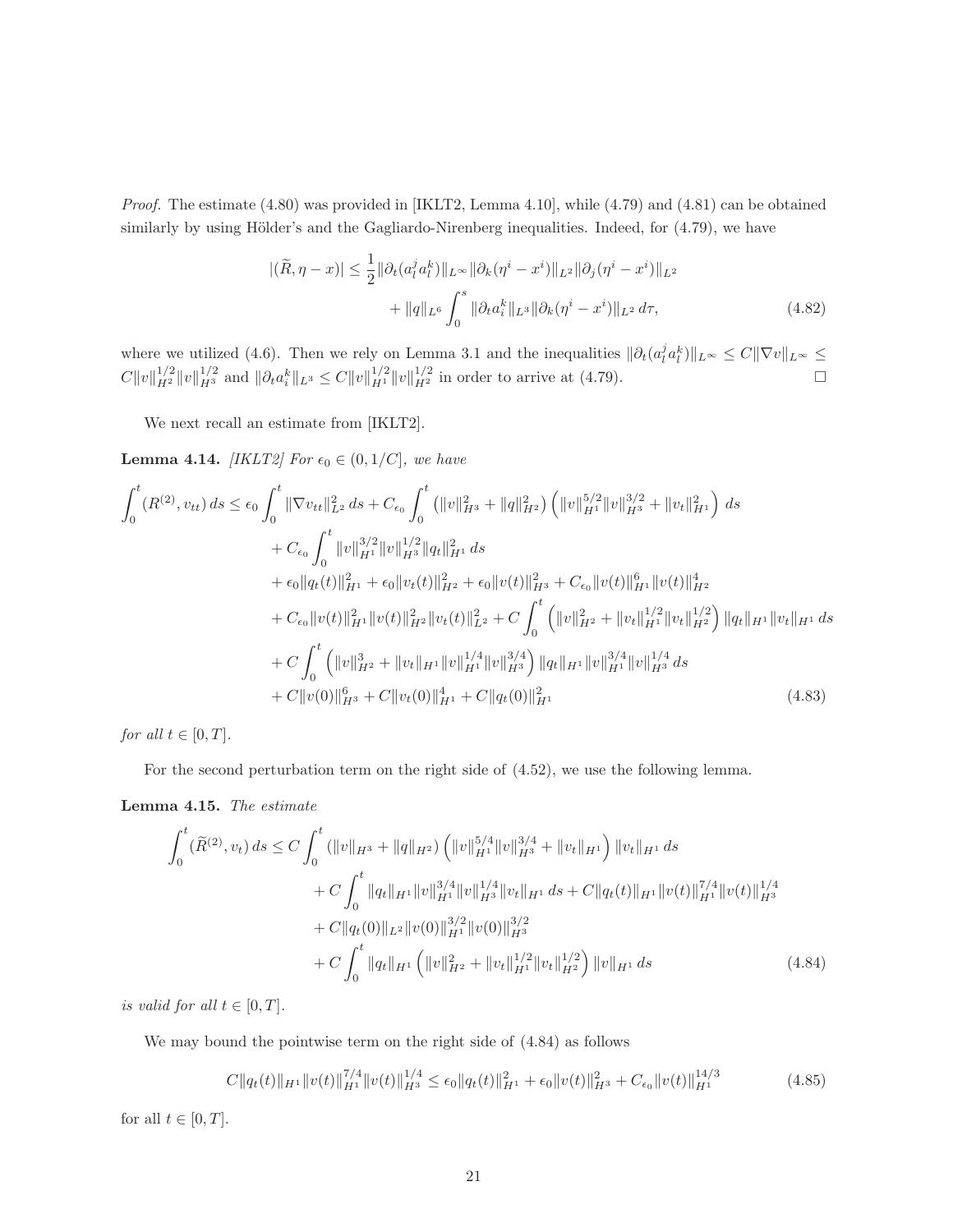*Proof.* The estimate (4.80) was provided in [IKLT2, Lemma 4.10], while (4.79) and (4.81) can be obtained similarly by using Hölder's and the Gagliardo-Nirenberg inequalities. Indeed, for (4.79), we have

$$
\begin{aligned}
|(\widetilde{R}, \eta - x)| \leq \frac{1}{2} \|\partial_t (a_l^j a_l^k)\|_{L^\infty} \|\partial_k (\eta^i - x^i)\|_{L^2} \|\partial_j (\eta^i - x^i)\|_{L^2} \\
+ \|q\|_{L^6} \int_0^s \|\partial_t a_i^k\|_{L^3} \|\partial_k (\eta^i - x^i)\|_{L^2} \, d\tau,
\end{aligned}
\tag{4.82}
$$

where we utilized (4.6). Then we rely on Lemma 3.1 and the inequalities $\|\partial_t (a_l^j a_l^k)\|_{L^\infty} \leq C \|\nabla v\|_{L^\infty} \leq C \|v\|_{H^2}^{1/2} \|v\|_{H^3}^{1/2}$ and $\|\partial_t a_i^k\|_{L^3} \leq C \|v\|_{H^1}^{1/2} \|v\|_{H^2}^{1/2}$ in order to arrive at (4.79). $\square$

We next recall an estimate from [IKLT2].

**Lemma 4.14.** *[IKLT2] For $\epsilon_0 \in (0, 1/C]$, we have*

$$
\begin{aligned}
\int_0^t (R^{(2)}, v_{tt}) \, ds &\leq \epsilon_0 \int_0^t \|\nabla v_{tt}\|_{L^2}^2 \, ds + C_{\epsilon_0} \int_0^t \left( \|v\|_{H^3}^2 + \|q\|_{H^2}^2 \right) \left( \|v\|_{H^1}^{5/2} \|v\|_{H^3}^{3/2} + \|v_t\|_{H^1}^2 \right) ds \\
&\quad + C_{\epsilon_0} \int_0^t \|v\|_{H^1}^{3/2} \|v\|_{H^3}^{1/2} \|q_t\|_{H^1}^2 \, ds \\
&\quad + \epsilon_0 \|q_t(t)\|_{H^1}^2 + \epsilon_0 \|v_t(t)\|_{H^2}^2 + \epsilon_0 \|v(t)\|_{H^3}^2 + C_{\epsilon_0} \|v(t)\|_{H^1}^6 \|v(t)\|_{H^2}^4 \\
&\quad + C_{\epsilon_0} \|v(t)\|_{H^1}^2 \|v(t)\|_{H^2}^2 \|v_t(t)\|_{L^2}^2 + C \int_0^t \left( \|v\|_{H^2}^2 + \|v_t\|_{H^1}^{1/2} \|v_t\|_{H^2}^{1/2} \right) \|q_t\|_{H^1} \|v_t\|_{H^1} \, ds \\
&\quad + C \int_0^t \left( \|v\|_{H^2}^3 + \|v_t\|_{H^1} \|v\|_{H^1}^{1/4} \|v\|_{H^3}^{3/4} \right) \|q_t\|_{H^1} \|v\|_{H^1}^{3/4} \|v\|_{H^3}^{1/4} \, ds \\
&\quad + C \|v(0)\|_{H^3}^6 + C \|v_t(0)\|_{H^1}^4 + C \|q_t(0)\|_{H^1}^2
\end{aligned}
\tag{4.83}
$$

*for all $t \in [0, T]$.*

For the second perturbation term on the right side of (4.52), we use the following lemma.

**Lemma 4.15.** *The estimate*

$$
\begin{aligned}
\int_0^t (\widetilde{R}^{(2)}, v_t) \, ds &\leq C \int_0^t \left( \|v\|_{H^3} + \|q\|_{H^2} \right) \left( \|v\|_{H^1}^{5/4} \|v\|_{H^3}^{3/4} + \|v_t\|_{H^1} \right) \|v_t\|_{H^1} \, ds \\
&\quad + C \int_0^t \|q_t\|_{H^1} \|v\|_{H^1}^{3/4} \|v\|_{H^3}^{1/4} \|v_t\|_{H^1} \, ds + C \|q_t(t)\|_{H^1} \|v(t)\|_{H^1}^{7/4} \|v(t)\|_{H^3}^{1/4} \\
&\quad + C \|q_t(0)\|_{L^2} \|v(0)\|_{H^1}^{3/2} \|v(0)\|_{H^3}^{3/2} \\
&\quad + C \int_0^t \|q_t\|_{H^1} \left( \|v\|_{H^2}^2 + \|v_t\|_{H^1}^{1/2} \|v_t\|_{H^2}^{1/2} \right) \|v\|_{H^1} \, ds
\end{aligned}
\tag{4.84}
$$

*is valid for all $t \in [0, T]$.*

We may bound the pointwise term on the right side of (4.84) as follows

$$
C \|q_t(t)\|_{H^1} \|v(t)\|_{H^1}^{7/4} \|v(t)\|_{H^3}^{1/4} \leq \epsilon_0 \|q_t(t)\|_{H^1}^2 + \epsilon_0 \|v(t)\|_{H^3}^2 + C_{\epsilon_0} \|v(t)\|_{H^1}^{14/3}
\tag{4.85}
$$

for all $t \in [0, T]$.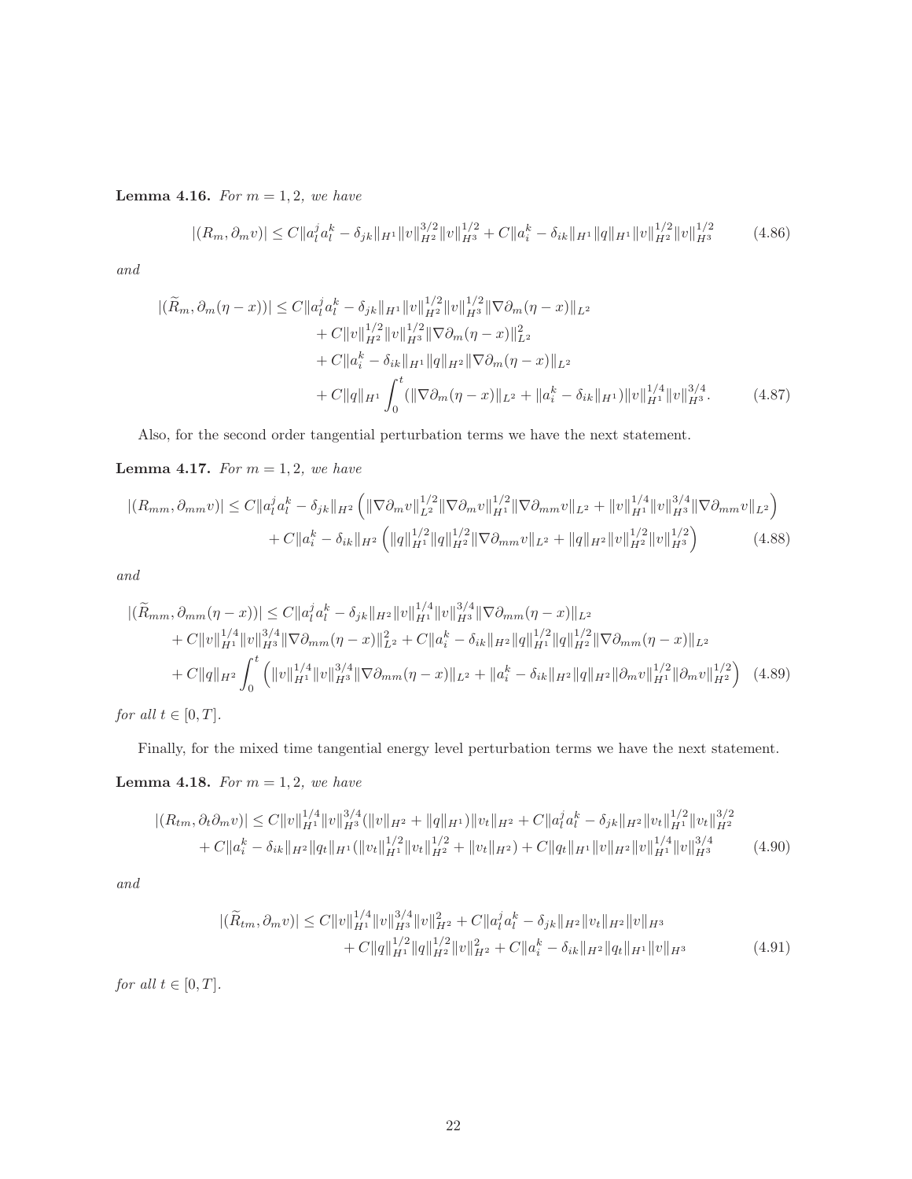**Lemma 4.16.** *For $m = 1, 2$, we have*

$$
|(R_m, \partial_m v)| \le C\|a_l^j a_l^k - \delta_{jk}\|_{H^1} \|v\|_{H^2}^{3/2} \|v\|_{H^3}^{1/2} + C\|a_i^k - \delta_{ik}\|_{H^1} \|q\|_{H^1} \|v\|_{H^2}^{1/2} \|v\|_{H^3}^{1/2} \tag{4.86}
$$

*and*

$$
\begin{aligned}
|(\widetilde{R}_m, \partial_m(\eta - x))| \le\ & C\|a_l^j a_l^k - \delta_{jk}\|_{H^1} \|v\|_{H^2}^{1/2} \|v\|_{H^3}^{1/2} \|\nabla \partial_m(\eta - x)\|_{L^2} \\
& + C\|v\|_{H^2}^{1/2} \|v\|_{H^3}^{1/2} \|\nabla \partial_m(\eta - x)\|_{L^2}^2 \\
& + C\|a_i^k - \delta_{ik}\|_{H^1} \|q\|_{H^2} \|\nabla \partial_m(\eta - x)\|_{L^2} \\
& + C\|q\|_{H^1} \int_0^t (\|\nabla \partial_m(\eta - x)\|_{L^2} + \|a_i^k - \delta_{ik}\|_{H^1}) \|v\|_{H^1}^{1/4} \|v\|_{H^3}^{3/4}.
\end{aligned} \tag{4.87}
$$

Also, for the second order tangential perturbation terms we have the next statement.

**Lemma 4.17.** *For $m = 1, 2$, we have*

$$
\begin{aligned}
|(R_{mm}, \partial_{mm} v)| \le\ & C\|a_l^j a_l^k - \delta_{jk}\|_{H^2} \left( \|\nabla \partial_m v\|_{L^2}^{1/2} \|\nabla \partial_m v\|_{H^1}^{1/2} \|\nabla \partial_{mm} v\|_{L^2} + \|v\|_{H^1}^{1/4} \|v\|_{H^3}^{3/4} \|\nabla \partial_{mm} v\|_{L^2} \right) \\
& + C\|a_i^k - \delta_{ik}\|_{H^2} \left( \|q\|_{H^1}^{1/2} \|q\|_{H^2}^{1/2} \|\nabla \partial_{mm} v\|_{L^2} + \|q\|_{H^2} \|v\|_{H^2}^{1/2} \|v\|_{H^3}^{1/2} \right)
\end{aligned} \tag{4.88}
$$

*and*

$$
\begin{aligned}
|(\widetilde{R}_{mm}, \partial_{mm}(\eta - x))| \le\ & C\|a_l^j a_l^k - \delta_{jk}\|_{H^2} \|v\|_{H^1}^{1/4} \|v\|_{H^3}^{3/4} \|\nabla \partial_{mm}(\eta - x)\|_{L^2} \\
& + C\|v\|_{H^1}^{1/4} \|v\|_{H^3}^{3/4} \|\nabla \partial_{mm}(\eta - x)\|_{L^2}^2 + C\|a_i^k - \delta_{ik}\|_{H^2} \|q\|_{H^1}^{1/2} \|q\|_{H^2}^{1/2} \|\nabla \partial_{mm}(\eta - x)\|_{L^2} \\
& + C\|q\|_{H^2} \int_0^t \left( \|v\|_{H^1}^{1/4} \|v\|_{H^3}^{3/4} \|\nabla \partial_{mm}(\eta - x)\|_{L^2} + \|a_i^k - \delta_{ik}\|_{H^2} \|q\|_{H^2} \|\partial_m v\|_{H^1}^{1/2} \|\partial_m v\|_{H^2}^{1/2} \right)
\end{aligned} \tag{4.89}
$$

*for all $t \in [0, T]$.*

Finally, for the mixed time tangential energy level perturbation terms we have the next statement.

**Lemma 4.18.** *For $m = 1, 2$, we have*

$$
\begin{aligned}
|(R_{tm}, \partial_t \partial_m v)| \le\ & C\|v\|_{H^1}^{1/4} \|v\|_{H^3}^{3/4} (\|v\|_{H^2} + \|q\|_{H^1}) \|v_t\|_{H^2} + C\|a_l^j a_l^k - \delta_{jk}\|_{H^2} \|v_t\|_{H^1}^{1/2} \|v_t\|_{H^2}^{3/2} \\
& + C\|a_i^k - \delta_{ik}\|_{H^2} \|q_t\|_{H^1} (\|v_t\|_{H^1}^{1/2} \|v_t\|_{H^2}^{1/2} + \|v_t\|_{H^2}) + C\|q_t\|_{H^1} \|v\|_{H^2} \|v\|_{H^1}^{1/4} \|v\|_{H^3}^{3/4}
\end{aligned} \tag{4.90}
$$

*and*

$$
\begin{aligned}
|(\widetilde{R}_{tm}, \partial_m v)| \le\ & C\|v\|_{H^1}^{1/4} \|v\|_{H^3}^{3/4} \|v\|_{H^2}^2 + C\|a_l^j a_l^k - \delta_{jk}\|_{H^2} \|v_t\|_{H^2} \|v\|_{H^3} \\
& + C\|q\|_{H^1}^{1/2} \|q\|_{H^2}^{1/2} \|v\|_{H^2}^2 + C\|a_i^k - \delta_{ik}\|_{H^2} \|q_t\|_{H^1} \|v\|_{H^3}
\end{aligned} \tag{4.91}
$$

*for all $t \in [0, T]$.*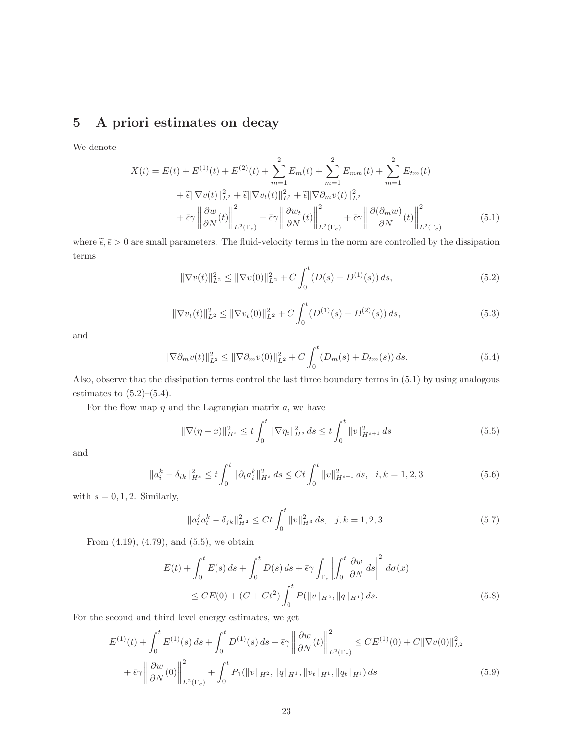# 5 A priori estimates on decay

We denote

$$
\begin{aligned}
X(t) = {} & E(t) + E^{(1)}(t) + E^{(2)}(t) + \sum_{m=1}^{2} E_m(t) + \sum_{m=1}^{2} E_{mm}(t) + \sum_{m=1}^{2} E_{tm}(t) \\
& + \widetilde{\epsilon}\|\nabla v(t)\|_{L^2}^2 + \widetilde{\epsilon}\|\nabla v_t(t)\|_{L^2}^2 + \widetilde{\epsilon}\|\nabla \partial_m v(t)\|_{L^2}^2 \\
& + \bar{\epsilon}\gamma \left\| \frac{\partial w}{\partial N}(t) \right\|_{L^2(\Gamma_c)}^2 + \bar{\epsilon}\gamma \left\| \frac{\partial w_t}{\partial N}(t) \right\|_{L^2(\Gamma_c)}^2 + \bar{\epsilon}\gamma \left\| \frac{\partial(\partial_m w)}{\partial N}(t) \right\|_{L^2(\Gamma_c)}^2
\end{aligned}
\tag{5.1}
$$

where $\widetilde{\epsilon}, \bar{\epsilon} > 0$ are small parameters. The fluid-velocity terms in the norm are controlled by the dissipation terms

$$
\|\nabla v(t)\|_{L^2}^2 \leq \|\nabla v(0)\|_{L^2}^2 + C \int_0^t (D(s) + D^{(1)}(s))\, ds, \tag{5.2}
$$

$$
\|\nabla v_t(t)\|_{L^2}^2 \leq \|\nabla v_t(0)\|_{L^2}^2 + C \int_0^t (D^{(1)}(s) + D^{(2)}(s))\, ds, \tag{5.3}
$$

and

$$
\|\nabla \partial_m v(t)\|_{L^2}^2 \leq \|\nabla \partial_m v(0)\|_{L^2}^2 + C \int_0^t (D_m(s) + D_{tm}(s))\, ds. \tag{5.4}
$$

Also, observe that the dissipation terms control the last three boundary terms in (5.1) by using analogous estimates to (5.2)–(5.4).

For the flow map $\eta$ and the Lagrangian matrix $a$, we have

$$
\|\nabla(\eta - x)\|_{H^s}^2 \leq t \int_0^t \|\nabla \eta_t\|_{H^s}^2\, ds \leq t \int_0^t \|v\|_{H^{s+1}}^2\, ds \tag{5.5}
$$

and

$$
\|a_i^k - \delta_{ik}\|_{H^s}^2 \leq t \int_0^t \|\partial_t a_i^k\|_{H^s}^2\, ds \leq Ct \int_0^t \|v\|_{H^{s+1}}^2\, ds, \quad i,k = 1,2,3 \tag{5.6}
$$

with $s = 0, 1, 2$. Similarly,

$$
\|a_l^j a_l^k - \delta_{jk}\|_{H^2}^2 \leq Ct \int_0^t \|v\|_{H^3}^2\, ds, \quad j,k = 1,2,3. \tag{5.7}
$$

From (4.19), (4.79), and (5.5), we obtain

$$
\begin{aligned}
E(t) + \int_0^t E(s)\, ds + \int_0^t D(s)\, ds + \bar{\epsilon}\gamma \int_{\Gamma_c} \left| \int_0^t \frac{\partial w}{\partial N}\, ds \right|^2 d\sigma(x) \\
\leq CE(0) + (C + Ct^2) \int_0^t P(\|v\|_{H^2}, \|q\|_{H^1})\, ds.
\end{aligned}
\tag{5.8}
$$

For the second and third level energy estimates, we get

$$
\begin{aligned}
E^{(1)}(t) + \int_0^t E^{(1)}(s)\, ds + \int_0^t D^{(1)}(s)\, ds + \bar{\epsilon}\gamma \left\| \frac{\partial w}{\partial N}(t) \right\|_{L^2(\Gamma_c)}^2 \leq CE^{(1)}(0) + C\|\nabla v(0)\|_{L^2}^2 \\
+ \bar{\epsilon}\gamma \left\| \frac{\partial w}{\partial N}(0) \right\|_{L^2(\Gamma_c)}^2 + \int_0^t P_1(\|v\|_{H^2}, \|q\|_{H^1}, \|v_t\|_{H^1}, \|q_t\|_{H^1})\, ds
\end{aligned}
\tag{5.9}
$$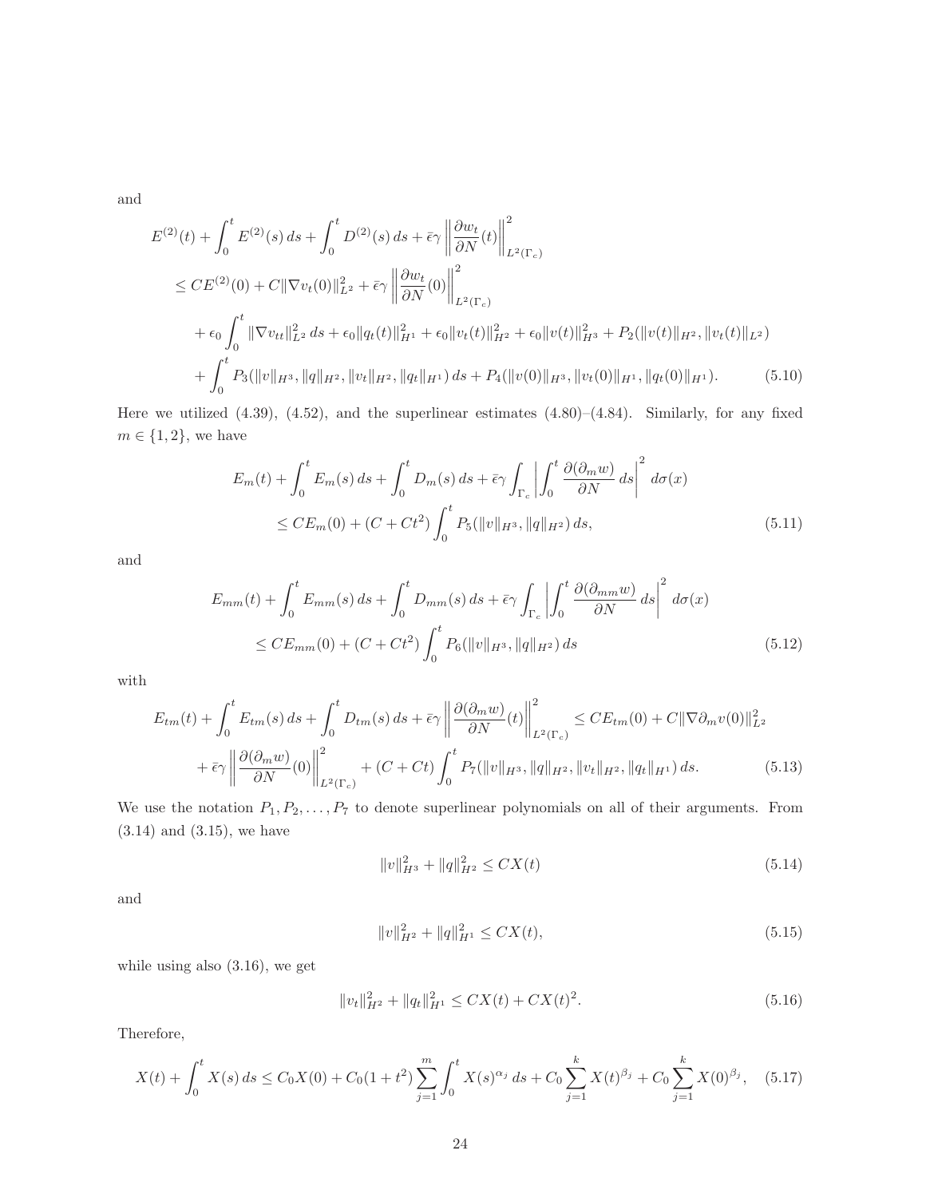and

$$
\begin{aligned}
&E^{(2)}(t) + \int_0^t E^{(2)}(s)\,ds + \int_0^t D^{(2)}(s)\,ds + \bar{\epsilon}\gamma \left\| \frac{\partial w_t}{\partial N}(t) \right\|^2_{L^2(\Gamma_c)} \\
&\quad \leq C E^{(2)}(0) + C\|\nabla v_t(0)\|^2_{L^2} + \bar{\epsilon}\gamma \left\| \frac{\partial w_t}{\partial N}(0) \right\|^2_{L^2(\Gamma_c)} \\
&\qquad + \epsilon_0 \int_0^t \|\nabla v_{tt}\|^2_{L^2}\,ds + \epsilon_0 \|q_t(t)\|^2_{H^1} + \epsilon_0 \|v_t(t)\|^2_{H^2} + \epsilon_0 \|v(t)\|^2_{H^3} + P_2(\|v(t)\|_{H^2}, \|v_t(t)\|_{L^2}) \\
&\qquad + \int_0^t P_3(\|v\|_{H^3}, \|q\|_{H^2}, \|v_t\|_{H^2}, \|q_t\|_{H^1})\,ds + P_4(\|v(0)\|_{H^3}, \|v_t(0)\|_{H^1}, \|q_t(0)\|_{H^1}). \qquad (5.10)
\end{aligned}
$$

Here we utilized (4.39), (4.52), and the superlinear estimates (4.80)–(4.84). Similarly, for any fixed $m \in \{1, 2\}$, we have

$$
\begin{aligned}
&E_m(t) + \int_0^t E_m(s)\,ds + \int_0^t D_m(s)\,ds + \bar{\epsilon}\gamma \int_{\Gamma_c} \left| \int_0^t \frac{\partial(\partial_m w)}{\partial N}\,ds \right|^2 d\sigma(x) \\
&\quad \leq C E_m(0) + (C + Ct^2) \int_0^t P_5(\|v\|_{H^3}, \|q\|_{H^2})\,ds, \qquad (5.11)
\end{aligned}
$$

and

$$
\begin{aligned}
&E_{mm}(t) + \int_0^t E_{mm}(s)\,ds + \int_0^t D_{mm}(s)\,ds + \bar{\epsilon}\gamma \int_{\Gamma_c} \left| \int_0^t \frac{\partial(\partial_{mm} w)}{\partial N}\,ds \right|^2 d\sigma(x) \\
&\quad \leq C E_{mm}(0) + (C + Ct^2) \int_0^t P_6(\|v\|_{H^3}, \|q\|_{H^2})\,ds \qquad (5.12)
\end{aligned}
$$

with

$$
\begin{aligned}
&E_{tm}(t) + \int_0^t E_{tm}(s)\,ds + \int_0^t D_{tm}(s)\,ds + \bar{\epsilon}\gamma \left\| \frac{\partial(\partial_m w)}{\partial N}(t) \right\|^2_{L^2(\Gamma_c)} \leq C E_{tm}(0) + C\|\nabla \partial_m v(0)\|^2_{L^2} \\
&\quad + \bar{\epsilon}\gamma \left\| \frac{\partial(\partial_m w)}{\partial N}(0) \right\|^2_{L^2(\Gamma_c)} + (C + Ct) \int_0^t P_7(\|v\|_{H^3}, \|q\|_{H^2}, \|v_t\|_{H^2}, \|q_t\|_{H^1})\,ds. \qquad (5.13)
\end{aligned}
$$

We use the notation $P_1, P_2, \ldots, P_7$ to denote superlinear polynomials on all of their arguments. From (3.14) and (3.15), we have

$$
\|v\|^2_{H^3} + \|q\|^2_{H^2} \leq C X(t) \qquad (5.14)
$$

and

$$
\|v\|^2_{H^2} + \|q\|^2_{H^1} \leq C X(t), \qquad (5.15)
$$

while using also (3.16), we get

$$
\|v_t\|^2_{H^2} + \|q_t\|^2_{H^1} \leq C X(t) + C X(t)^2. \qquad (5.16)
$$

Therefore,

$$
X(t) + \int_0^t X(s)\,ds \leq C_0 X(0) + C_0(1 + t^2) \sum_{j=1}^{m} \int_0^t X(s)^{\alpha_j}\,ds + C_0 \sum_{j=1}^{k} X(t)^{\beta_j} + C_0 \sum_{j=1}^{k} X(0)^{\beta_j}, \qquad (5.17)
$$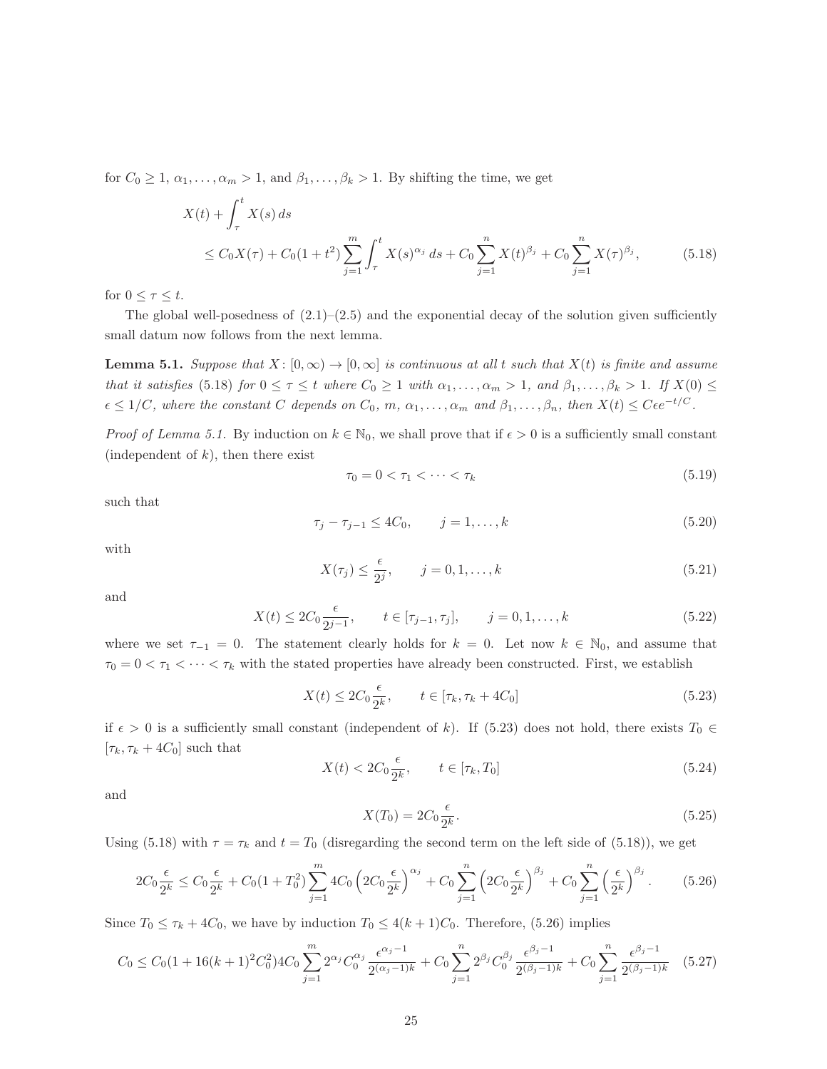for $C_0 \geq 1$, $\alpha_1, \ldots, \alpha_m > 1$, and $\beta_1, \ldots, \beta_k > 1$. By shifting the time, we get

$$
\begin{aligned}
&X(t) + \int_\tau^t X(s)\,ds \\
&\qquad \leq C_0 X(\tau) + C_0(1+t^2)\sum_{j=1}^m \int_\tau^t X(s)^{\alpha_j}\,ds + C_0 \sum_{j=1}^n X(t)^{\beta_j} + C_0 \sum_{j=1}^n X(\tau)^{\beta_j}, \qquad (5.18)
\end{aligned}
$$

for $0 \leq \tau \leq t$.

The global well-posedness of (2.1)–(2.5) and the exponential decay of the solution given sufficiently small datum now follows from the next lemma.

**Lemma 5.1.** *Suppose that $X\colon [0,\infty) \to [0,\infty]$ is continuous at all $t$ such that $X(t)$ is finite and assume that it satisfies (5.18) for $0 \leq \tau \leq t$ where $C_0 \geq 1$ with $\alpha_1, \ldots, \alpha_m > 1$, and $\beta_1, \ldots, \beta_k > 1$. If $X(0) \leq \epsilon \leq 1/C$, where the constant $C$ depends on $C_0$, $m$, $\alpha_1, \ldots, \alpha_m$ and $\beta_1, \ldots, \beta_n$, then $X(t) \leq C\epsilon e^{-t/C}$.*

*Proof of Lemma 5.1.* By induction on $k \in \mathbb{N}_0$, we shall prove that if $\epsilon > 0$ is a sufficiently small constant (independent of $k$), then there exist

$$
\tau_0 = 0 < \tau_1 < \cdots < \tau_k \qquad (5.19)
$$

such that

$$
\tau_j - \tau_{j-1} \leq 4C_0, \qquad j = 1, \ldots, k \qquad (5.20)
$$

with

$$
X(\tau_j) \leq \frac{\epsilon}{2^j}, \qquad j = 0, 1, \ldots, k \qquad (5.21)
$$

and

$$
X(t) \leq 2C_0 \frac{\epsilon}{2^{j-1}}, \qquad t \in [\tau_{j-1}, \tau_j], \qquad j = 0, 1, \ldots, k \qquad (5.22)
$$

where we set $\tau_{-1} = 0$. The statement clearly holds for $k = 0$. Let now $k \in \mathbb{N}_0$, and assume that $\tau_0 = 0 < \tau_1 < \cdots < \tau_k$ with the stated properties have already been constructed. First, we establish

$$
X(t) \leq 2C_0 \frac{\epsilon}{2^k}, \qquad t \in [\tau_k, \tau_k + 4C_0] \qquad (5.23)
$$

if $\epsilon > 0$ is a sufficiently small constant (independent of $k$). If (5.23) does not hold, there exists $T_0 \in [\tau_k, \tau_k + 4C_0]$ such that

$$
X(t) < 2C_0 \frac{\epsilon}{2^k}, \qquad t \in [\tau_k, T_0] \qquad (5.24)
$$

and

$$
X(T_0) = 2C_0 \frac{\epsilon}{2^k}. \qquad (5.25)
$$

Using (5.18) with $\tau = \tau_k$ and $t = T_0$ (disregarding the second term on the left side of (5.18)), we get

$$
2C_0 \frac{\epsilon}{2^k} \leq C_0 \frac{\epsilon}{2^k} + C_0(1+T_0^2)\sum_{j=1}^m 4C_0 \left(2C_0 \frac{\epsilon}{2^k}\right)^{\alpha_j} + C_0 \sum_{j=1}^n \left(2C_0 \frac{\epsilon}{2^k}\right)^{\beta_j} + C_0 \sum_{j=1}^n \left(\frac{\epsilon}{2^k}\right)^{\beta_j}. \qquad (5.26)
$$

Since $T_0 \leq \tau_k + 4C_0$, we have by induction $T_0 \leq 4(k+1)C_0$. Therefore, (5.26) implies

$$
C_0 \leq C_0(1 + 16(k+1)^2 C_0^2) 4C_0 \sum_{j=1}^m 2^{\alpha_j} C_0^{\alpha_j} \frac{\epsilon^{\alpha_j - 1}}{2^{(\alpha_j - 1)k}} + C_0 \sum_{j=1}^n 2^{\beta_j} C_0^{\beta_j} \frac{\epsilon^{\beta_j - 1}}{2^{(\beta_j - 1)k}} + C_0 \sum_{j=1}^n \frac{\epsilon^{\beta_j - 1}}{2^{(\beta_j - 1)k}} \qquad (5.27)
$$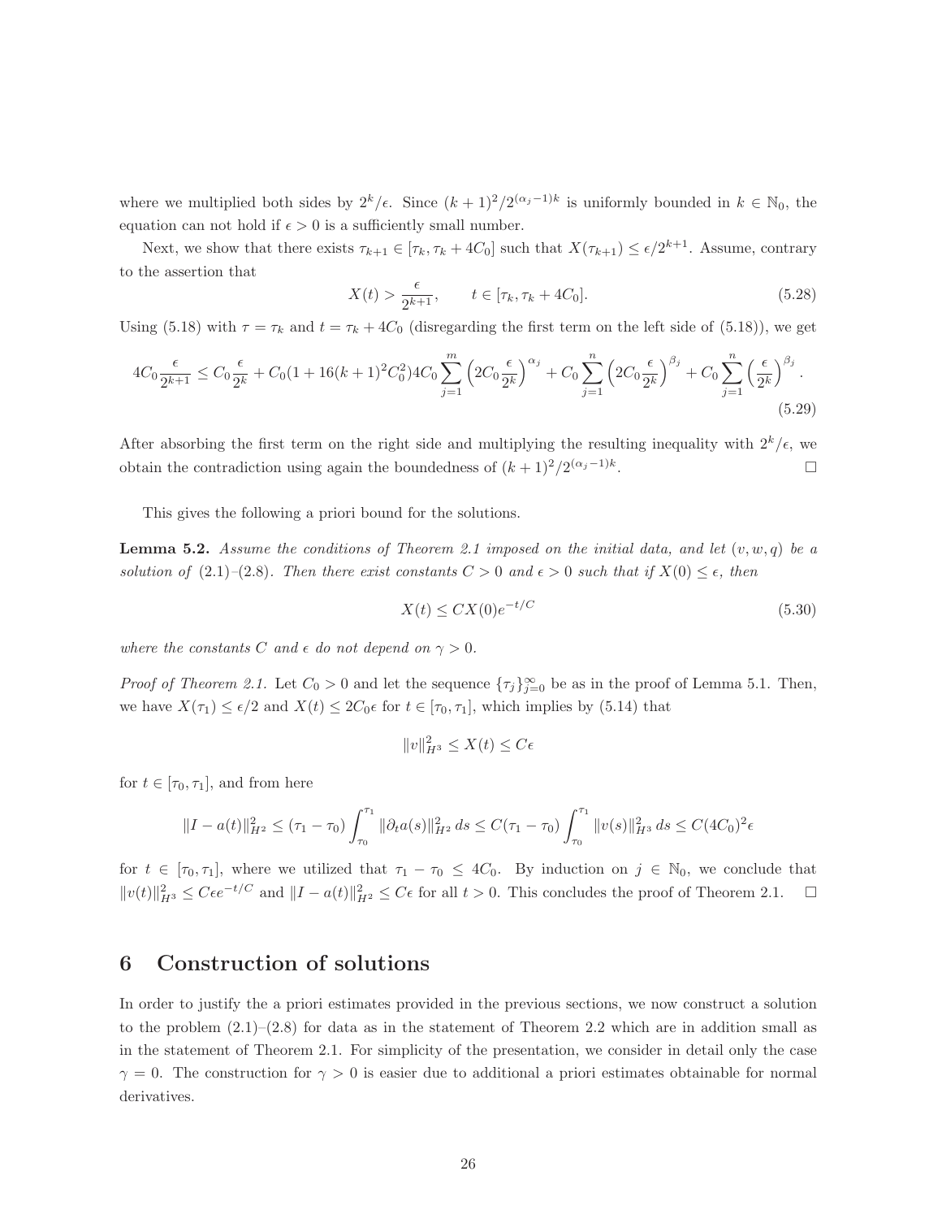where we multiplied both sides by $2^k/\epsilon$. Since $(k+1)^2/2^{(\alpha_j-1)k}$ is uniformly bounded in $k \in \mathbb{N}_0$, the equation can not hold if $\epsilon > 0$ is a sufficiently small number.

Next, we show that there exists $\tau_{k+1} \in [\tau_k, \tau_k + 4C_0]$ such that $X(\tau_{k+1}) \le \epsilon/2^{k+1}$. Assume, contrary to the assertion that

$$X(t) > \frac{\epsilon}{2^{k+1}}, \qquad t \in [\tau_k, \tau_k + 4C_0]. \tag{5.28}$$

Using (5.18) with $\tau = \tau_k$ and $t = \tau_k + 4C_0$ (disregarding the first term on the left side of (5.18)), we get

$$4C_0 \frac{\epsilon}{2^{k+1}} \le C_0 \frac{\epsilon}{2^k} + C_0(1 + 16(k+1)^2 C_0^2) 4C_0 \sum_{j=1}^{m} \left(2C_0 \frac{\epsilon}{2^k}\right)^{\alpha_j} + C_0 \sum_{j=1}^{n} \left(2C_0 \frac{\epsilon}{2^k}\right)^{\beta_j} + C_0 \sum_{j=1}^{n} \left(\frac{\epsilon}{2^k}\right)^{\beta_j}. \tag{5.29}$$

After absorbing the first term on the right side and multiplying the resulting inequality with $2^k/\epsilon$, we obtain the contradiction using again the boundedness of $(k+1)^2/2^{(\alpha_j-1)k}$. $\square$

This gives the following a priori bound for the solutions.

**Lemma 5.2.** *Assume the conditions of Theorem 2.1 imposed on the initial data, and let $(v, w, q)$ be a solution of (2.1)–(2.8). Then there exist constants $C > 0$ and $\epsilon > 0$ such that if $X(0) \le \epsilon$, then*

$$X(t) \le C X(0) e^{-t/C} \tag{5.30}$$

*where the constants $C$ and $\epsilon$ do not depend on $\gamma > 0$.*

*Proof of Theorem 2.1.* Let $C_0 > 0$ and let the sequence $\{\tau_j\}_{j=0}^{\infty}$ be as in the proof of Lemma 5.1. Then, we have $X(\tau_1) \le \epsilon/2$ and $X(t) \le 2C_0\epsilon$ for $t \in [\tau_0, \tau_1]$, which implies by (5.14) that

$$\|v\|_{H^3}^2 \le X(t) \le C\epsilon$$

for $t \in [\tau_0, \tau_1]$, and from here

$$\|I - a(t)\|_{H^2}^2 \le (\tau_1 - \tau_0) \int_{\tau_0}^{\tau_1} \|\partial_t a(s)\|_{H^2}^2 \, ds \le C(\tau_1 - \tau_0) \int_{\tau_0}^{\tau_1} \|v(s)\|_{H^3}^2 \, ds \le C(4C_0)^2 \epsilon$$

for $t \in [\tau_0, \tau_1]$, where we utilized that $\tau_1 - \tau_0 \le 4C_0$. By induction on $j \in \mathbb{N}_0$, we conclude that $\|v(t)\|_{H^3}^2 \le C\epsilon e^{-t/C}$ and $\|I - a(t)\|_{H^2}^2 \le C\epsilon$ for all $t > 0$. This concludes the proof of Theorem 2.1. $\square$

# 6 Construction of solutions

In order to justify the a priori estimates provided in the previous sections, we now construct a solution to the problem (2.1)–(2.8) for data as in the statement of Theorem 2.2 which are in addition small as in the statement of Theorem 2.1. For simplicity of the presentation, we consider in detail only the case $\gamma = 0$. The construction for $\gamma > 0$ is easier due to additional a priori estimates obtainable for normal derivatives.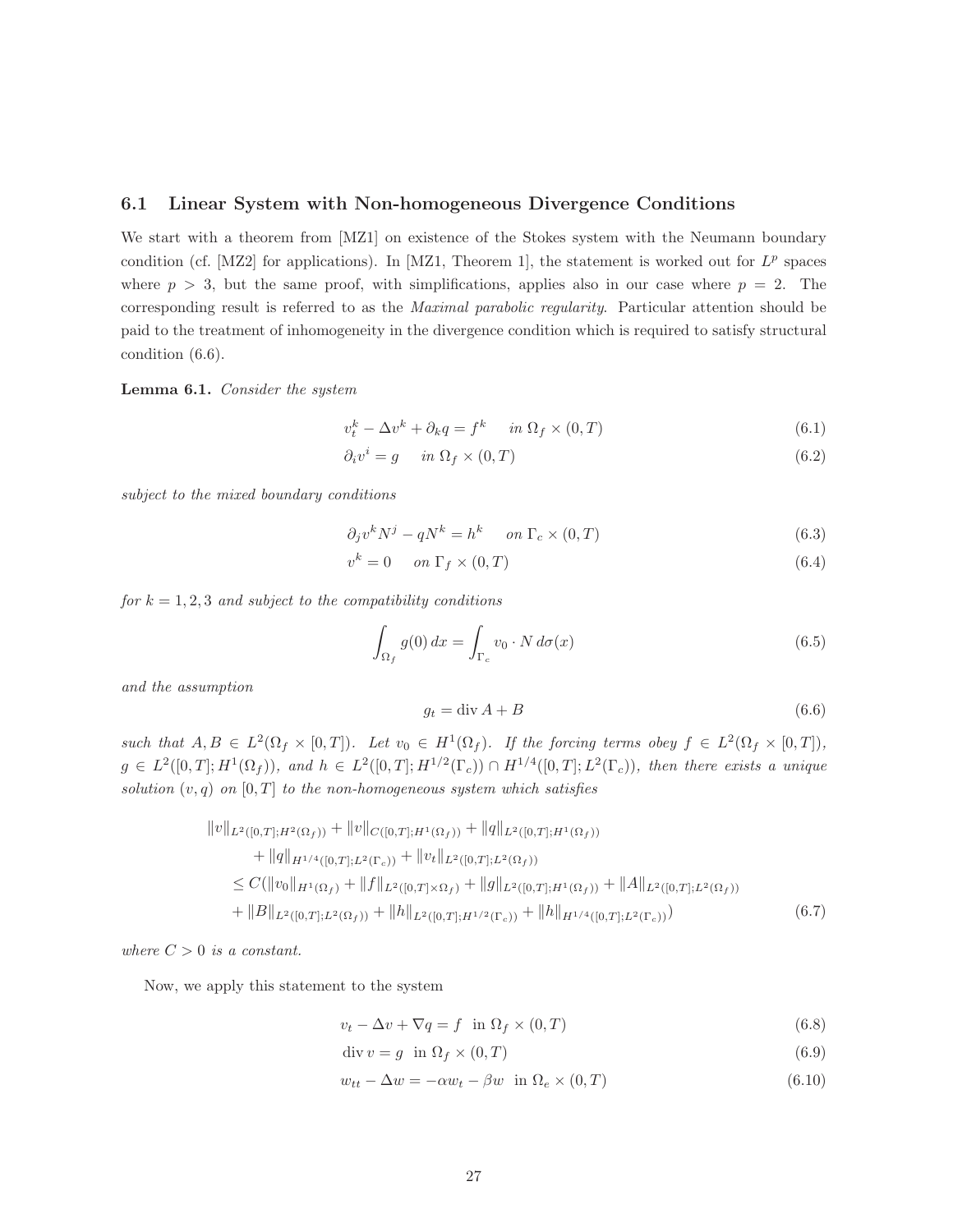### 6.1 Linear System with Non-homogeneous Divergence Conditions

We start with a theorem from [MZ1] on existence of the Stokes system with the Neumann boundary condition (cf. [MZ2] for applications). In [MZ1, Theorem 1], the statement is worked out for $L^p$ spaces where $p > 3$, but the same proof, with simplifications, applies also in our case where $p = 2$. The corresponding result is referred to as the *Maximal parabolic regularity*. Particular attention should be paid to the treatment of inhomogeneity in the divergence condition which is required to satisfy structural condition (6.6).

**Lemma 6.1.** *Consider the system*

$$v_t^k - \Delta v^k + \partial_k q = f^k \quad \text{in } \Omega_f \times (0,T) \tag{6.1}$$

$$\partial_i v^i = g \quad \text{in } \Omega_f \times (0,T) \tag{6.2}$$

*subject to the mixed boundary conditions*

$$\partial_j v^k N^j - q N^k = h^k \quad \text{on } \Gamma_c \times (0,T) \tag{6.3}$$

$$v^k = 0 \quad \text{on } \Gamma_f \times (0,T) \tag{6.4}$$

*for $k = 1,2,3$ and subject to the compatibility conditions*

$$\int_{\Omega_f} g(0)\, dx = \int_{\Gamma_c} v_0 \cdot N \, d\sigma(x) \tag{6.5}$$

*and the assumption*

$$g_t = \operatorname{div} A + B \tag{6.6}$$

*such that $A, B \in L^2(\Omega_f \times [0,T])$. Let $v_0 \in H^1(\Omega_f)$. If the forcing terms obey $f \in L^2(\Omega_f \times [0,T])$, $g \in L^2([0,T]; H^1(\Omega_f))$, and $h \in L^2([0,T]; H^{1/2}(\Gamma_c)) \cap H^{1/4}([0,T]; L^2(\Gamma_c))$, then there exists a unique solution $(v,q)$ on $[0,T]$ to the non-homogeneous system which satisfies*

$$\begin{aligned}
&\|v\|_{L^2([0,T];H^2(\Omega_f))} + \|v\|_{C([0,T];H^1(\Omega_f))} + \|q\|_{L^2([0,T];H^1(\Omega_f))} \\
&\qquad + \|q\|_{H^{1/4}([0,T];L^2(\Gamma_c))} + \|v_t\|_{L^2([0,T];L^2(\Omega_f))} \\
&\quad \leq C(\|v_0\|_{H^1(\Omega_f)} + \|f\|_{L^2([0,T]\times\Omega_f)} + \|g\|_{L^2([0,T];H^1(\Omega_f))} + \|A\|_{L^2([0,T];L^2(\Omega_f))} \\
&\quad + \|B\|_{L^2([0,T];L^2(\Omega_f))} + \|h\|_{L^2([0,T];H^{1/2}(\Gamma_c))} + \|h\|_{H^{1/4}([0,T];L^2(\Gamma_c))})
\end{aligned} \tag{6.7}$$

*where $C > 0$ is a constant.*

Now, we apply this statement to the system

$$v_t - \Delta v + \nabla q = f \quad \text{in } \Omega_f \times (0,T) \tag{6.8}$$

$$\operatorname{div} v = g \quad \text{in } \Omega_f \times (0,T) \tag{6.9}$$

$$w_{tt} - \Delta w = -\alpha w_t - \beta w \quad \text{in } \Omega_e \times (0,T) \tag{6.10}$$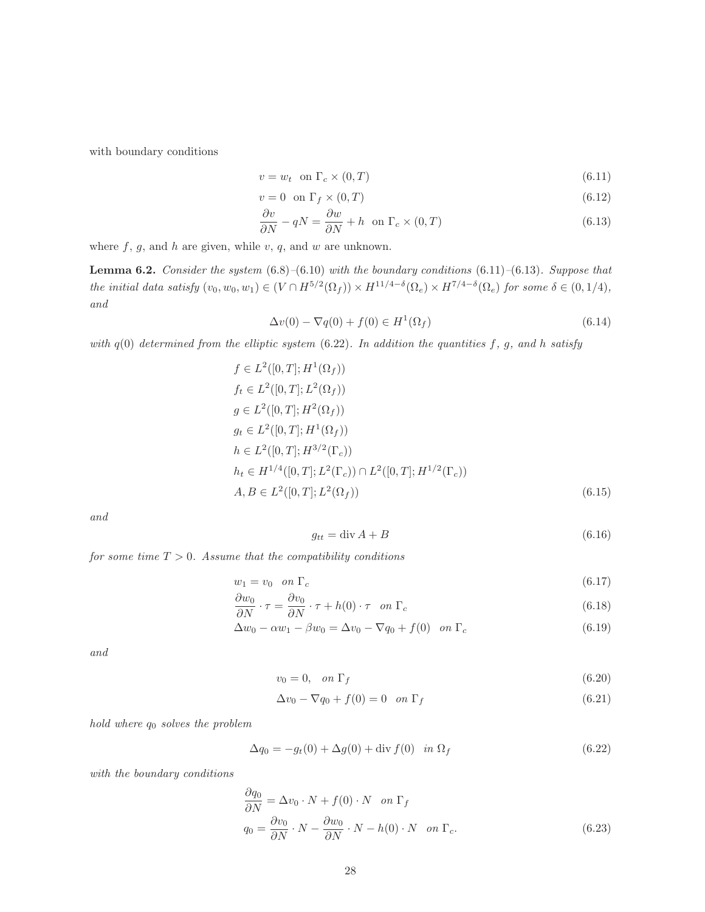with boundary conditions

$$v = w_t \quad \text{on } \Gamma_c \times (0,T) \tag{6.11}$$

$$v = 0 \quad \text{on } \Gamma_f \times (0,T) \tag{6.12}$$

$$\frac{\partial v}{\partial N} - qN = \frac{\partial w}{\partial N} + h \quad \text{on } \Gamma_c \times (0,T) \tag{6.13}$$

where $f$, $g$, and $h$ are given, while $v$, $q$, and $w$ are unknown.

**Lemma 6.2.** *Consider the system (6.8)–(6.10) with the boundary conditions (6.11)–(6.13). Suppose that the initial data satisfy $(v_0, w_0, w_1) \in (V \cap H^{5/2}(\Omega_f)) \times H^{11/4-\delta}(\Omega_e) \times H^{7/4-\delta}(\Omega_e)$ for some $\delta \in (0, 1/4)$, and*

$$\Delta v(0) - \nabla q(0) + f(0) \in H^1(\Omega_f) \tag{6.14}$$

*with $q(0)$ determined from the elliptic system (6.22). In addition the quantities $f$, $g$, and $h$ satisfy*

$$\begin{aligned}
& f \in L^2([0,T]; H^1(\Omega_f)) \\
& f_t \in L^2([0,T]; L^2(\Omega_f)) \\
& g \in L^2([0,T]; H^2(\Omega_f)) \\
& g_t \in L^2([0,T]; H^1(\Omega_f)) \\
& h \in L^2([0,T]; H^{3/2}(\Gamma_c)) \\
& h_t \in H^{1/4}([0,T]; L^2(\Gamma_c)) \cap L^2([0,T]; H^{1/2}(\Gamma_c)) \\
& A, B \in L^2([0,T]; L^2(\Omega_f))
\end{aligned} \tag{6.15}$$

*and*

$$g_{tt} = \operatorname{div} A + B \tag{6.16}$$

*for some time $T > 0$. Assume that the compatibility conditions*

$$w_1 = v_0 \quad \text{on } \Gamma_c \tag{6.17}$$

$$\frac{\partial w_0}{\partial N} \cdot \tau = \frac{\partial v_0}{\partial N} \cdot \tau + h(0) \cdot \tau \quad \text{on } \Gamma_c \tag{6.18}$$

$$\Delta w_0 - \alpha w_1 - \beta w_0 = \Delta v_0 - \nabla q_0 + f(0) \quad \text{on } \Gamma_c \tag{6.19}$$

*and*

$$v_0 = 0, \quad \text{on } \Gamma_f \tag{6.20}$$

$$\Delta v_0 - \nabla q_0 + f(0) = 0 \quad \text{on } \Gamma_f \tag{6.21}$$

*hold where $q_0$ solves the problem*

$$\Delta q_0 = -g_t(0) + \Delta g(0) + \operatorname{div} f(0) \quad \text{in } \Omega_f \tag{6.22}$$

*with the boundary conditions*

$$\begin{aligned}
& \frac{\partial q_0}{\partial N} = \Delta v_0 \cdot N + f(0) \cdot N \quad \text{on } \Gamma_f \\
& q_0 = \frac{\partial v_0}{\partial N} \cdot N - \frac{\partial w_0}{\partial N} \cdot N - h(0) \cdot N \quad \text{on } \Gamma_c.
\end{aligned} \tag{6.23}$$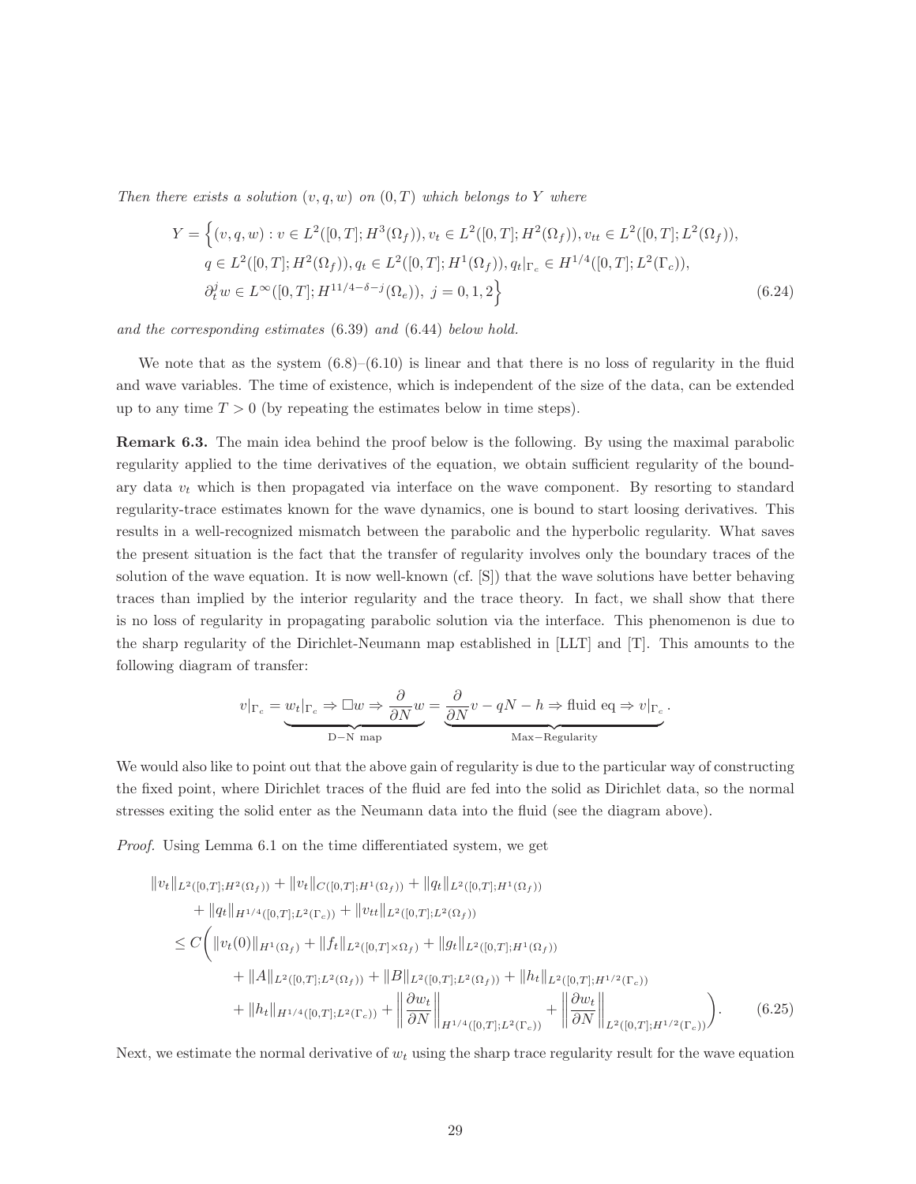*Then there exists a solution $(v, q, w)$ on $(0, T)$ which belongs to $Y$ where*

$$
\begin{aligned}
Y = \Big\{ &(v,q,w) : v \in L^2([0,T]; H^3(\Omega_f)), v_t \in L^2([0,T]; H^2(\Omega_f)), v_{tt} \in L^2([0,T]; L^2(\Omega_f)), \\
&q \in L^2([0,T]; H^2(\Omega_f)), q_t \in L^2([0,T]; H^1(\Omega_f)), q_t|_{\Gamma_c} \in H^{1/4}([0,T]; L^2(\Gamma_c)), \\
&\partial_t^j w \in L^\infty([0,T]; H^{11/4-\delta-j}(\Omega_e)),\ j = 0,1,2 \Big\}
\end{aligned}
\tag{6.24}
$$

*and the corresponding estimates* (6.39) *and* (6.44) *below hold.*

We note that as the system (6.8)–(6.10) is linear and that there is no loss of regularity in the fluid and wave variables. The time of existence, which is independent of the size of the data, can be extended up to any time $T > 0$ (by repeating the estimates below in time steps).

**Remark 6.3.** The main idea behind the proof below is the following. By using the maximal parabolic regularity applied to the time derivatives of the equation, we obtain sufficient regularity of the boundary data $v_t$ which is then propagated via interface on the wave component. By resorting to standard regularity-trace estimates known for the wave dynamics, one is bound to start loosing derivatives. This results in a well-recognized mismatch between the parabolic and the hyperbolic regularity. What saves the present situation is the fact that the transfer of regularity involves only the boundary traces of the solution of the wave equation. It is now well-known (cf. [S]) that the wave solutions have better behaving traces than implied by the interior regularity and the trace theory. In fact, we shall show that there is no loss of regularity in propagating parabolic solution via the interface. This phenomenon is due to the sharp regularity of the Dirichlet-Neumann map established in [LLT] and [T]. This amounts to the following diagram of transfer:

$$
v|_{\Gamma_c} = \underbrace{w_t|_{\Gamma_c} \Rightarrow \Box w \Rightarrow \frac{\partial}{\partial N} w}_{\text{D}-\text{N map}} = \underbrace{\frac{\partial}{\partial N} v - qN - h \Rightarrow \text{fluid eq} \Rightarrow v|_{\Gamma_c}}_{\text{Max}-\text{Regularity}}.
$$

We would also like to point out that the above gain of regularity is due to the particular way of constructing the fixed point, where Dirichlet traces of the fluid are fed into the solid as Dirichlet data, so the normal stresses exiting the solid enter as the Neumann data into the fluid (see the diagram above).

*Proof.* Using Lemma 6.1 on the time differentiated system, we get

$$
\begin{aligned}
&\|v_t\|_{L^2([0,T];H^2(\Omega_f))} + \|v_t\|_{C([0,T];H^1(\Omega_f))} + \|q_t\|_{L^2([0,T];H^1(\Omega_f))} \\
&\qquad + \|q_t\|_{H^{1/4}([0,T];L^2(\Gamma_c))} + \|v_{tt}\|_{L^2([0,T];L^2(\Omega_f))} \\
&\quad \le C\bigg( \|v_t(0)\|_{H^1(\Omega_f)} + \|f_t\|_{L^2([0,T]\times\Omega_f)} + \|g_t\|_{L^2([0,T];H^1(\Omega_f))} \\
&\qquad\qquad + \|A\|_{L^2([0,T];L^2(\Omega_f))} + \|B\|_{L^2([0,T];L^2(\Omega_f))} + \|h_t\|_{L^2([0,T];H^{1/2}(\Gamma_c))} \\
&\qquad\qquad + \|h_t\|_{H^{1/4}([0,T];L^2(\Gamma_c))} + \left\|\frac{\partial w_t}{\partial N}\right\|_{H^{1/4}([0,T];L^2(\Gamma_c))} + \left\|\frac{\partial w_t}{\partial N}\right\|_{L^2([0,T];H^{1/2}(\Gamma_c))} \bigg).
\end{aligned}
\tag{6.25}
$$

Next, we estimate the normal derivative of $w_t$ using the sharp trace regularity result for the wave equation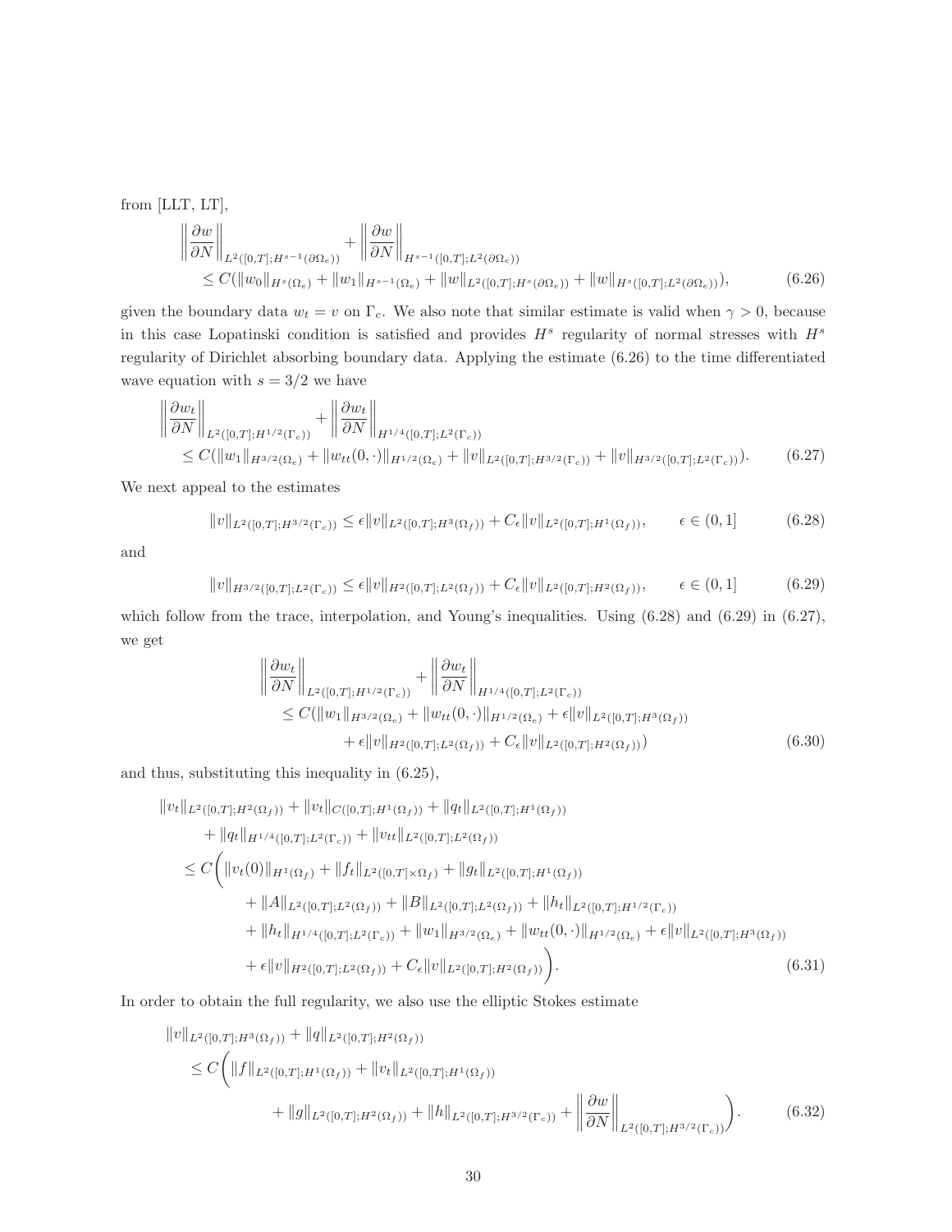from [LLT, LT],

$$
\begin{aligned}
&\left\| \frac{\partial w}{\partial N} \right\|_{L^2([0,T];H^{s-1}(\partial\Omega_e))} + \left\| \frac{\partial w}{\partial N} \right\|_{H^{s-1}([0,T];L^2(\partial\Omega_e))} \\
&\quad \le C(\|w_0\|_{H^s(\Omega_e)} + \|w_1\|_{H^{s-1}(\Omega_e)} + \|w\|_{L^2([0,T];H^s(\partial\Omega_e))} + \|w\|_{H^s([0,T];L^2(\partial\Omega_e))}),
\end{aligned} \tag{6.26}
$$

given the boundary data $w_t = v$ on $\Gamma_c$. We also note that similar estimate is valid when $\gamma > 0$, because in this case Lopatinski condition is satisfied and provides $H^s$ regularity of normal stresses with $H^s$ regularity of Dirichlet absorbing boundary data. Applying the estimate (6.26) to the time differentiated wave equation with $s = 3/2$ we have

$$
\begin{aligned}
&\left\| \frac{\partial w_t}{\partial N} \right\|_{L^2([0,T];H^{1/2}(\Gamma_c))} + \left\| \frac{\partial w_t}{\partial N} \right\|_{H^{1/4}([0,T];L^2(\Gamma_c))} \\
&\quad \le C(\|w_1\|_{H^{3/2}(\Omega_e)} + \|w_{tt}(0,\cdot)\|_{H^{1/2}(\Omega_e)} + \|v\|_{L^2([0,T];H^{3/2}(\Gamma_c))} + \|v\|_{H^{3/2}([0,T];L^2(\Gamma_c))}).
\end{aligned} \tag{6.27}
$$

We next appeal to the estimates

$$
\|v\|_{L^2([0,T];H^{3/2}(\Gamma_c))} \le \epsilon \|v\|_{L^2([0,T];H^3(\Omega_f))} + C_\epsilon \|v\|_{L^2([0,T];H^1(\Omega_f))}, \qquad \epsilon \in (0,1] \tag{6.28}
$$

and

$$
\|v\|_{H^{3/2}([0,T];L^2(\Gamma_c))} \le \epsilon \|v\|_{H^2([0,T];L^2(\Omega_f))} + C_\epsilon \|v\|_{L^2([0,T];H^2(\Omega_f))}, \qquad \epsilon \in (0,1] \tag{6.29}
$$

which follow from the trace, interpolation, and Young's inequalities. Using (6.28) and (6.29) in (6.27), we get

$$
\begin{aligned}
&\left\| \frac{\partial w_t}{\partial N} \right\|_{L^2([0,T];H^{1/2}(\Gamma_c))} + \left\| \frac{\partial w_t}{\partial N} \right\|_{H^{1/4}([0,T];L^2(\Gamma_c))} \\
&\quad \le C(\|w_1\|_{H^{3/2}(\Omega_e)} + \|w_{tt}(0,\cdot)\|_{H^{1/2}(\Omega_e)} + \epsilon \|v\|_{L^2([0,T];H^3(\Omega_f))} \\
&\qquad + \epsilon \|v\|_{H^2([0,T];L^2(\Omega_f))} + C_\epsilon \|v\|_{L^2([0,T];H^2(\Omega_f))})
\end{aligned} \tag{6.30}
$$

and thus, substituting this inequality in (6.25),

$$
\begin{aligned}
&\|v_t\|_{L^2([0,T];H^2(\Omega_f))} + \|v_t\|_{C([0,T];H^1(\Omega_f))} + \|q_t\|_{L^2([0,T];H^1(\Omega_f))} \\
&\qquad + \|q_t\|_{H^{1/4}([0,T];L^2(\Gamma_c))} + \|v_{tt}\|_{L^2([0,T];L^2(\Omega_f))} \\
&\quad \le C\bigg( \|v_t(0)\|_{H^1(\Omega_f)} + \|f_t\|_{L^2([0,T]\times\Omega_f)} + \|g_t\|_{L^2([0,T];H^1(\Omega_f))} \\
&\qquad + \|A\|_{L^2([0,T];L^2(\Omega_f))} + \|B\|_{L^2([0,T];L^2(\Omega_f))} + \|h_t\|_{L^2([0,T];H^{1/2}(\Gamma_c))} \\
&\qquad + \|h_t\|_{H^{1/4}([0,T];L^2(\Gamma_c))} + \|w_1\|_{H^{3/2}(\Omega_e)} + \|w_{tt}(0,\cdot)\|_{H^{1/2}(\Omega_e)} + \epsilon \|v\|_{L^2([0,T];H^3(\Omega_f))} \\
&\qquad + \epsilon \|v\|_{H^2([0,T];L^2(\Omega_f))} + C_\epsilon \|v\|_{L^2([0,T];H^2(\Omega_f))} \bigg).
\end{aligned} \tag{6.31}
$$

In order to obtain the full regularity, we also use the elliptic Stokes estimate

$$
\begin{aligned}
&\|v\|_{L^2([0,T];H^3(\Omega_f))} + \|q\|_{L^2([0,T];H^2(\Omega_f))} \\
&\quad \le C\bigg( \|f\|_{L^2([0,T];H^1(\Omega_f))} + \|v_t\|_{L^2([0,T];H^1(\Omega_f))} \\
&\qquad + \|g\|_{L^2([0,T];H^2(\Omega_f))} + \|h\|_{L^2([0,T];H^{3/2}(\Gamma_c))} + \left\| \frac{\partial w}{\partial N} \right\|_{L^2([0,T];H^{3/2}(\Gamma_c))} \bigg).
\end{aligned} \tag{6.32}
$$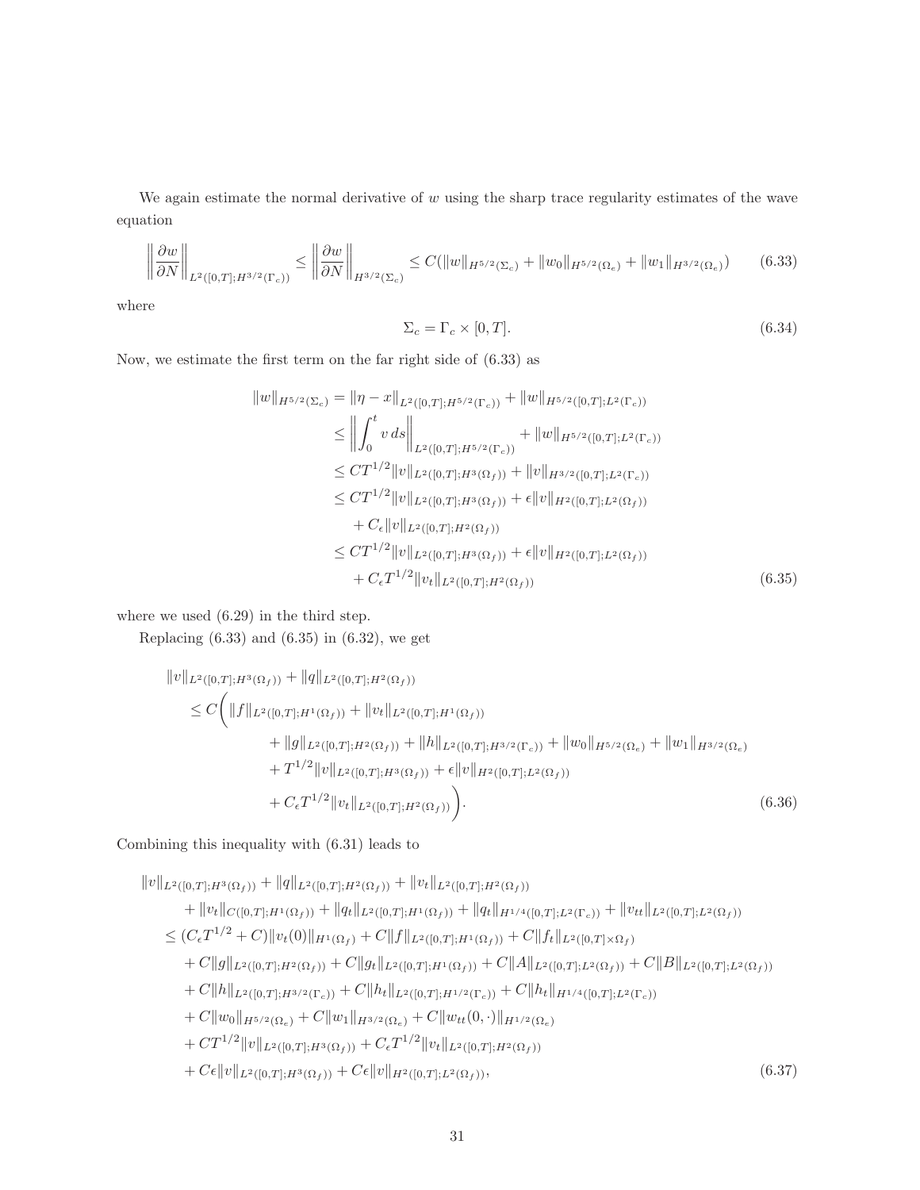We again estimate the normal derivative of $w$ using the sharp trace regularity estimates of the wave equation

$$\left\|\frac{\partial w}{\partial N}\right\|_{L^2([0,T];H^{3/2}(\Gamma_c))} \leq \left\|\frac{\partial w}{\partial N}\right\|_{H^{3/2}(\Sigma_c)} \leq C(\|w\|_{H^{5/2}(\Sigma_c)} + \|w_0\|_{H^{5/2}(\Omega_e)} + \|w_1\|_{H^{3/2}(\Omega_e)}) \tag{6.33}$$

where

$$\Sigma_c = \Gamma_c \times [0,T]. \tag{6.34}$$

Now, we estimate the first term on the far right side of (6.33) as

$$\begin{aligned}
\|w\|_{H^{5/2}(\Sigma_c)} &= \|\eta - x\|_{L^2([0,T];H^{5/2}(\Gamma_c))} + \|w\|_{H^{5/2}([0,T];L^2(\Gamma_c))} \\
&\leq \left\|\int_0^t v\,ds\right\|_{L^2([0,T];H^{5/2}(\Gamma_c))} + \|w\|_{H^{5/2}([0,T];L^2(\Gamma_c))} \\
&\leq CT^{1/2}\|v\|_{L^2([0,T];H^3(\Omega_f))} + \|v\|_{H^{3/2}([0,T];L^2(\Gamma_c))} \\
&\leq CT^{1/2}\|v\|_{L^2([0,T];H^3(\Omega_f))} + \epsilon\|v\|_{H^2([0,T];L^2(\Omega_f))} \\
&\quad + C_\epsilon\|v\|_{L^2([0,T];H^2(\Omega_f))} \\
&\leq CT^{1/2}\|v\|_{L^2([0,T];H^3(\Omega_f))} + \epsilon\|v\|_{H^2([0,T];L^2(\Omega_f))} \\
&\quad + C_\epsilon T^{1/2}\|v_t\|_{L^2([0,T];H^2(\Omega_f))}
\end{aligned} \tag{6.35}$$

where we used (6.29) in the third step.

Replacing (6.33) and (6.35) in (6.32), we get

$$\begin{aligned}
&\|v\|_{L^2([0,T];H^3(\Omega_f))} + \|q\|_{L^2([0,T];H^2(\Omega_f))} \\
&\quad \leq C\bigg(\|f\|_{L^2([0,T];H^1(\Omega_f))} + \|v_t\|_{L^2([0,T];H^1(\Omega_f))} \\
&\qquad + \|g\|_{L^2([0,T];H^2(\Omega_f))} + \|h\|_{L^2([0,T];H^{3/2}(\Gamma_c))} + \|w_0\|_{H^{5/2}(\Omega_e)} + \|w_1\|_{H^{3/2}(\Omega_e)} \\
&\qquad + T^{1/2}\|v\|_{L^2([0,T];H^3(\Omega_f))} + \epsilon\|v\|_{H^2([0,T];L^2(\Omega_f))} \\
&\qquad + C_\epsilon T^{1/2}\|v_t\|_{L^2([0,T];H^2(\Omega_f))}\bigg).
\end{aligned} \tag{6.36}$$

Combining this inequality with (6.31) leads to

$$\begin{aligned}
&\|v\|_{L^2([0,T];H^3(\Omega_f))} + \|q\|_{L^2([0,T];H^2(\Omega_f))} + \|v_t\|_{L^2([0,T];H^2(\Omega_f))} \\
&\quad + \|v_t\|_{C([0,T];H^1(\Omega_f))} + \|q_t\|_{L^2([0,T];H^1(\Omega_f))} + \|q_t\|_{H^{1/4}([0,T];L^2(\Gamma_c))} + \|v_{tt}\|_{L^2([0,T];L^2(\Omega_f))} \\
&\leq (C_\epsilon T^{1/2} + C)\|v_t(0)\|_{H^1(\Omega_f)} + C\|f\|_{L^2([0,T];H^1(\Omega_f))} + C\|f_t\|_{L^2([0,T]\times\Omega_f)} \\
&\quad + C\|g\|_{L^2([0,T];H^2(\Omega_f))} + C\|g_t\|_{L^2([0,T];H^1(\Omega_f))} + C\|A\|_{L^2([0,T];L^2(\Omega_f))} + C\|B\|_{L^2([0,T];L^2(\Omega_f))} \\
&\quad + C\|h\|_{L^2([0,T];H^{3/2}(\Gamma_c))} + C\|h_t\|_{L^2([0,T];H^{1/2}(\Gamma_c))} + C\|h_t\|_{H^{1/4}([0,T];L^2(\Gamma_c))} \\
&\quad + C\|w_0\|_{H^{5/2}(\Omega_e)} + C\|w_1\|_{H^{3/2}(\Omega_e)} + C\|w_{tt}(0,\cdot)\|_{H^{1/2}(\Omega_e)} \\
&\quad + CT^{1/2}\|v\|_{L^2([0,T];H^3(\Omega_f))} + C_\epsilon T^{1/2}\|v_t\|_{L^2([0,T];H^2(\Omega_f))} \\
&\quad + C\epsilon\|v\|_{L^2([0,T];H^3(\Omega_f))} + C\epsilon\|v\|_{H^2([0,T];L^2(\Omega_f))},
\end{aligned} \tag{6.37}$$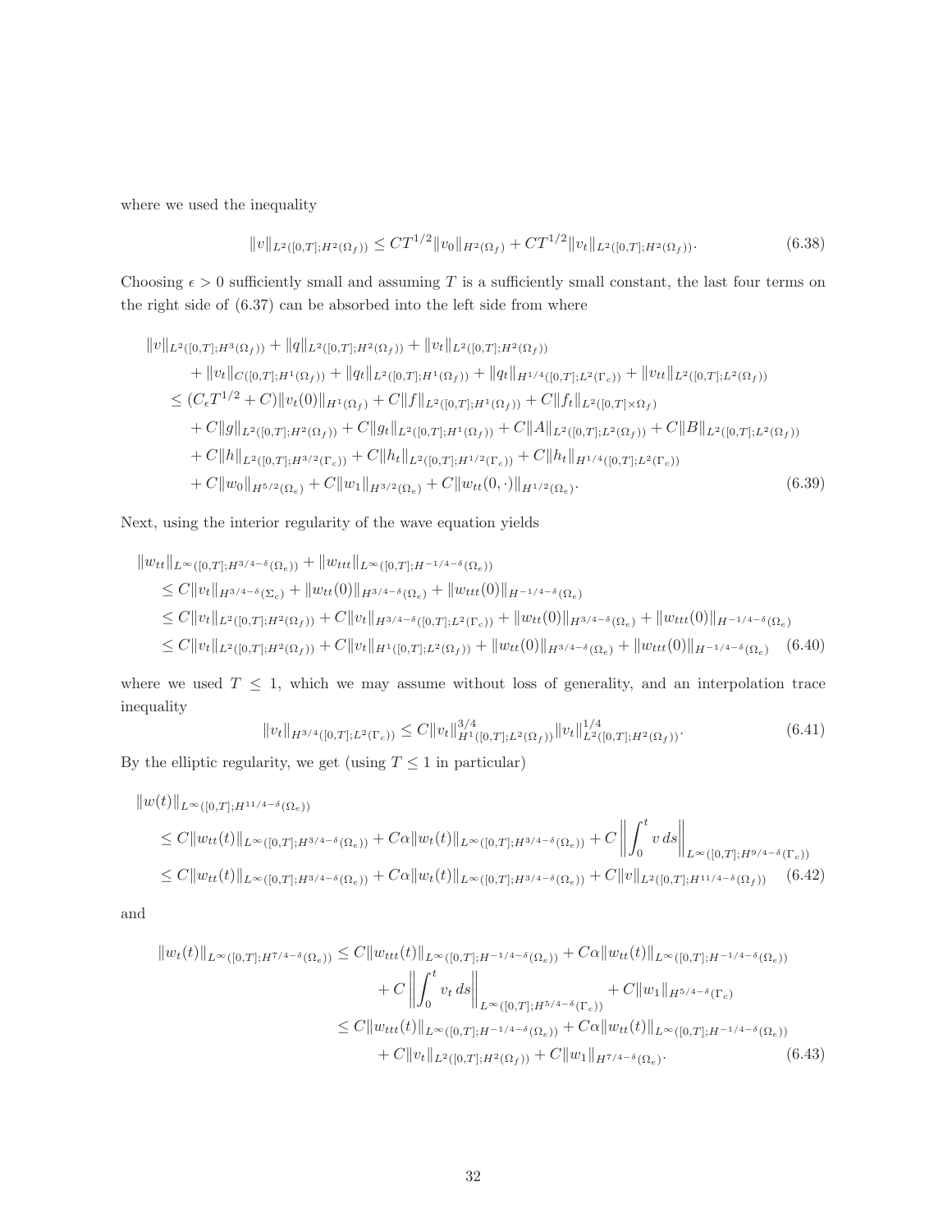where we used the inequality

$$
\|v\|_{L^2([0,T];H^2(\Omega_f))} \leq CT^{1/2}\|v_0\|_{H^2(\Omega_f)} + CT^{1/2}\|v_t\|_{L^2([0,T];H^2(\Omega_f))}. \tag{6.38}
$$

Choosing $\epsilon > 0$ sufficiently small and assuming $T$ is a sufficiently small constant, the last four terms on the right side of (6.37) can be absorbed into the left side from where

$$
\begin{aligned}
&\|v\|_{L^2([0,T];H^3(\Omega_f))} + \|q\|_{L^2([0,T];H^2(\Omega_f))} + \|v_t\|_{L^2([0,T];H^2(\Omega_f))} \\
&\quad + \|v_t\|_{C([0,T];H^1(\Omega_f))} + \|q_t\|_{L^2([0,T];H^1(\Omega_f))} + \|q_t\|_{H^{1/4}([0,T];L^2(\Gamma_c))} + \|v_{tt}\|_{L^2([0,T];L^2(\Omega_f))} \\
&\leq (C_\epsilon T^{1/2} + C)\|v_t(0)\|_{H^1(\Omega_f)} + C\|f\|_{L^2([0,T];H^1(\Omega_f))} + C\|f_t\|_{L^2([0,T]\times\Omega_f)} \\
&\quad + C\|g\|_{L^2([0,T];H^2(\Omega_f))} + C\|g_t\|_{L^2([0,T];H^1(\Omega_f))} + C\|A\|_{L^2([0,T];L^2(\Omega_f))} + C\|B\|_{L^2([0,T];L^2(\Omega_f))} \\
&\quad + C\|h\|_{L^2([0,T];H^{3/2}(\Gamma_c))} + C\|h_t\|_{L^2([0,T];H^{1/2}(\Gamma_c))} + C\|h_t\|_{H^{1/4}([0,T];L^2(\Gamma_c))} \\
&\quad + C\|w_0\|_{H^{5/2}(\Omega_e)} + C\|w_1\|_{H^{3/2}(\Omega_e)} + C\|w_{tt}(0,\cdot)\|_{H^{1/2}(\Omega_e)}.
\end{aligned} \tag{6.39}
$$

Next, using the interior regularity of the wave equation yields

$$
\begin{aligned}
&\|w_{tt}\|_{L^\infty([0,T];H^{3/4-\delta}(\Omega_e))} + \|w_{ttt}\|_{L^\infty([0,T];H^{-1/4-\delta}(\Omega_e))} \\
&\leq C\|v_t\|_{H^{3/4-\delta}(\Sigma_c)} + \|w_{tt}(0)\|_{H^{3/4-\delta}(\Omega_e)} + \|w_{ttt}(0)\|_{H^{-1/4-\delta}(\Omega_e)} \\
&\leq C\|v_t\|_{L^2([0,T];H^2(\Omega_f))} + C\|v_t\|_{H^{3/4-\delta}([0,T];L^2(\Gamma_c))} + \|w_{tt}(0)\|_{H^{3/4-\delta}(\Omega_e)} + \|w_{ttt}(0)\|_{H^{-1/4-\delta}(\Omega_e)} \\
&\leq C\|v_t\|_{L^2([0,T];H^2(\Omega_f))} + C\|v_t\|_{H^1([0,T];L^2(\Omega_f))} + \|w_{tt}(0)\|_{H^{3/4-\delta}(\Omega_e)} + \|w_{ttt}(0)\|_{H^{-1/4-\delta}(\Omega_e)}
\end{aligned} \tag{6.40}
$$

where we used $T \leq 1$, which we may assume without loss of generality, and an interpolation trace inequality

$$
\|v_t\|_{H^{3/4}([0,T];L^2(\Gamma_c))} \leq C\|v_t\|^{3/4}_{H^1([0,T];L^2(\Omega_f))}\|v_t\|^{1/4}_{L^2([0,T];H^2(\Omega_f))}. \tag{6.41}
$$

By the elliptic regularity, we get (using $T \leq 1$ in particular)

$$
\begin{aligned}
&\|w(t)\|_{L^\infty([0,T];H^{11/4-\delta}(\Omega_e))} \\
&\leq C\|w_{tt}(t)\|_{L^\infty([0,T];H^{3/4-\delta}(\Omega_e))} + C\alpha\|w_t(t)\|_{L^\infty([0,T];H^{3/4-\delta}(\Omega_e))} + C\left\|\int_0^t v\,ds\right\|_{L^\infty([0,T];H^{9/4-\delta}(\Gamma_c))} \\
&\leq C\|w_{tt}(t)\|_{L^\infty([0,T];H^{3/4-\delta}(\Omega_e))} + C\alpha\|w_t(t)\|_{L^\infty([0,T];H^{3/4-\delta}(\Omega_e))} + C\|v\|_{L^2([0,T];H^{11/4-\delta}(\Omega_f))}
\end{aligned} \tag{6.42}
$$

and

$$
\begin{aligned}
\|w_t(t)\|_{L^\infty([0,T];H^{7/4-\delta}(\Omega_e))} &\leq C\|w_{ttt}(t)\|_{L^\infty([0,T];H^{-1/4-\delta}(\Omega_e))} + C\alpha\|w_{tt}(t)\|_{L^\infty([0,T];H^{-1/4-\delta}(\Omega_e))} \\
&\quad + C\left\|\int_0^t v_t\,ds\right\|_{L^\infty([0,T];H^{5/4-\delta}(\Gamma_c))} + C\|w_1\|_{H^{5/4-\delta}(\Gamma_c)} \\
&\leq C\|w_{ttt}(t)\|_{L^\infty([0,T];H^{-1/4-\delta}(\Omega_e))} + C\alpha\|w_{tt}(t)\|_{L^\infty([0,T];H^{-1/4-\delta}(\Omega_e))} \\
&\quad + C\|v_t\|_{L^2([0,T];H^2(\Omega_f))} + C\|w_1\|_{H^{7/4-\delta}(\Omega_e)}.
\end{aligned} \tag{6.43}
$$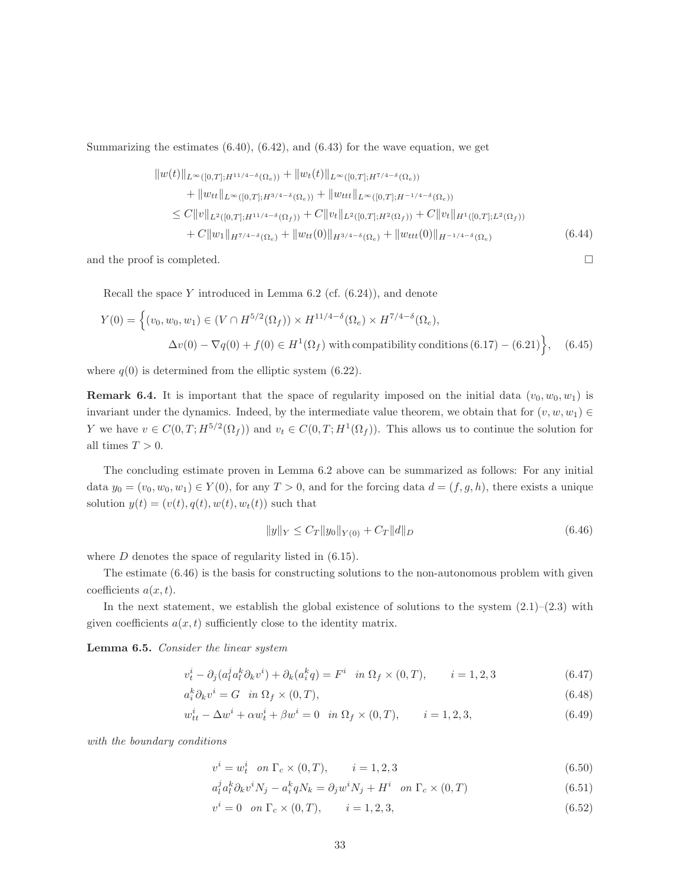Summarizing the estimates (6.40), (6.42), and (6.43) for the wave equation, we get

$$
\begin{aligned}
&\|w(t)\|_{L^\infty([0,T];H^{11/4-\delta}(\Omega_e))} + \|w_t(t)\|_{L^\infty([0,T];H^{7/4-\delta}(\Omega_e))} \\
&\quad + \|w_{tt}\|_{L^\infty([0,T];H^{3/4-\delta}(\Omega_e))} + \|w_{ttt}\|_{L^\infty([0,T];H^{-1/4-\delta}(\Omega_e))} \\
&\le C\|v\|_{L^2([0,T];H^{11/4-\delta}(\Omega_f))} + C\|v_t\|_{L^2([0,T];H^2(\Omega_f))} + C\|v_t\|_{H^1([0,T];L^2(\Omega_f))} \\
&\quad + C\|w_1\|_{H^{7/4-\delta}(\Omega_e)} + \|w_{tt}(0)\|_{H^{3/4-\delta}(\Omega_e)} + \|w_{ttt}(0)\|_{H^{-1/4-\delta}(\Omega_e)}
\end{aligned}
\tag{6.44}
$$

and the proof is completed. $\square$

Recall the space $Y$ introduced in Lemma 6.2 (cf. (6.24)), and denote

$$
\begin{aligned}
Y(0) = \Big\{&(v_0, w_0, w_1) \in (V \cap H^{5/2}(\Omega_f)) \times H^{11/4-\delta}(\Omega_e) \times H^{7/4-\delta}(\Omega_e), \\
&\Delta v(0) - \nabla q(0) + f(0) \in H^1(\Omega_f) \text{ with compatibility conditions } (6.17)-(6.21)\Big\},
\end{aligned}
\tag{6.45}
$$

where $q(0)$ is determined from the elliptic system (6.22).

**Remark 6.4.** It is important that the space of regularity imposed on the initial data $(v_0, w_0, w_1)$ is invariant under the dynamics. Indeed, by the intermediate value theorem, we obtain that for $(v, w, w_1) \in Y$ we have $v \in C(0,T;H^{5/2}(\Omega_f))$ and $v_t \in C(0,T;H^1(\Omega_f))$. This allows us to continue the solution for all times $T > 0$.

The concluding estimate proven in Lemma 6.2 above can be summarized as follows: For any initial data $y_0 = (v_0, w_0, w_1) \in Y(0)$, for any $T > 0$, and for the forcing data $d = (f, g, h)$, there exists a unique solution $y(t) = (v(t), q(t), w(t), w_t(t))$ such that

$$
\|y\|_Y \le C_T\|y_0\|_{Y(0)} + C_T\|d\|_D
\tag{6.46}
$$

where $D$ denotes the space of regularity listed in (6.15).

The estimate (6.46) is the basis for constructing solutions to the non-autonomous problem with given coefficients $a(x,t)$.

In the next statement, we establish the global existence of solutions to the system (2.1)–(2.3) with given coefficients $a(x,t)$ sufficiently close to the identity matrix.

**Lemma 6.5.** *Consider the linear system*

$$
v_t^i - \partial_j(a_l^j a_l^k \partial_k v^i) + \partial_k(a_i^k q) = F^i \quad \text{in } \Omega_f \times (0,T), \qquad i = 1,2,3
\tag{6.47}
$$

$$
a_i^k \partial_k v^i = G \quad \text{in } \Omega_f \times (0,T),
\tag{6.48}
$$

$$
w_{tt}^i - \Delta w^i + \alpha w_t^i + \beta w^i = 0 \quad \text{in } \Omega_f \times (0,T), \qquad i = 1,2,3,
\tag{6.49}
$$

*with the boundary conditions*

$$
v^i = w_t^i \quad \text{on } \Gamma_c \times (0,T), \qquad i = 1,2,3
\tag{6.50}
$$

$$
a_l^j a_l^k \partial_k v^i N_j - a_i^k q N_k = \partial_j w^i N_j + H^i \quad \text{on } \Gamma_c \times (0,T)
\tag{6.51}
$$

$$
v^i = 0 \quad \text{on } \Gamma_c \times (0,T), \qquad i = 1,2,3,
\tag{6.52}
$$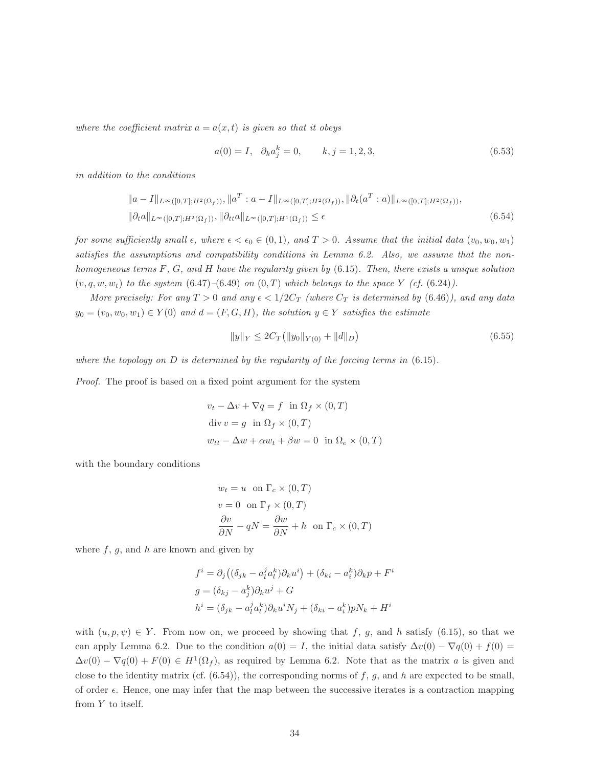*where the coefficient matrix $a = a(x,t)$ is given so that it obeys*

$$a(0) = I, \quad \partial_k a^k_j = 0, \qquad k, j = 1, 2, 3, \tag{6.53}$$

*in addition to the conditions*

$$\begin{aligned}
&\|a - I\|_{L^\infty([0,T];H^2(\Omega_f))}, \|a^T : a - I\|_{L^\infty([0,T];H^2(\Omega_f))}, \|\partial_t(a^T : a)\|_{L^\infty([0,T];H^2(\Omega_f))}, \\
&\|\partial_t a\|_{L^\infty([0,T];H^2(\Omega_f))}, \|\partial_{tt} a\|_{L^\infty([0,T];H^1(\Omega_f))} \le \epsilon
\end{aligned} \tag{6.54}$$

*for some sufficiently small $\epsilon$, where $\epsilon < \epsilon_0 \in (0,1)$, and $T > 0$. Assume that the initial data $(v_0, w_0, w_1)$ satisfies the assumptions and compatibility conditions in Lemma 6.2. Also, we assume that the non-homogeneous terms $F$, $G$, and $H$ have the regularity given by (6.15). Then, there exists a unique solution $(v, q, w, w_t)$ to the system (6.47)–(6.49) on $(0,T)$ which belongs to the space $Y$ (cf. (6.24)).*

*More precisely: For any $T > 0$ and any $\epsilon < 1/2C_T$ (where $C_T$ is determined by (6.46)), and any data $y_0 = (v_0, w_0, w_1) \in Y(0)$ and $d = (F, G, H)$, the solution $y \in Y$ satisfies the estimate*

$$\|y\|_Y \le 2C_T\big(\|y_0\|_{Y(0)} + \|d\|_D\big) \tag{6.55}$$

*where the topology on $D$ is determined by the regularity of the forcing terms in (6.15).*

*Proof.* The proof is based on a fixed point argument for the system

$$\begin{aligned}
&v_t - \Delta v + \nabla q = f \quad \text{in } \Omega_f \times (0,T) \\
&\operatorname{div} v = g \quad \text{in } \Omega_f \times (0,T) \\
&w_{tt} - \Delta w + \alpha w_t + \beta w = 0 \quad \text{in } \Omega_e \times (0,T)
\end{aligned}$$

with the boundary conditions

$$\begin{aligned}
&w_t = u \quad \text{on } \Gamma_c \times (0,T) \\
&v = 0 \quad \text{on } \Gamma_f \times (0,T) \\
&\frac{\partial v}{\partial N} - qN = \frac{\partial w}{\partial N} + h \quad \text{on } \Gamma_c \times (0,T)
\end{aligned}$$

where $f$, $g$, and $h$ are known and given by

$$\begin{aligned}
&f^i = \partial_j\big((\delta_{jk} - a^j_l a^k_l)\partial_k u^i\big) + (\delta_{ki} - a^k_i)\partial_k p + F^i \\
&g = (\delta_{kj} - a^k_j)\partial_k u^j + G \\
&h^i = (\delta_{jk} - a^j_l a^k_l)\partial_k u^i N_j + (\delta_{ki} - a^k_i) p N_k + H^i
\end{aligned}$$

with $(u, p, \psi) \in Y$. From now on, we proceed by showing that $f$, $g$, and $h$ satisfy (6.15), so that we can apply Lemma 6.2. Due to the condition $a(0) = I$, the initial data satisfy $\Delta v(0) - \nabla q(0) + f(0) = \Delta v(0) - \nabla q(0) + F(0) \in H^1(\Omega_f)$, as required by Lemma 6.2. Note that as the matrix $a$ is given and close to the identity matrix (cf. (6.54)), the corresponding norms of $f$, $g$, and $h$ are expected to be small, of order $\epsilon$. Hence, one may infer that the map between the successive iterates is a contraction mapping from $Y$ to itself.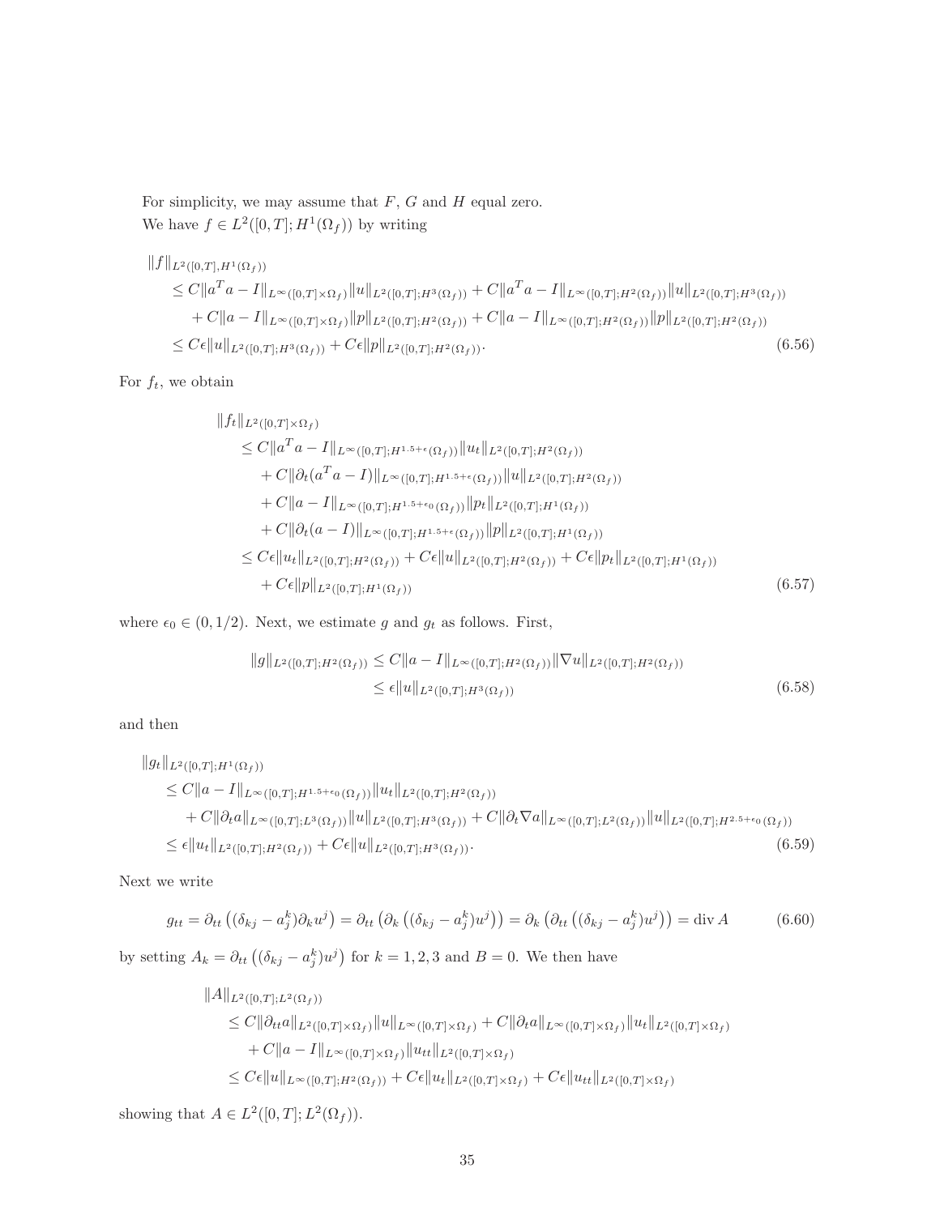For simplicity, we may assume that $F$, $G$ and $H$ equal zero.

We have $f \in L^2([0,T];H^1(\Omega_f))$ by writing

$$
\begin{aligned}
&\|f\|_{L^2([0,T],H^1(\Omega_f))} \\
&\quad \le C\|a^T a - I\|_{L^\infty([0,T]\times\Omega_f)}\|u\|_{L^2([0,T];H^3(\Omega_f))} + C\|a^T a - I\|_{L^\infty([0,T];H^2(\Omega_f))}\|u\|_{L^2([0,T];H^3(\Omega_f))} \\
&\qquad + C\|a - I\|_{L^\infty([0,T]\times\Omega_f)}\|p\|_{L^2([0,T];H^2(\Omega_f))} + C\|a - I\|_{L^\infty([0,T];H^2(\Omega_f))}\|p\|_{L^2([0,T];H^2(\Omega_f))} \\
&\quad \le C\epsilon\|u\|_{L^2([0,T];H^3(\Omega_f))} + C\epsilon\|p\|_{L^2([0,T];H^2(\Omega_f))}.
\end{aligned}
\tag{6.56}
$$

For $f_t$, we obtain

$$
\begin{aligned}
&\|f_t\|_{L^2([0,T]\times\Omega_f)} \\
&\quad \le C\|a^T a - I\|_{L^\infty([0,T];H^{1.5+\epsilon}(\Omega_f))}\|u_t\|_{L^2([0,T];H^2(\Omega_f))} \\
&\qquad + C\|\partial_t(a^T a - I)\|_{L^\infty([0,T];H^{1.5+\epsilon}(\Omega_f))}\|u\|_{L^2([0,T];H^2(\Omega_f))} \\
&\qquad + C\|a - I\|_{L^\infty([0,T];H^{1.5+\epsilon_0}(\Omega_f))}\|p_t\|_{L^2([0,T];H^1(\Omega_f))} \\
&\qquad + C\|\partial_t(a - I)\|_{L^\infty([0,T];H^{1.5+\epsilon}(\Omega_f))}\|p\|_{L^2([0,T];H^1(\Omega_f))} \\
&\quad \le C\epsilon\|u_t\|_{L^2([0,T];H^2(\Omega_f))} + C\epsilon\|u\|_{L^2([0,T];H^2(\Omega_f))} + C\epsilon\|p_t\|_{L^2([0,T];H^1(\Omega_f))} \\
&\qquad + C\epsilon\|p\|_{L^2([0,T];H^1(\Omega_f))}
\end{aligned}
\tag{6.57}
$$

where $\epsilon_0 \in (0, 1/2)$. Next, we estimate $g$ and $g_t$ as follows. First,

$$
\begin{aligned}
\|g\|_{L^2([0,T];H^2(\Omega_f))} &\le C\|a - I\|_{L^\infty([0,T];H^2(\Omega_f))}\|\nabla u\|_{L^2([0,T];H^2(\Omega_f))} \\
&\le \epsilon\|u\|_{L^2([0,T];H^3(\Omega_f))}
\end{aligned}
\tag{6.58}
$$

and then

$$
\begin{aligned}
&\|g_t\|_{L^2([0,T];H^1(\Omega_f))} \\
&\quad \le C\|a - I\|_{L^\infty([0,T];H^{1.5+\epsilon_0}(\Omega_f))}\|u_t\|_{L^2([0,T];H^2(\Omega_f))} \\
&\qquad + C\|\partial_t a\|_{L^\infty([0,T];L^3(\Omega_f))}\|u\|_{L^2([0,T];H^3(\Omega_f))} + C\|\partial_t \nabla a\|_{L^\infty([0,T];L^2(\Omega_f))}\|u\|_{L^2([0,T];H^{2.5+\epsilon_0}(\Omega_f))} \\
&\quad \le \epsilon\|u_t\|_{L^2([0,T];H^2(\Omega_f))} + C\epsilon\|u\|_{L^2([0,T];H^3(\Omega_f))}.
\end{aligned}
\tag{6.59}
$$

Next we write

$$
g_{tt} = \partial_{tt}\left((\delta_{kj} - a_j^k)\partial_k u^j\right) = \partial_{tt}\left(\partial_k\left((\delta_{kj} - a_j^k)u^j\right)\right) = \partial_k\left(\partial_{tt}\left((\delta_{kj} - a_j^k)u^j\right)\right) = \operatorname{div} A
\tag{6.60}
$$

by setting $A_k = \partial_{tt}\left((\delta_{kj} - a_j^k)u^j\right)$ for $k = 1, 2, 3$ and $B = 0$. We then have

$$
\begin{aligned}
&\|A\|_{L^2([0,T];L^2(\Omega_f))} \\
&\quad \le C\|\partial_{tt} a\|_{L^2([0,T]\times\Omega_f)}\|u\|_{L^\infty([0,T]\times\Omega_f)} + C\|\partial_t a\|_{L^\infty([0,T]\times\Omega_f)}\|u_t\|_{L^2([0,T]\times\Omega_f)} \\
&\qquad + C\|a - I\|_{L^\infty([0,T]\times\Omega_f)}\|u_{tt}\|_{L^2([0,T]\times\Omega_f)} \\
&\quad \le C\epsilon\|u\|_{L^\infty([0,T];H^2(\Omega_f))} + C\epsilon\|u_t\|_{L^2([0,T]\times\Omega_f)} + C\epsilon\|u_{tt}\|_{L^2([0,T]\times\Omega_f)}
\end{aligned}
$$

showing that $A \in L^2([0,T];L^2(\Omega_f))$.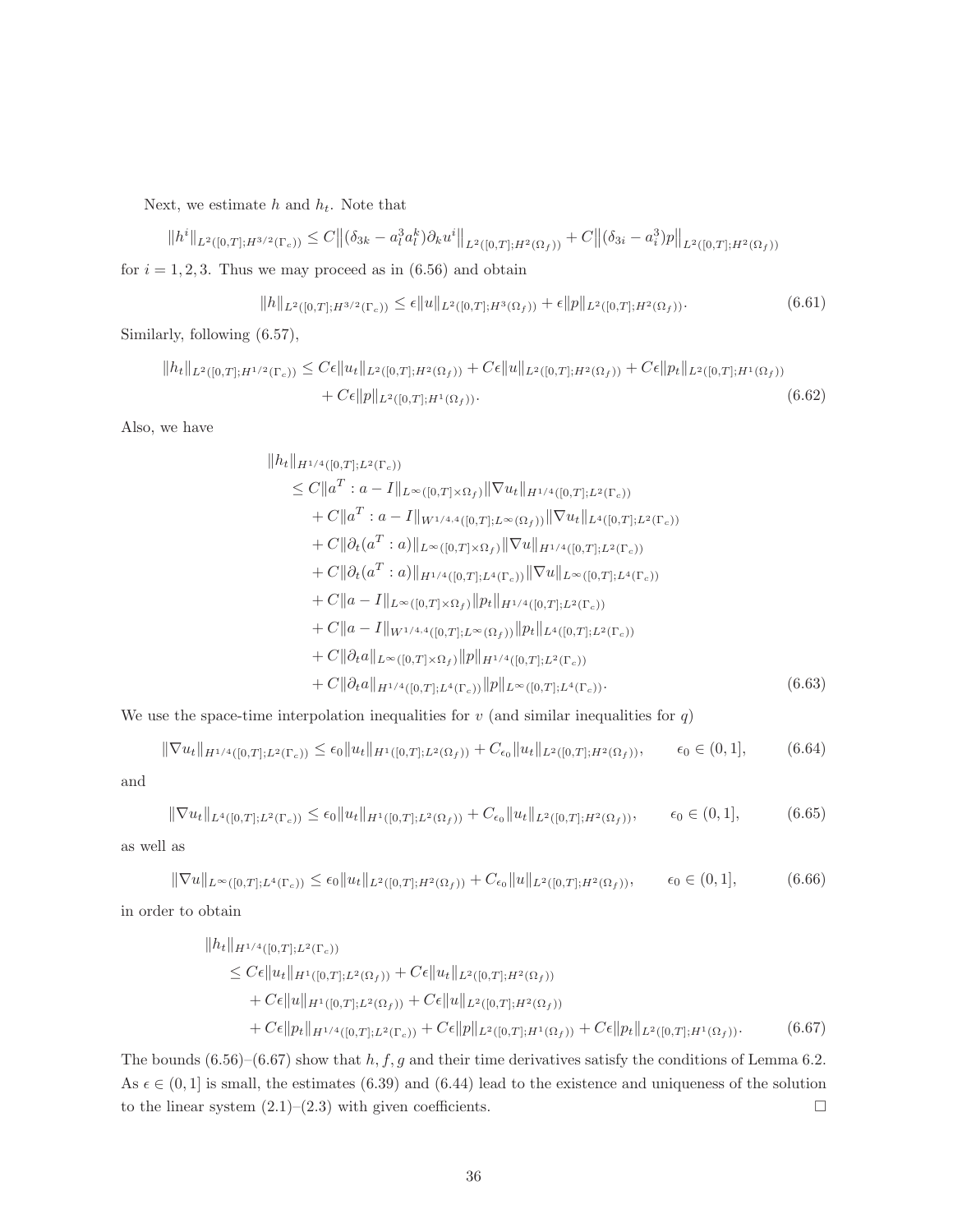Next, we estimate $h$ and $h_t$. Note that

$$\|h^i\|_{L^2([0,T];H^{3/2}(\Gamma_c))} \le C\big\|(\delta_{3k} - a^3_l a^k_l)\partial_k u^i\big\|_{L^2([0,T];H^2(\Omega_f))} + C\big\|(\delta_{3i} - a^3_i)p\big\|_{L^2([0,T];H^2(\Omega_f))}$$

for $i = 1, 2, 3$. Thus we may proceed as in (6.56) and obtain

$$\|h\|_{L^2([0,T];H^{3/2}(\Gamma_c))} \le \epsilon\|u\|_{L^2([0,T];H^3(\Omega_f))} + \epsilon\|p\|_{L^2([0,T];H^2(\Omega_f))}. \tag{6.61}$$

Similarly, following (6.57),

$$\begin{aligned}\|h_t\|_{L^2([0,T];H^{1/2}(\Gamma_c))} \le{}& C\epsilon\|u_t\|_{L^2([0,T];H^2(\Omega_f))} + C\epsilon\|u\|_{L^2([0,T];H^2(\Omega_f))} + C\epsilon\|p_t\|_{L^2([0,T];H^1(\Omega_f))} \\ &+ C\epsilon\|p\|_{L^2([0,T];H^1(\Omega_f))}.\end{aligned} \tag{6.62}$$

Also, we have

$$\begin{aligned}
&\|h_t\|_{H^{1/4}([0,T];L^2(\Gamma_c))} \\
&\quad\le C\|a^T : a - I\|_{L^\infty([0,T]\times\Omega_f)}\|\nabla u_t\|_{H^{1/4}([0,T];L^2(\Gamma_c))} \\
&\qquad + C\|a^T : a - I\|_{W^{1/4,4}([0,T];L^\infty(\Omega_f))}\|\nabla u_t\|_{L^4([0,T];L^2(\Gamma_c))} \\
&\qquad + C\|\partial_t(a^T : a)\|_{L^\infty([0,T]\times\Omega_f)}\|\nabla u\|_{H^{1/4}([0,T];L^2(\Gamma_c))} \\
&\qquad + C\|\partial_t(a^T : a)\|_{H^{1/4}([0,T];L^4(\Gamma_c))}\|\nabla u\|_{L^\infty([0,T];L^4(\Gamma_c))} \\
&\qquad + C\|a - I\|_{L^\infty([0,T]\times\Omega_f)}\|p_t\|_{H^{1/4}([0,T];L^2(\Gamma_c))} \\
&\qquad + C\|a - I\|_{W^{1/4,4}([0,T];L^\infty(\Omega_f))}\|p_t\|_{L^4([0,T];L^2(\Gamma_c))} \\
&\qquad + C\|\partial_t a\|_{L^\infty([0,T]\times\Omega_f)}\|p\|_{H^{1/4}([0,T];L^2(\Gamma_c))} \\
&\qquad + C\|\partial_t a\|_{H^{1/4}([0,T];L^4(\Gamma_c))}\|p\|_{L^\infty([0,T];L^4(\Gamma_c))}.
\end{aligned} \tag{6.63}$$

We use the space-time interpolation inequalities for $v$ (and similar inequalities for $q$)

$$\|\nabla u_t\|_{H^{1/4}([0,T];L^2(\Gamma_c))} \le \epsilon_0\|u_t\|_{H^1([0,T];L^2(\Omega_f))} + C_{\epsilon_0}\|u_t\|_{L^2([0,T];H^2(\Omega_f))}, \qquad \epsilon_0 \in (0,1], \tag{6.64}$$

and

$$\|\nabla u_t\|_{L^4([0,T];L^2(\Gamma_c))} \le \epsilon_0\|u_t\|_{H^1([0,T];L^2(\Omega_f))} + C_{\epsilon_0}\|u_t\|_{L^2([0,T];H^2(\Omega_f))}, \qquad \epsilon_0 \in (0,1], \tag{6.65}$$

as well as

$$\|\nabla u\|_{L^\infty([0,T];L^4(\Gamma_c))} \le \epsilon_0\|u_t\|_{L^2([0,T];H^2(\Omega_f))} + C_{\epsilon_0}\|u\|_{L^2([0,T];H^2(\Omega_f))}, \qquad \epsilon_0 \in (0,1], \tag{6.66}$$

in order to obtain

$$\begin{aligned}
&\|h_t\|_{H^{1/4}([0,T];L^2(\Gamma_c))} \\
&\quad\le C\epsilon\|u_t\|_{H^1([0,T];L^2(\Omega_f))} + C\epsilon\|u_t\|_{L^2([0,T];H^2(\Omega_f))} \\
&\qquad + C\epsilon\|u\|_{H^1([0,T];L^2(\Omega_f))} + C\epsilon\|u\|_{L^2([0,T];H^2(\Omega_f))} \\
&\qquad + C\epsilon\|p_t\|_{H^{1/4}([0,T];L^2(\Gamma_c))} + C\epsilon\|p\|_{L^2([0,T];H^1(\Omega_f))} + C\epsilon\|p_t\|_{L^2([0,T];H^1(\Omega_f))}.
\end{aligned} \tag{6.67}$$

The bounds (6.56)–(6.67) show that $h, f, g$ and their time derivatives satisfy the conditions of Lemma 6.2. As $\epsilon \in (0,1]$ is small, the estimates (6.39) and (6.44) lead to the existence and uniqueness of the solution to the linear system (2.1)–(2.3) with given coefficients. $\square$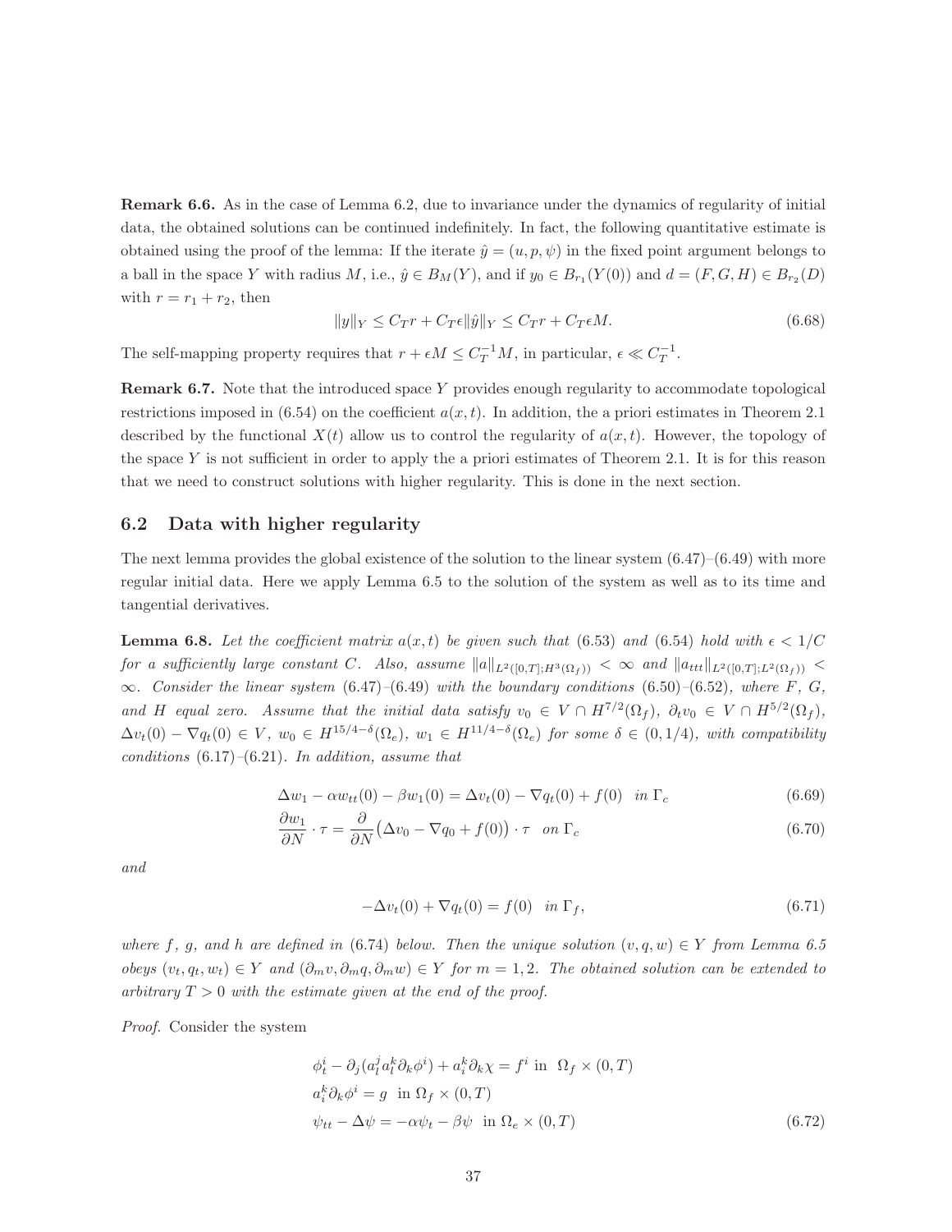**Remark 6.6.** As in the case of Lemma 6.2, due to invariance under the dynamics of regularity of initial data, the obtained solutions can be continued indefinitely. In fact, the following quantitative estimate is obtained using the proof of the lemma: If the iterate $\hat{y} = (u, p, \psi)$ in the fixed point argument belongs to a ball in the space $Y$ with radius $M$, i.e., $\hat{y} \in B_M(Y)$, and if $y_0 \in B_{r_1}(Y(0))$ and $d = (F, G, H) \in B_{r_2}(D)$ with $r = r_1 + r_2$, then

$$\|y\|_Y \leq C_T r + C_T \epsilon \|\hat{y}\|_Y \leq C_T r + C_T \epsilon M. \tag{6.68}$$

The self-mapping property requires that $r + \epsilon M \leq C_T^{-1} M$, in particular, $\epsilon \ll C_T^{-1}$.

**Remark 6.7.** Note that the introduced space $Y$ provides enough regularity to accommodate topological restrictions imposed in (6.54) on the coefficient $a(x,t)$. In addition, the a priori estimates in Theorem 2.1 described by the functional $X(t)$ allow us to control the regularity of $a(x,t)$. However, the topology of the space $Y$ is not sufficient in order to apply the a priori estimates of Theorem 2.1. It is for this reason that we need to construct solutions with higher regularity. This is done in the next section.

## 6.2 Data with higher regularity

The next lemma provides the global existence of the solution to the linear system (6.47)–(6.49) with more regular initial data. Here we apply Lemma 6.5 to the solution of the system as well as to its time and tangential derivatives.

**Lemma 6.8.** *Let the coefficient matrix $a(x,t)$ be given such that (6.53) and (6.54) hold with $\epsilon < 1/C$ for a sufficiently large constant $C$. Also, assume $\|a\|_{L^2([0,T];H^3(\Omega_f))} < \infty$ and $\|a_{ttt}\|_{L^2([0,T];L^2(\Omega_f))} < \infty$. Consider the linear system (6.47)–(6.49) with the boundary conditions (6.50)–(6.52), where $F$, $G$, and $H$ equal zero. Assume that the initial data satisfy $v_0 \in V \cap H^{7/2}(\Omega_f)$, $\partial_t v_0 \in V \cap H^{5/2}(\Omega_f)$, $\Delta v_t(0) - \nabla q_t(0) \in V$, $w_0 \in H^{15/4-\delta}(\Omega_e)$, $w_1 \in H^{11/4-\delta}(\Omega_e)$ for some $\delta \in (0, 1/4)$, with compatibility conditions (6.17)–(6.21). In addition, assume that*

$$\Delta w_1 - \alpha w_{tt}(0) - \beta w_1(0) = \Delta v_t(0) - \nabla q_t(0) + f(0) \quad \text{in } \Gamma_c \tag{6.69}$$

$$\frac{\partial w_1}{\partial N} \cdot \tau = \frac{\partial}{\partial N}\big(\Delta v_0 - \nabla q_0 + f(0)\big) \cdot \tau \quad \text{on } \Gamma_c \tag{6.70}$$

*and*

$$-\Delta v_t(0) + \nabla q_t(0) = f(0) \quad \text{in } \Gamma_f, \tag{6.71}$$

*where $f$, $g$, and $h$ are defined in (6.74) below. Then the unique solution $(v, q, w) \in Y$ from Lemma 6.5 obeys $(v_t, q_t, w_t) \in Y$ and $(\partial_m v, \partial_m q, \partial_m w) \in Y$ for $m = 1, 2$. The obtained solution can be extended to arbitrary $T > 0$ with the estimate given at the end of the proof.*

*Proof.* Consider the system

$$\begin{aligned}
&\phi_t^i - \partial_j(a_l^j a_l^k \partial_k \phi^i) + a_i^k \partial_k \chi = f^i \ \text{ in } \ \Omega_f \times (0,T) \\
&a_i^k \partial_k \phi^i = g \ \text{ in } \Omega_f \times (0,T) \\
&\psi_{tt} - \Delta \psi = -\alpha \psi_t - \beta \psi \ \text{ in } \Omega_e \times (0,T)
\end{aligned} \tag{6.72}$$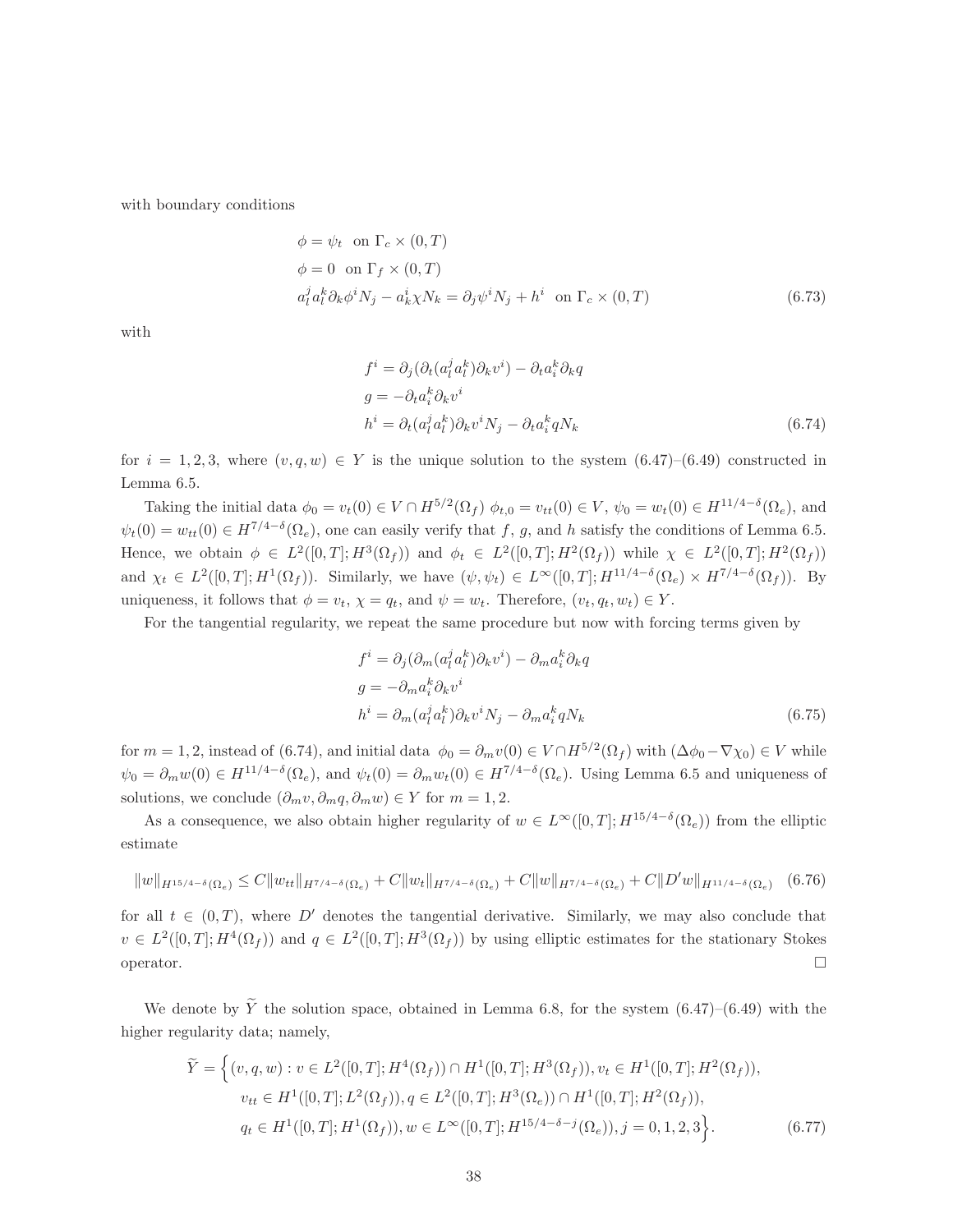with boundary conditions

$$
\begin{aligned}
&\phi = \psi_t \quad \text{on } \Gamma_c \times (0,T) \\
&\phi = 0 \quad \text{on } \Gamma_f \times (0,T) \\
&a_l^j a_l^k \partial_k \phi^i N_j - a_k^i \chi N_k = \partial_j \psi^i N_j + h^i \quad \text{on } \Gamma_c \times (0,T)
\end{aligned}
\tag{6.73}
$$

with

$$
\begin{aligned}
&f^i = \partial_j(\partial_t(a_l^j a_l^k)\partial_k v^i) - \partial_t a_i^k \partial_k q \\
&g = -\partial_t a_i^k \partial_k v^i \\
&h^i = \partial_t(a_l^j a_l^k)\partial_k v^i N_j - \partial_t a_i^k q N_k
\end{aligned}
\tag{6.74}
$$

for $i = 1, 2, 3$, where $(v, q, w) \in Y$ is the unique solution to the system (6.47)–(6.49) constructed in Lemma 6.5.

Taking the initial data $\phi_0 = v_t(0) \in V \cap H^{5/2}(\Omega_f)$ $\phi_{t,0} = v_{tt}(0) \in V$, $\psi_0 = w_t(0) \in H^{11/4-\delta}(\Omega_e)$, and $\psi_t(0) = w_{tt}(0) \in H^{7/4-\delta}(\Omega_e)$, one can easily verify that $f$, $g$, and $h$ satisfy the conditions of Lemma 6.5. Hence, we obtain $\phi \in L^2([0,T]; H^3(\Omega_f))$ and $\phi_t \in L^2([0,T]; H^2(\Omega_f))$ while $\chi \in L^2([0,T]; H^2(\Omega_f))$ and $\chi_t \in L^2([0,T]; H^1(\Omega_f))$. Similarly, we have $(\psi, \psi_t) \in L^\infty([0,T]; H^{11/4-\delta}(\Omega_e) \times H^{7/4-\delta}(\Omega_f))$. By uniqueness, it follows that $\phi = v_t$, $\chi = q_t$, and $\psi = w_t$. Therefore, $(v_t, q_t, w_t) \in Y$.

For the tangential regularity, we repeat the same procedure but now with forcing terms given by

$$
\begin{aligned}
&f^i = \partial_j(\partial_m(a_l^j a_l^k)\partial_k v^i) - \partial_m a_i^k \partial_k q \\
&g = -\partial_m a_i^k \partial_k v^i \\
&h^i = \partial_m(a_l^j a_l^k)\partial_k v^i N_j - \partial_m a_i^k q N_k
\end{aligned}
\tag{6.75}
$$

for $m = 1, 2$, instead of (6.74), and initial data $\phi_0 = \partial_m v(0) \in V \cap H^{5/2}(\Omega_f)$ with $(\Delta\phi_0 - \nabla\chi_0) \in V$ while $\psi_0 = \partial_m w(0) \in H^{11/4-\delta}(\Omega_e)$, and $\psi_t(0) = \partial_m w_t(0) \in H^{7/4-\delta}(\Omega_e)$. Using Lemma 6.5 and uniqueness of solutions, we conclude $(\partial_m v, \partial_m q, \partial_m w) \in Y$ for $m = 1, 2$.

As a consequence, we also obtain higher regularity of $w \in L^\infty([0,T]; H^{15/4-\delta}(\Omega_e))$ from the elliptic estimate

$$
\|w\|_{H^{15/4-\delta}(\Omega_e)} \le C\|w_{tt}\|_{H^{7/4-\delta}(\Omega_e)} + C\|w_t\|_{H^{7/4-\delta}(\Omega_e)} + C\|w\|_{H^{7/4-\delta}(\Omega_e)} + C\|D'w\|_{H^{11/4-\delta}(\Omega_e)} \tag{6.76}
$$

for all $t \in (0,T)$, where $D'$ denotes the tangential derivative. Similarly, we may also conclude that $v \in L^2([0,T]; H^4(\Omega_f))$ and $q \in L^2([0,T]; H^3(\Omega_f))$ by using elliptic estimates for the stationary Stokes operator. $\square$

We denote by $\widetilde{Y}$ the solution space, obtained in Lemma 6.8, for the system (6.47)–(6.49) with the higher regularity data; namely,

$$
\begin{aligned}
\widetilde{Y} = \Big\{ &(v, q, w) : v \in L^2([0,T]; H^4(\Omega_f)) \cap H^1([0,T]; H^3(\Omega_f)), v_t \in H^1([0,T]; H^2(\Omega_f)), \\
&v_{tt} \in H^1([0,T]; L^2(\Omega_f)), q \in L^2([0,T]; H^3(\Omega_e)) \cap H^1([0,T]; H^2(\Omega_f)), \\
&q_t \in H^1([0,T]; H^1(\Omega_f)), w \in L^\infty([0,T]; H^{15/4-\delta-j}(\Omega_e)), j = 0, 1, 2, 3 \Big\}.
\end{aligned}
\tag{6.77}
$$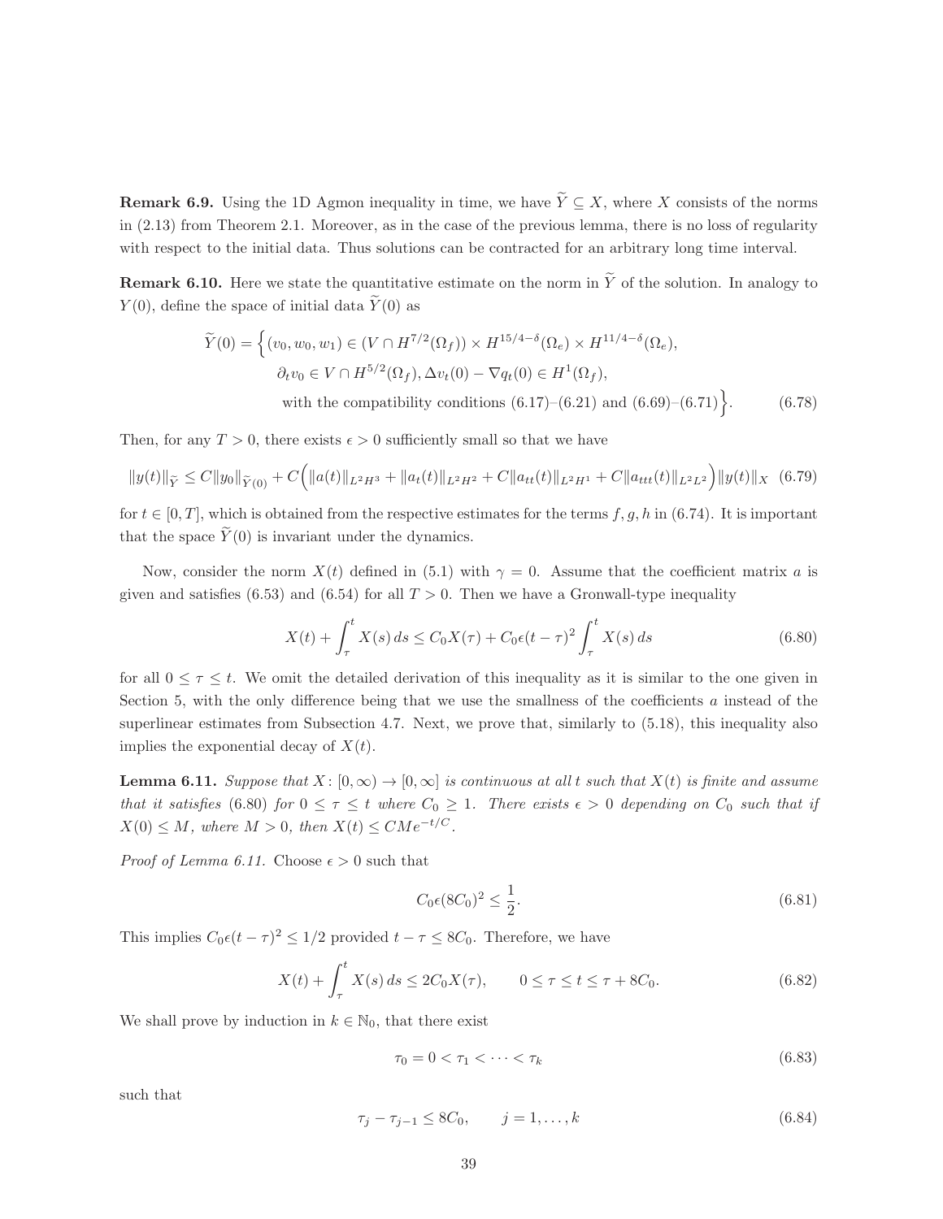**Remark 6.9.** Using the 1D Agmon inequality in time, we have $\widetilde{Y} \subseteq X$, where $X$ consists of the norms in (2.13) from Theorem 2.1. Moreover, as in the case of the previous lemma, there is no loss of regularity with respect to the initial data. Thus solutions can be contracted for an arbitrary long time interval.

**Remark 6.10.** Here we state the quantitative estimate on the norm in $\widetilde{Y}$ of the solution. In analogy to $Y(0)$, define the space of initial data $\widetilde{Y}(0)$ as

$$
\begin{aligned}
\widetilde{Y}(0) = \Big\{ &(v_0, w_0, w_1) \in (V \cap H^{7/2}(\Omega_f)) \times H^{15/4-\delta}(\Omega_e) \times H^{11/4-\delta}(\Omega_e), \\
&\partial_t v_0 \in V \cap H^{5/2}(\Omega_f), \Delta v_t(0) - \nabla q_t(0) \in H^1(\Omega_f), \\
&\text{with the compatibility conditions (6.17)–(6.21) and (6.69)–(6.71)} \Big\}.
\end{aligned}
\tag{6.78}
$$

Then, for any $T > 0$, there exists $\epsilon > 0$ sufficiently small so that we have

$$
\|y(t)\|_{\widetilde{Y}} \leq C\|y_0\|_{\widetilde{Y}(0)} + C\Big(\|a(t)\|_{L^2H^3} + \|a_t(t)\|_{L^2H^2} + C\|a_{tt}(t)\|_{L^2H^1} + C\|a_{ttt}(t)\|_{L^2L^2}\Big)\|y(t)\|_X \tag{6.79}
$$

for $t \in [0, T]$, which is obtained from the respective estimates for the terms $f, g, h$ in (6.74). It is important that the space $\widetilde{Y}(0)$ is invariant under the dynamics.

Now, consider the norm $X(t)$ defined in (5.1) with $\gamma = 0$. Assume that the coefficient matrix $a$ is given and satisfies (6.53) and (6.54) for all $T > 0$. Then we have a Gronwall-type inequality

$$
X(t) + \int_\tau^t X(s)\,ds \leq C_0 X(\tau) + C_0\epsilon(t-\tau)^2 \int_\tau^t X(s)\,ds \tag{6.80}
$$

for all $0 \leq \tau \leq t$. We omit the detailed derivation of this inequality as it is similar to the one given in Section 5, with the only difference being that we use the smallness of the coefficients $a$ instead of the superlinear estimates from Subsection 4.7. Next, we prove that, similarly to (5.18), this inequality also implies the exponential decay of $X(t)$.

**Lemma 6.11.** *Suppose that $X\colon [0,\infty) \to [0,\infty]$ is continuous at all $t$ such that $X(t)$ is finite and assume that it satisfies (6.80) for $0 \leq \tau \leq t$ where $C_0 \geq 1$. There exists $\epsilon > 0$ depending on $C_0$ such that if $X(0) \leq M$, where $M > 0$, then $X(t) \leq CMe^{-t/C}$.*

*Proof of Lemma 6.11.* Choose $\epsilon > 0$ such that

$$
C_0\epsilon(8C_0)^2 \leq \frac{1}{2}. \tag{6.81}
$$

This implies $C_0\epsilon(t-\tau)^2 \leq 1/2$ provided $t - \tau \leq 8C_0$. Therefore, we have

$$
X(t) + \int_\tau^t X(s)\,ds \leq 2C_0 X(\tau), \qquad 0 \leq \tau \leq t \leq \tau + 8C_0. \tag{6.82}
$$

We shall prove by induction in $k \in \mathbb{N}_0$, that there exist

$$
\tau_0 = 0 < \tau_1 < \cdots < \tau_k \tag{6.83}
$$

such that

$$
\tau_j - \tau_{j-1} \leq 8C_0, \qquad j = 1, \ldots, k \tag{6.84}
$$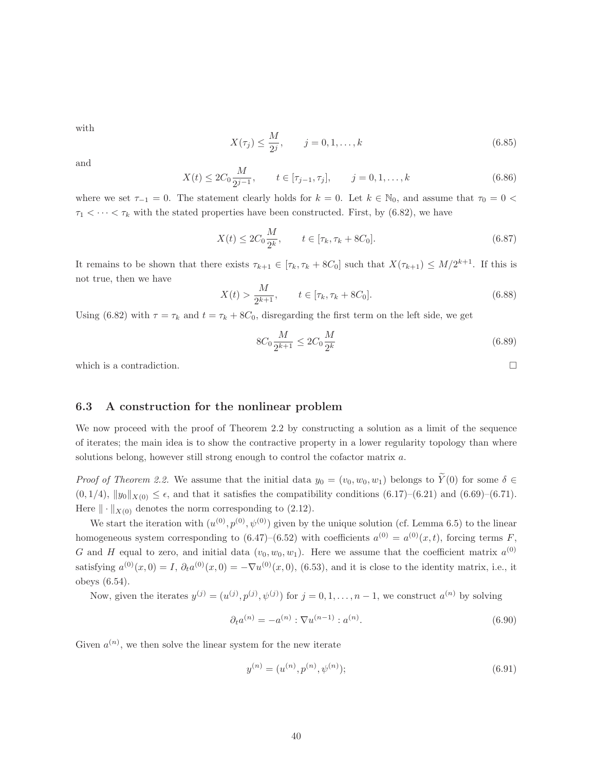with

$$
X(\tau_j) \leq \frac{M}{2^j}, \qquad j = 0, 1, \ldots, k \tag{6.85}
$$

and

$$
X(t) \leq 2C_0 \frac{M}{2^{j-1}}, \qquad t \in [\tau_{j-1}, \tau_j], \qquad j = 0, 1, \ldots, k \tag{6.86}
$$

where we set $\tau_{-1} = 0$. The statement clearly holds for $k = 0$. Let $k \in \mathbb{N}_0$, and assume that $\tau_0 = 0 < \tau_1 < \cdots < \tau_k$ with the stated properties have been constructed. First, by (6.82), we have

$$
X(t) \leq 2C_0 \frac{M}{2^k}, \qquad t \in [\tau_k, \tau_k + 8C_0]. \tag{6.87}
$$

It remains to be shown that there exists $\tau_{k+1} \in [\tau_k, \tau_k + 8C_0]$ such that $X(\tau_{k+1}) \leq M/2^{k+1}$. If this is not true, then we have

$$
X(t) > \frac{M}{2^{k+1}}, \qquad t \in [\tau_k, \tau_k + 8C_0]. \tag{6.88}
$$

Using (6.82) with $\tau = \tau_k$ and $t = \tau_k + 8C_0$, disregarding the first term on the left side, we get

$$
8C_0 \frac{M}{2^{k+1}} \leq 2C_0 \frac{M}{2^k} \tag{6.89}
$$

which is a contradiction. $\square$

### 6.3 A construction for the nonlinear problem

We now proceed with the proof of Theorem 2.2 by constructing a solution as a limit of the sequence of iterates; the main idea is to show the contractive property in a lower regularity topology than where solutions belong, however still strong enough to control the cofactor matrix $a$.

*Proof of Theorem 2.2.* We assume that the initial data $y_0 = (v_0, w_0, w_1)$ belongs to $\widetilde{Y}(0)$ for some $\delta \in (0, 1/4)$, $\|y_0\|_{X(0)} \leq \epsilon$, and that it satisfies the compatibility conditions (6.17)–(6.21) and (6.69)–(6.71). Here $\|\cdot\|_{X(0)}$ denotes the norm corresponding to (2.12).

We start the iteration with $(u^{(0)}, p^{(0)}, \psi^{(0)})$ given by the unique solution (cf. Lemma 6.5) to the linear homogeneous system corresponding to (6.47)–(6.52) with coefficients $a^{(0)} = a^{(0)}(x, t)$, forcing terms $F$, $G$ and $H$ equal to zero, and initial data $(v_0, w_0, w_1)$. Here we assume that the coefficient matrix $a^{(0)}$ satisfying $a^{(0)}(x, 0) = I$, $\partial_t a^{(0)}(x, 0) = -\nabla u^{(0)}(x, 0)$, (6.53), and it is close to the identity matrix, i.e., it obeys (6.54).

Now, given the iterates $y^{(j)} = (u^{(j)}, p^{(j)}, \psi^{(j)})$ for $j = 0, 1, \ldots, n-1$, we construct $a^{(n)}$ by solving

$$
\partial_t a^{(n)} = -a^{(n)} : \nabla u^{(n-1)} : a^{(n)}. \tag{6.90}
$$

Given $a^{(n)}$, we then solve the linear system for the new iterate

$$
y^{(n)} = (u^{(n)}, p^{(n)}, \psi^{(n)}); \tag{6.91}
$$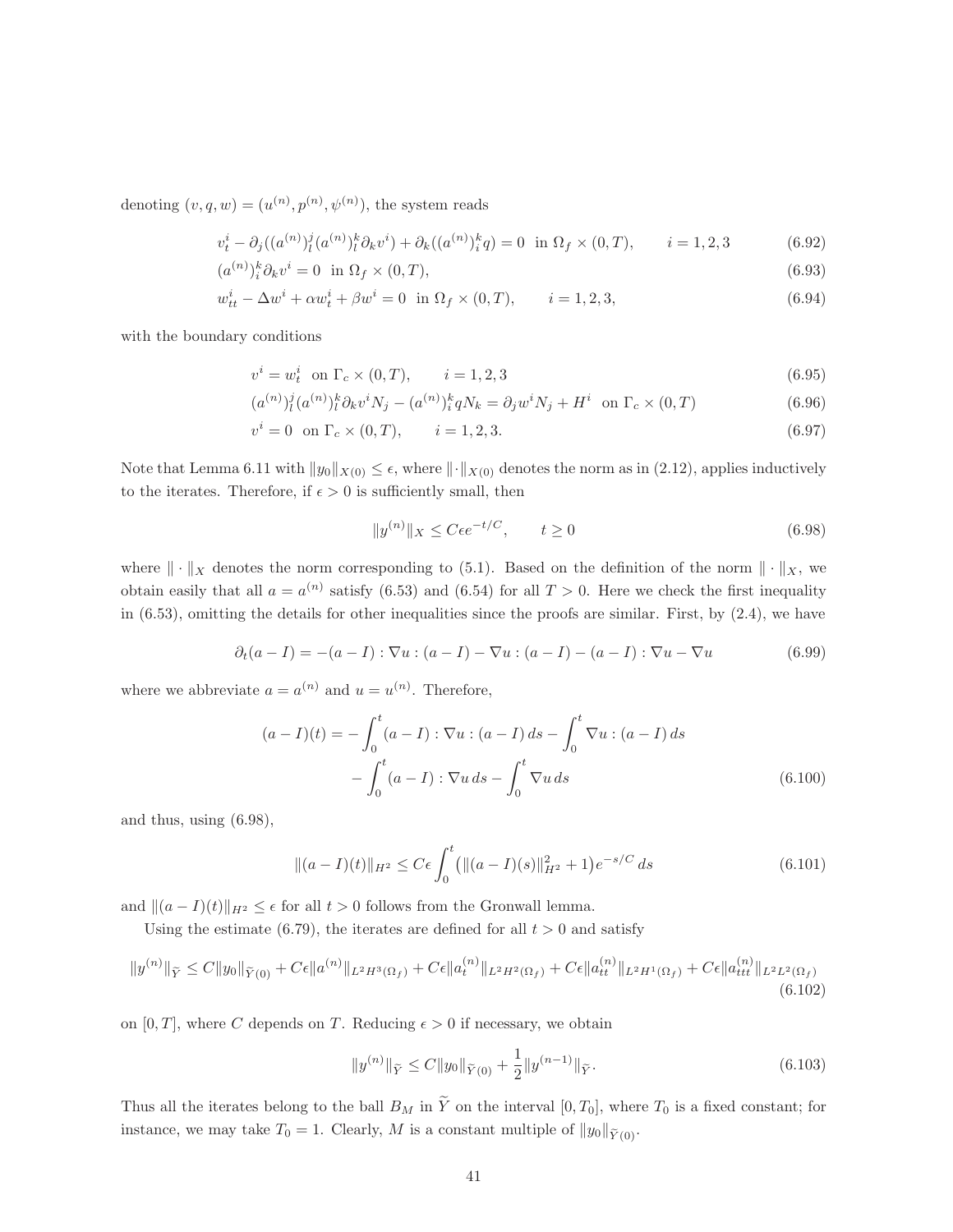denoting $(v, q, w) = (u^{(n)}, p^{(n)}, \psi^{(n)})$, the system reads

$$v_t^i - \partial_j((a^{(n)})_l^j (a^{(n)})_l^k \partial_k v^i) + \partial_k((a^{(n)})_i^k q) = 0 \ \text{ in } \Omega_f \times (0,T), \qquad i = 1,2,3 \tag{6.92}$$

$$(a^{(n)})_i^k \partial_k v^i = 0 \ \text{ in } \Omega_f \times (0,T), \tag{6.93}$$

$$w_{tt}^i - \Delta w^i + \alpha w_t^i + \beta w^i = 0 \ \text{ in } \Omega_f \times (0,T), \qquad i = 1,2,3, \tag{6.94}$$

with the boundary conditions

$$v^i = w_t^i \ \text{ on } \Gamma_c \times (0,T), \qquad i = 1,2,3 \tag{6.95}$$

$$(a^{(n)})_l^j (a^{(n)})_l^k \partial_k v^i N_j - (a^{(n)})_i^k q N_k = \partial_j w^i N_j + H^i \ \text{ on } \Gamma_c \times (0,T) \tag{6.96}$$

$$v^i = 0 \ \text{ on } \Gamma_c \times (0,T), \qquad i = 1,2,3. \tag{6.97}$$

Note that Lemma 6.11 with $\|y_0\|_{X(0)} \leq \epsilon$, where $\|\cdot\|_{X(0)}$ denotes the norm as in (2.12), applies inductively to the iterates. Therefore, if $\epsilon > 0$ is sufficiently small, then

$$\|y^{(n)}\|_X \leq C\epsilon e^{-t/C}, \qquad t \geq 0 \tag{6.98}$$

where $\|\cdot\|_X$ denotes the norm corresponding to (5.1). Based on the definition of the norm $\|\cdot\|_X$, we obtain easily that all $a = a^{(n)}$ satisfy (6.53) and (6.54) for all $T > 0$. Here we check the first inequality in (6.53), omitting the details for other inequalities since the proofs are similar. First, by (2.4), we have

$$\partial_t(a - I) = -(a - I) : \nabla u : (a - I) - \nabla u : (a - I) - (a - I) : \nabla u - \nabla u \tag{6.99}$$

where we abbreviate $a = a^{(n)}$ and $u = u^{(n)}$. Therefore,

$$\begin{aligned}(a - I)(t) = &-\int_0^t (a - I) : \nabla u : (a - I)\, ds - \int_0^t \nabla u : (a - I)\, ds \\ &- \int_0^t (a - I) : \nabla u\, ds - \int_0^t \nabla u\, ds\end{aligned} \tag{6.100}$$

and thus, using (6.98),

$$\|(a - I)(t)\|_{H^2} \leq C\epsilon \int_0^t \big(\|(a - I)(s)\|_{H^2}^2 + 1\big) e^{-s/C}\, ds \tag{6.101}$$

and $\|(a - I)(t)\|_{H^2} \leq \epsilon$ for all $t > 0$ follows from the Gronwall lemma.

Using the estimate (6.79), the iterates are defined for all $t > 0$ and satisfy

$$\|y^{(n)}\|_{\widetilde{Y}} \leq C\|y_0\|_{\widetilde{Y}(0)} + C\epsilon\|a^{(n)}\|_{L^2H^3(\Omega_f)} + C\epsilon\|a_t^{(n)}\|_{L^2H^2(\Omega_f)} + C\epsilon\|a_{tt}^{(n)}\|_{L^2H^1(\Omega_f)} + C\epsilon\|a_{ttt}^{(n)}\|_{L^2L^2(\Omega_f)} \tag{6.102}$$

on $[0,T]$, where $C$ depends on $T$. Reducing $\epsilon > 0$ if necessary, we obtain

$$\|y^{(n)}\|_{\widetilde{Y}} \leq C\|y_0\|_{\widetilde{Y}(0)} + \frac{1}{2}\|y^{(n-1)}\|_{\widetilde{Y}}. \tag{6.103}$$

Thus all the iterates belong to the ball $B_M$ in $\widetilde{Y}$ on the interval $[0, T_0]$, where $T_0$ is a fixed constant; for instance, we may take $T_0 = 1$. Clearly, $M$ is a constant multiple of $\|y_0\|_{\widetilde{Y}(0)}$.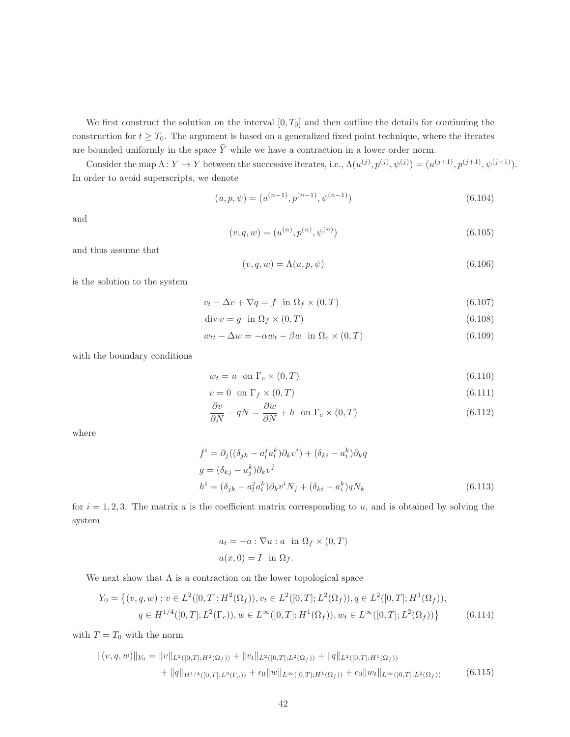We first construct the solution on the interval $[0, T_0]$ and then outline the details for continuing the construction for $t \geq T_0$. The argument is based on a generalized fixed point technique, where the iterates are bounded uniformly in the space $\widetilde{Y}$ while we have a contraction in a lower order norm.

Consider the map $\Lambda \colon Y \to Y$ between the successive iterates, i.e., $\Lambda(u^{(j)}, p^{(j)}, \psi^{(j)}) = (u^{(j+1)}, p^{(j+1)}, \psi^{(j+1)})$. In order to avoid superscripts, we denote

$$(u, p, \psi) = (u^{(n-1)}, p^{(n-1)}, \psi^{(n-1)}) \tag{6.104}$$

and

$$(v, q, w) = (u^{(n)}, p^{(n)}, \psi^{(n)}) \tag{6.105}$$

and thus assume that

$$(v, q, w) = \Lambda(u, p, \psi) \tag{6.106}$$

is the solution to the system

$$v_t - \Delta v + \nabla q = f \quad \text{in } \Omega_f \times (0, T) \tag{6.107}$$

$$\operatorname{div} v = g \quad \text{in } \Omega_f \times (0, T) \tag{6.108}$$

$$w_{tt} - \Delta w = -\alpha w_t - \beta w \quad \text{in } \Omega_e \times (0, T) \tag{6.109}$$

with the boundary conditions

$$w_t = u \quad \text{on } \Gamma_c \times (0, T) \tag{6.110}$$

$$v = 0 \quad \text{on } \Gamma_f \times (0, T) \tag{6.111}$$

$$\frac{\partial v}{\partial N} - qN = \frac{\partial w}{\partial N} + h \quad \text{on } \Gamma_c \times (0, T) \tag{6.112}$$

where

$$\begin{aligned}
f^i &= \partial_j((\delta_{jk} - a_l^j a_l^k)\partial_k v^i) + (\delta_{ki} - a_i^k)\partial_k q \\
g &= (\delta_{kj} - a_j^k)\partial_k v^j \\
h^i &= (\delta_{jk} - a_l^j a_l^k)\partial_k v^i N_j + (\delta_{ki} - a_i^k) q N_k
\end{aligned} \tag{6.113}$$

for $i = 1, 2, 3$. The matrix $a$ is the coefficient matrix corresponding to $u$, and is obtained by solving the system

$$\begin{aligned}
a_t &= -a : \nabla u : a \quad \text{in } \Omega_f \times (0, T) \\
a(x, 0) &= I \quad \text{in } \Omega_f.
\end{aligned}$$

We next show that $\Lambda$ is a contraction on the lower topological space

$$\begin{aligned}
Y_0 = \big\{(v, q, w) : \; & v \in L^2([0, T]; H^2(\Omega_f)), v_t \in L^2([0, T]; L^2(\Omega_f)), q \in L^2([0, T]; H^1(\Omega_f)), \\
& q \in H^{1/4}([0, T]; L^2(\Gamma_c)), w \in L^\infty([0, T]; H^1(\Omega_f)), w_t \in L^\infty([0, T]; L^2(\Omega_f))\big\}
\end{aligned} \tag{6.114}$$

with $T = T_0$ with the norm

$$\begin{aligned}
\|(v, q, w)\|_{Y_0} = \; & \|v\|_{L^2([0,T];H^2(\Omega_f))} + \|v_t\|_{L^2([0,T];L^2(\Omega_f))} + \|q\|_{L^2([0,T];H^1(\Omega_f))} \\
& + \|q\|_{H^{1/4}([0,T];L^2(\Gamma_c))} + \epsilon_0 \|w\|_{L^\infty([0,T];H^1(\Omega_f))} + \epsilon_0 \|w_t\|_{L^\infty([0,T];L^2(\Omega_f))}
\end{aligned} \tag{6.115}$$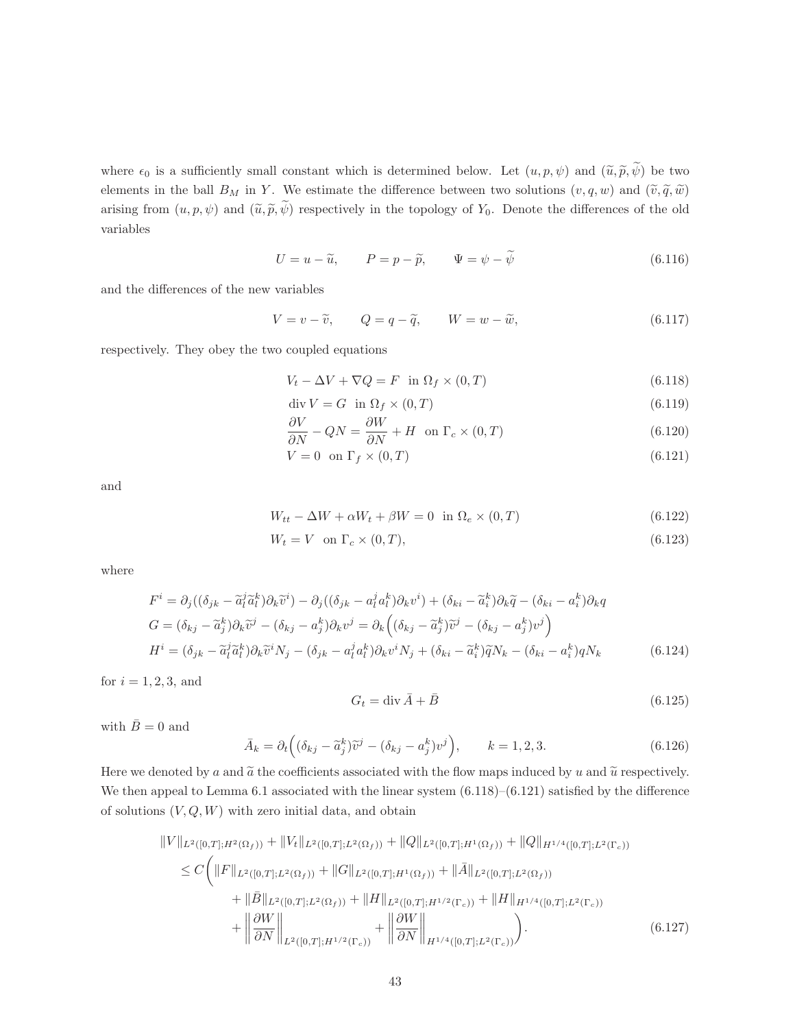where $\epsilon_0$ is a sufficiently small constant which is determined below. Let $(u, p, \psi)$ and $(\widetilde{u}, \widetilde{p}, \widetilde{\psi})$ be two elements in the ball $B_M$ in $Y$. We estimate the difference between two solutions $(v, q, w)$ and $(\widetilde{v}, \widetilde{q}, \widetilde{w})$ arising from $(u, p, \psi)$ and $(\widetilde{u}, \widetilde{p}, \widetilde{\psi})$ respectively in the topology of $Y_0$. Denote the differences of the old variables

$$U = u - \widetilde{u}, \qquad P = p - \widetilde{p}, \qquad \Psi = \psi - \widetilde{\psi} \tag{6.116}$$

and the differences of the new variables

$$V = v - \widetilde{v}, \qquad Q = q - \widetilde{q}, \qquad W = w - \widetilde{w}, \tag{6.117}$$

respectively. They obey the two coupled equations

$$V_t - \Delta V + \nabla Q = F \quad \text{in } \Omega_f \times (0,T) \tag{6.118}$$

$$\operatorname{div} V = G \quad \text{in } \Omega_f \times (0,T) \tag{6.119}$$

$$\frac{\partial V}{\partial N} - QN = \frac{\partial W}{\partial N} + H \quad \text{on } \Gamma_c \times (0,T) \tag{6.120}$$

$$V = 0 \quad \text{on } \Gamma_f \times (0,T) \tag{6.121}$$

and

$$W_{tt} - \Delta W + \alpha W_t + \beta W = 0 \quad \text{in } \Omega_e \times (0,T) \tag{6.122}$$

$$W_t = V \quad \text{on } \Gamma_c \times (0,T), \tag{6.123}$$

where

$$\begin{aligned}
F^i &= \partial_j((\delta_{jk} - \widetilde{a}^j_l \widetilde{a}^k_l)\partial_k \widetilde{v}^i) - \partial_j((\delta_{jk} - a^j_l a^k_l)\partial_k v^i) + (\delta_{ki} - \widetilde{a}^k_i)\partial_k \widetilde{q} - (\delta_{ki} - a^k_i)\partial_k q \\
G &= (\delta_{kj} - \widetilde{a}^k_j)\partial_k \widetilde{v}^j - (\delta_{kj} - a^k_j)\partial_k v^j = \partial_k\Big((\delta_{kj} - \widetilde{a}^k_j)\widetilde{v}^j - (\delta_{kj} - a^k_j)v^j\Big) \\
H^i &= (\delta_{jk} - \widetilde{a}^j_l \widetilde{a}^k_l)\partial_k \widetilde{v}^i N_j - (\delta_{jk} - a^j_l a^k_l)\partial_k v^i N_j + (\delta_{ki} - \widetilde{a}^k_i)\widetilde{q} N_k - (\delta_{ki} - a^k_i) q N_k
\end{aligned} \tag{6.124}$$

for $i = 1, 2, 3$, and

$$G_t = \operatorname{div} \bar{A} + \bar{B} \tag{6.125}$$

with $\bar{B} = 0$ and

$$\bar{A}_k = \partial_t\Big((\delta_{kj} - \widetilde{a}^k_j)\widetilde{v}^j - (\delta_{kj} - a^k_j)v^j\Big), \qquad k = 1, 2, 3. \tag{6.126}$$

Here we denoted by $a$ and $\widetilde{a}$ the coefficients associated with the flow maps induced by $u$ and $\widetilde{u}$ respectively. We then appeal to Lemma 6.1 associated with the linear system (6.118)–(6.121) satisfied by the difference of solutions $(V, Q, W)$ with zero initial data, and obtain

$$\begin{aligned}
&\|V\|_{L^2([0,T];H^2(\Omega_f))} + \|V_t\|_{L^2([0,T];L^2(\Omega_f))} + \|Q\|_{L^2([0,T];H^1(\Omega_f))} + \|Q\|_{H^{1/4}([0,T];L^2(\Gamma_c))} \\
&\quad \le C\bigg( \|F\|_{L^2([0,T];L^2(\Omega_f))} + \|G\|_{L^2([0,T];H^1(\Omega_f))} + \|\bar{A}\|_{L^2([0,T];L^2(\Omega_f))} \\
&\qquad + \|\bar{B}\|_{L^2([0,T];L^2(\Omega_f))} + \|H\|_{L^2([0,T];H^{1/2}(\Gamma_c))} + \|H\|_{H^{1/4}([0,T];L^2(\Gamma_c))} \\
&\qquad + \left\|\frac{\partial W}{\partial N}\right\|_{L^2([0,T];H^{1/2}(\Gamma_c))} + \left\|\frac{\partial W}{\partial N}\right\|_{H^{1/4}([0,T];L^2(\Gamma_c))} \bigg).
\end{aligned} \tag{6.127}$$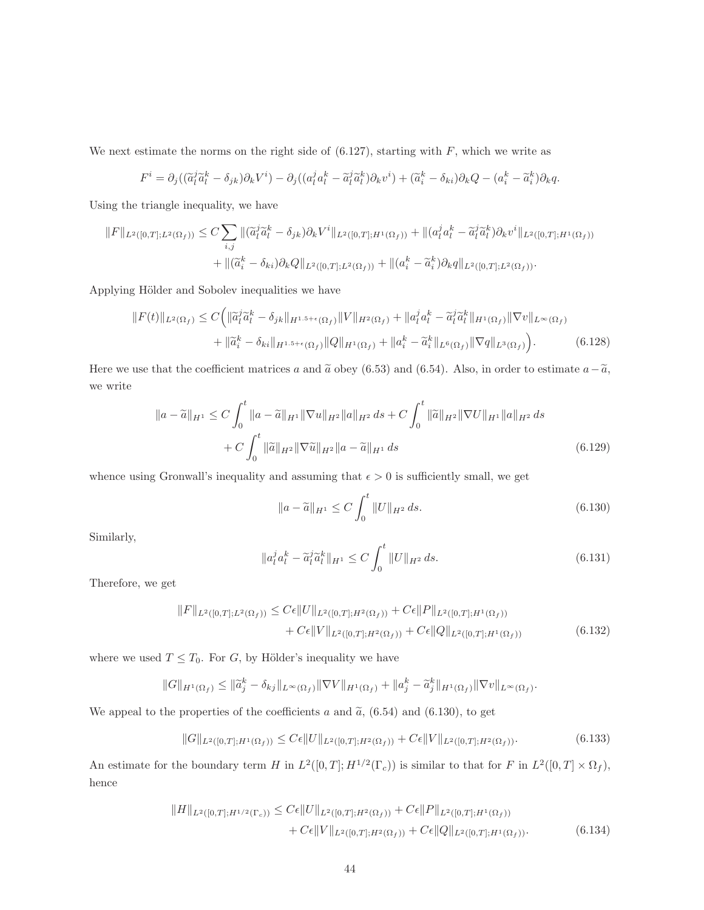We next estimate the norms on the right side of (6.127), starting with $F$, which we write as

$$F^i = \partial_j((\widetilde{a}^j_l \widetilde{a}^k_l - \delta_{jk})\partial_k V^i) - \partial_j((a^j_l a^k_l - \widetilde{a}^j_l \widetilde{a}^k_l)\partial_k v^i) + (\widetilde{a}^k_i - \delta_{ki})\partial_k Q - (a^k_i - \widetilde{a}^k_i)\partial_k q.$$

Using the triangle inequality, we have

$$\begin{aligned}
\|F\|_{L^2([0,T];L^2(\Omega_f))} \le C\sum_{i,j} \|(\widetilde{a}^j_l \widetilde{a}^k_l - \delta_{jk})\partial_k V^i\|_{L^2([0,T];H^1(\Omega_f))} + \|(a^j_l a^k_l - \widetilde{a}^j_l \widetilde{a}^k_l)\partial_k v^i\|_{L^2([0,T];H^1(\Omega_f))} \\
+ \|(\widetilde{a}^k_i - \delta_{ki})\partial_k Q\|_{L^2([0,T];L^2(\Omega_f))} + \|(a^k_i - \widetilde{a}^k_i)\partial_k q\|_{L^2([0,T];L^2(\Omega_f))}.
\end{aligned}$$

Applying Hölder and Sobolev inequalities we have

$$\begin{aligned}
\|F(t)\|_{L^2(\Omega_f)} \le C\Big( &\|\widetilde{a}^j_l \widetilde{a}^k_l - \delta_{jk}\|_{H^{1.5+\epsilon}(\Omega_f)} \|V\|_{H^2(\Omega_f)} + \|a^j_l a^k_l - \widetilde{a}^j_l \widetilde{a}^k_l\|_{H^1(\Omega_f)} \|\nabla v\|_{L^\infty(\Omega_f)} \\
&+ \|\widetilde{a}^k_i - \delta_{ki}\|_{H^{1.5+\epsilon}(\Omega_f)} \|Q\|_{H^1(\Omega_f)} + \|a^k_i - \widetilde{a}^k_i\|_{L^6(\Omega_f)} \|\nabla q\|_{L^3(\Omega_f)}\Big). \qquad (6.128)
\end{aligned}$$

Here we use that the coefficient matrices $a$ and $\widetilde{a}$ obey (6.53) and (6.54). Also, in order to estimate $a - \widetilde{a}$, we write

$$\begin{aligned}
\|a - \widetilde{a}\|_{H^1} \le C\int_0^t \|a - \widetilde{a}\|_{H^1} \|\nabla u\|_{H^2} \|a\|_{H^2}\, ds + C\int_0^t \|\widetilde{a}\|_{H^2} \|\nabla U\|_{H^1} \|a\|_{H^2}\, ds \\
+ C\int_0^t \|\widetilde{a}\|_{H^2} \|\nabla \widetilde{u}\|_{H^2} \|a - \widetilde{a}\|_{H^1}\, ds \qquad (6.129)
\end{aligned}$$

whence using Gronwall's inequality and assuming that $\epsilon > 0$ is sufficiently small, we get

$$\|a - \widetilde{a}\|_{H^1} \le C\int_0^t \|U\|_{H^2}\, ds. \qquad (6.130)$$

Similarly,

$$\|a^j_l a^k_l - \widetilde{a}^j_l \widetilde{a}^k_l\|_{H^1} \le C\int_0^t \|U\|_{H^2}\, ds. \qquad (6.131)$$

Therefore, we get

$$\begin{aligned}
\|F\|_{L^2([0,T];L^2(\Omega_f))} \le C\epsilon \|U\|_{L^2([0,T];H^2(\Omega_f))} + C\epsilon \|P\|_{L^2([0,T];H^1(\Omega_f))} \\
+ C\epsilon \|V\|_{L^2([0,T];H^2(\Omega_f))} + C\epsilon \|Q\|_{L^2([0,T];H^1(\Omega_f))} \qquad (6.132)
\end{aligned}$$

where we used $T \le T_0$. For $G$, by Hölder's inequality we have

$$\|G\|_{H^1(\Omega_f)} \le \|\widetilde{a}^k_j - \delta_{kj}\|_{L^\infty(\Omega_f)} \|\nabla V\|_{H^1(\Omega_f)} + \|a^k_j - \widetilde{a}^k_j\|_{H^1(\Omega_f)} \|\nabla v\|_{L^\infty(\Omega_f)}.$$

We appeal to the properties of the coefficients $a$ and $\widetilde{a}$, (6.54) and (6.130), to get

$$\|G\|_{L^2([0,T];H^1(\Omega_f))} \le C\epsilon \|U\|_{L^2([0,T];H^2(\Omega_f))} + C\epsilon \|V\|_{L^2([0,T];H^2(\Omega_f))}. \qquad (6.133)$$

An estimate for the boundary term $H$ in $L^2([0,T];H^{1/2}(\Gamma_c))$ is similar to that for $F$ in $L^2([0,T] \times \Omega_f)$, hence

$$\begin{aligned}
\|H\|_{L^2([0,T];H^{1/2}(\Gamma_c))} \le C\epsilon \|U\|_{L^2([0,T];H^2(\Omega_f))} + C\epsilon \|P\|_{L^2([0,T];H^1(\Omega_f))} \\
+ C\epsilon \|V\|_{L^2([0,T];H^2(\Omega_f))} + C\epsilon \|Q\|_{L^2([0,T];H^1(\Omega_f))}. \qquad (6.134)
\end{aligned}$$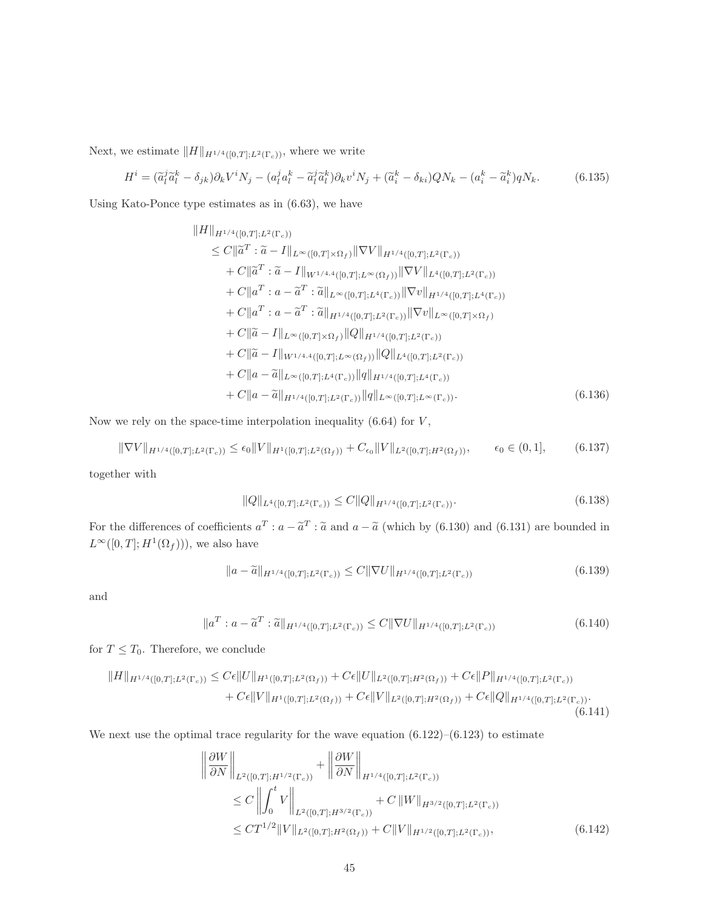Next, we estimate $\|H\|_{H^{1/4}([0,T];L^2(\Gamma_c))}$, where we write

$$
H^i = (\widetilde{a}_l^j \widetilde{a}_l^k - \delta_{jk})\partial_k V^i N_j - (a_l^j a_l^k - \widetilde{a}_l^j \widetilde{a}_l^k)\partial_k v^i N_j + (\widetilde{a}_i^k - \delta_{ki})QN_k - (a_i^k - \widetilde{a}_i^k)qN_k. \tag{6.135}
$$

Using Kato-Ponce type estimates as in (6.63), we have

$$
\begin{aligned}
&\|H\|_{H^{1/4}([0,T];L^2(\Gamma_c))} \\
&\quad \le C\|\widetilde{a}^T : \widetilde{a} - I\|_{L^\infty([0,T]\times\Omega_f)}\|\nabla V\|_{H^{1/4}([0,T];L^2(\Gamma_c))} \\
&\qquad + C\|\widetilde{a}^T : \widetilde{a} - I\|_{W^{1/4,4}([0,T];L^\infty(\Omega_f))}\|\nabla V\|_{L^4([0,T];L^2(\Gamma_c))} \\
&\qquad + C\|a^T : a - \widetilde{a}^T : \widetilde{a}\|_{L^\infty([0,T];L^4(\Gamma_c))}\|\nabla v\|_{H^{1/4}([0,T];L^4(\Gamma_c))} \\
&\qquad + C\|a^T : a - \widetilde{a}^T : \widetilde{a}\|_{H^{1/4}([0,T];L^2(\Gamma_c))}\|\nabla v\|_{L^\infty([0,T]\times\Omega_f)} \\
&\qquad + C\|\widetilde{a} - I\|_{L^\infty([0,T]\times\Omega_f)}\|Q\|_{H^{1/4}([0,T];L^2(\Gamma_c))} \\
&\qquad + C\|\widetilde{a} - I\|_{W^{1/4,4}([0,T];L^\infty(\Omega_f))}\|Q\|_{L^4([0,T];L^2(\Gamma_c))} \\
&\qquad + C\|a - \widetilde{a}\|_{L^\infty([0,T];L^4(\Gamma_c))}\|q\|_{H^{1/4}([0,T];L^4(\Gamma_c))} \\
&\qquad + C\|a - \widetilde{a}\|_{H^{1/4}([0,T];L^2(\Gamma_c))}\|q\|_{L^\infty([0,T];L^\infty(\Gamma_c))}.
\end{aligned} \tag{6.136}
$$

Now we rely on the space-time interpolation inequality (6.64) for $V$,

$$
\|\nabla V\|_{H^{1/4}([0,T];L^2(\Gamma_c))} \le \epsilon_0\|V\|_{H^1([0,T];L^2(\Omega_f))} + C_{\epsilon_0}\|V\|_{L^2([0,T];H^2(\Omega_f))}, \qquad \epsilon_0 \in (0,1], \tag{6.137}
$$

together with

$$
\|Q\|_{L^4([0,T];L^2(\Gamma_c))} \le C\|Q\|_{H^{1/4}([0,T];L^2(\Gamma_c))}. \tag{6.138}
$$

For the differences of coefficients $a^T : a - \widetilde{a}^T : \widetilde{a}$ and $a - \widetilde{a}$ (which by (6.130) and (6.131) are bounded in $L^\infty([0,T];H^1(\Omega_f))$), we also have

$$
\|a - \widetilde{a}\|_{H^{1/4}([0,T];L^2(\Gamma_c))} \le C\|\nabla U\|_{H^{1/4}([0,T];L^2(\Gamma_c))} \tag{6.139}
$$

and

$$
\|a^T : a - \widetilde{a}^T : \widetilde{a}\|_{H^{1/4}([0,T];L^2(\Gamma_c))} \le C\|\nabla U\|_{H^{1/4}([0,T];L^2(\Gamma_c))} \tag{6.140}
$$

for $T \le T_0$. Therefore, we conclude

$$
\begin{aligned}
\|H\|_{H^{1/4}([0,T];L^2(\Gamma_c))} &\le C\epsilon\|U\|_{H^1([0,T];L^2(\Omega_f))} + C\epsilon\|U\|_{L^2([0,T];H^2(\Omega_f))} + C\epsilon\|P\|_{H^{1/4}([0,T];L^2(\Gamma_c))} \\
&\quad + C\epsilon\|V\|_{H^1([0,T];L^2(\Omega_f))} + C\epsilon\|V\|_{L^2([0,T];H^2(\Omega_f))} + C\epsilon\|Q\|_{H^{1/4}([0,T];L^2(\Gamma_c))}.
\end{aligned} \tag{6.141}
$$

We next use the optimal trace regularity for the wave equation (6.122)–(6.123) to estimate

$$
\begin{aligned}
&\left\|\frac{\partial W}{\partial N}\right\|_{L^2([0,T];H^{1/2}(\Gamma_c))} + \left\|\frac{\partial W}{\partial N}\right\|_{H^{1/4}([0,T];L^2(\Gamma_c))} \\
&\quad \le C\left\|\int_0^t V\right\|_{L^2([0,T];H^{3/2}(\Gamma_c))} + C\|W\|_{H^{3/2}([0,T];L^2(\Gamma_c))} \\
&\quad \le CT^{1/2}\|V\|_{L^2([0,T];H^2(\Omega_f))} + C\|V\|_{H^{1/2}([0,T];L^2(\Gamma_c))},
\end{aligned} \tag{6.142}
$$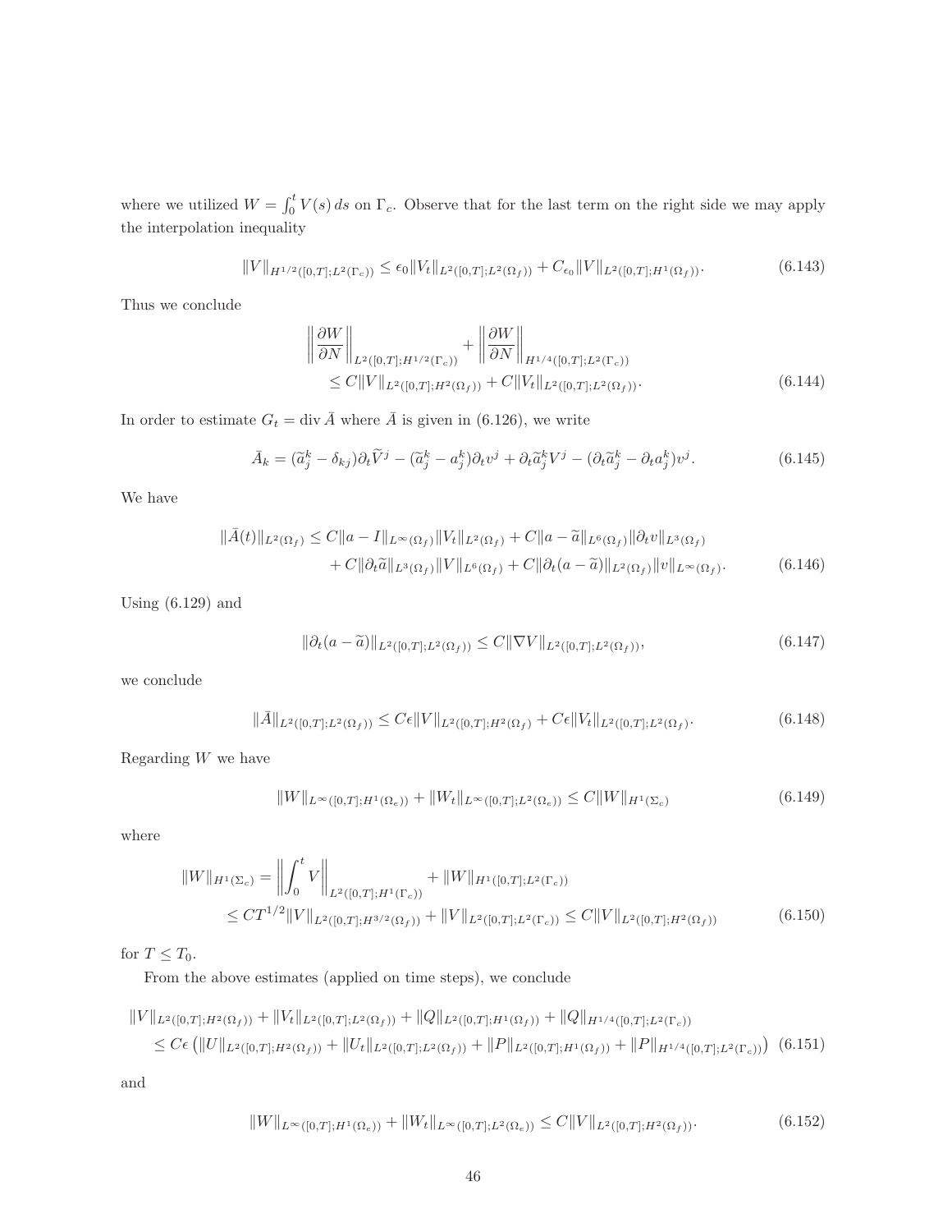where we utilized $W = \int_0^t V(s)\, ds$ on $\Gamma_c$. Observe that for the last term on the right side we may apply the interpolation inequality

$$\|V\|_{H^{1/2}([0,T];L^2(\Gamma_c))} \leq \epsilon_0 \|V_t\|_{L^2([0,T];L^2(\Omega_f))} + C_{\epsilon_0} \|V\|_{L^2([0,T];H^1(\Omega_f))}. \tag{6.143}$$

Thus we conclude

$$\begin{aligned} &\left\| \frac{\partial W}{\partial N} \right\|_{L^2([0,T];H^{1/2}(\Gamma_c))} + \left\| \frac{\partial W}{\partial N} \right\|_{H^{1/4}([0,T];L^2(\Gamma_c))} \\ &\quad \leq C \|V\|_{L^2([0,T];H^2(\Omega_f))} + C \|V_t\|_{L^2([0,T];L^2(\Omega_f))}. \end{aligned} \tag{6.144}$$

In order to estimate $G_t = \operatorname{div} \bar{A}$ where $\bar{A}$ is given in (6.126), we write

$$\bar{A}_k = (\widetilde{a}_j^k - \delta_{kj}) \partial_t \widetilde{V}^j - (\widetilde{a}_j^k - a_j^k) \partial_t v^j + \partial_t \widetilde{a}_j^k V^j - (\partial_t \widetilde{a}_j^k - \partial_t a_j^k) v^j. \tag{6.145}$$

We have

$$\begin{aligned} \|\bar{A}(t)\|_{L^2(\Omega_f)} &\leq C \|a - I\|_{L^\infty(\Omega_f)} \|V_t\|_{L^2(\Omega_f)} + C \|a - \widetilde{a}\|_{L^6(\Omega_f)} \|\partial_t v\|_{L^3(\Omega_f)} \\ &\quad + C \|\partial_t \widetilde{a}\|_{L^3(\Omega_f)} \|V\|_{L^6(\Omega_f)} + C \|\partial_t (a - \widetilde{a})\|_{L^2(\Omega_f)} \|v\|_{L^\infty(\Omega_f)}. \end{aligned} \tag{6.146}$$

Using (6.129) and

$$\|\partial_t (a - \widetilde{a})\|_{L^2([0,T];L^2(\Omega_f))} \leq C \|\nabla V\|_{L^2([0,T];L^2(\Omega_f))}, \tag{6.147}$$

we conclude

$$\|\bar{A}\|_{L^2([0,T];L^2(\Omega_f))} \leq C\epsilon \|V\|_{L^2([0,T];H^2(\Omega_f)} + C\epsilon \|V_t\|_{L^2([0,T];L^2(\Omega_f)}. \tag{6.148}$$

Regarding $W$ we have

$$\|W\|_{L^\infty([0,T];H^1(\Omega_e))} + \|W_t\|_{L^\infty([0,T];L^2(\Omega_e))} \leq C \|W\|_{H^1(\Sigma_c)} \tag{6.149}$$

where

$$\begin{aligned} \|W\|_{H^1(\Sigma_c)} &= \left\| \int_0^t V \right\|_{L^2([0,T];H^1(\Gamma_c))} + \|W\|_{H^1([0,T];L^2(\Gamma_c))} \\ &\leq C T^{1/2} \|V\|_{L^2([0,T];H^{3/2}(\Omega_f))} + \|V\|_{L^2([0,T];L^2(\Gamma_c))} \leq C \|V\|_{L^2([0,T];H^2(\Omega_f))} \end{aligned} \tag{6.150}$$

for $T \leq T_0$.

From the above estimates (applied on time steps), we conclude

$$\begin{aligned} &\|V\|_{L^2([0,T];H^2(\Omega_f))} + \|V_t\|_{L^2([0,T];L^2(\Omega_f))} + \|Q\|_{L^2([0,T];H^1(\Omega_f))} + \|Q\|_{H^{1/4}([0,T];L^2(\Gamma_c))} \\ &\quad \leq C\epsilon \left( \|U\|_{L^2([0,T];H^2(\Omega_f))} + \|U_t\|_{L^2([0,T];L^2(\Omega_f))} + \|P\|_{L^2([0,T];H^1(\Omega_f))} + \|P\|_{H^{1/4}([0,T];L^2(\Gamma_c))} \right) \end{aligned} \tag{6.151}$$

and

$$\|W\|_{L^\infty([0,T];H^1(\Omega_e))} + \|W_t\|_{L^\infty([0,T];L^2(\Omega_e))} \leq C \|V\|_{L^2([0,T];H^2(\Omega_f))}. \tag{6.152}$$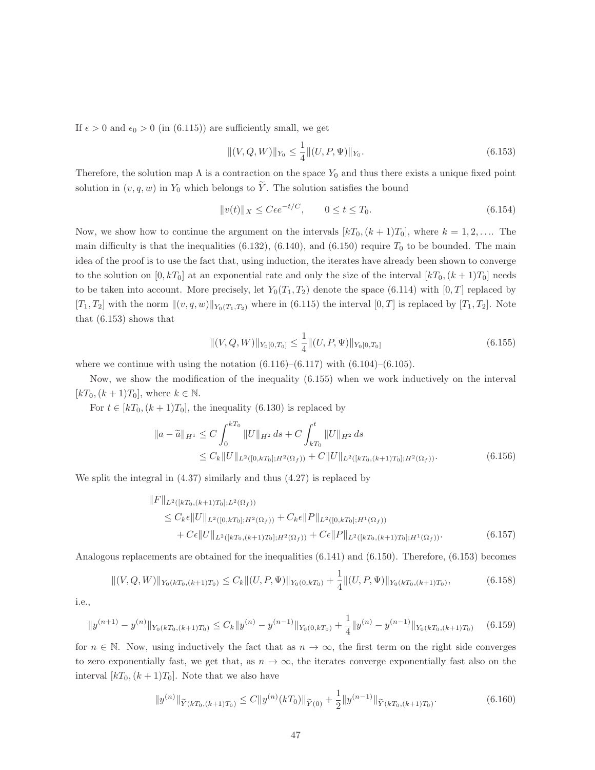If $\epsilon > 0$ and $\epsilon_0 > 0$ (in (6.115)) are sufficiently small, we get

$$\|(V, Q, W)\|_{Y_0} \leq \frac{1}{4}\|(U, P, \Psi)\|_{Y_0}. \tag{6.153}$$

Therefore, the solution map $\Lambda$ is a contraction on the space $Y_0$ and thus there exists a unique fixed point solution in $(v, q, w)$ in $Y_0$ which belongs to $\widetilde{Y}$. The solution satisfies the bound

$$\|v(t)\|_X \leq C\epsilon e^{-t/C}, \qquad 0 \leq t \leq T_0. \tag{6.154}$$

Now, we show how to continue the argument on the intervals $[kT_0, (k+1)T_0]$, where $k = 1, 2, \ldots$. The main difficulty is that the inequalities (6.132), (6.140), and (6.150) require $T_0$ to be bounded. The main idea of the proof is to use the fact that, using induction, the iterates have already been shown to converge to the solution on $[0, kT_0]$ at an exponential rate and only the size of the interval $[kT_0, (k+1)T_0]$ needs to be taken into account. More precisely, let $Y_0(T_1, T_2)$ denote the space (6.114) with $[0, T]$ replaced by $[T_1, T_2]$ with the norm $\|(v, q, w)\|_{Y_0(T_1,T_2)}$ where in (6.115) the interval $[0, T]$ is replaced by $[T_1, T_2]$. Note that (6.153) shows that

$$\|(V, Q, W)\|_{Y_0[0,T_0]} \leq \frac{1}{4}\|(U, P, \Psi)\|_{Y_0[0,T_0]} \tag{6.155}$$

where we continue with using the notation (6.116)–(6.117) with (6.104)–(6.105).

Now, we show the modification of the inequality (6.155) when we work inductively on the interval $[kT_0, (k+1)T_0]$, where $k \in \mathbb{N}$.

For $t \in [kT_0, (k+1)T_0]$, the inequality (6.130) is replaced by

$$\begin{aligned}
\|a - \widetilde{a}\|_{H^1} &\leq C \int_0^{kT_0} \|U\|_{H^2}\, ds + C \int_{kT_0}^{t} \|U\|_{H^2}\, ds \\
&\leq C_k \|U\|_{L^2([0,kT_0];H^2(\Omega_f))} + C\|U\|_{L^2([kT_0,(k+1)T_0];H^2(\Omega_f))}.
\end{aligned} \tag{6.156}$$

We split the integral in (4.37) similarly and thus (4.27) is replaced by

$$\begin{aligned}
&\|F\|_{L^2([kT_0,(k+1)T_0];L^2(\Omega_f))} \\
&\quad \leq C_k \epsilon \|U\|_{L^2([0,kT_0];H^2(\Omega_f))} + C_k \epsilon \|P\|_{L^2([0,kT_0];H^1(\Omega_f))} \\
&\qquad + C\epsilon \|U\|_{L^2([kT_0,(k+1)T_0];H^2(\Omega_f))} + C\epsilon \|P\|_{L^2([kT_0,(k+1)T_0];H^1(\Omega_f))}.
\end{aligned} \tag{6.157}$$

Analogous replacements are obtained for the inequalities (6.141) and (6.150). Therefore, (6.153) becomes

$$\|(V, Q, W)\|_{Y_0(kT_0,(k+1)T_0)} \leq C_k \|(U, P, \Psi)\|_{Y_0(0,kT_0)} + \frac{1}{4}\|(U, P, \Psi)\|_{Y_0(kT_0,(k+1)T_0)}, \tag{6.158}$$

i.e.,

$$\|y^{(n+1)} - y^{(n)}\|_{Y_0(kT_0,(k+1)T_0)} \leq C_k \|y^{(n)} - y^{(n-1)}\|_{Y_0(0,kT_0)} + \frac{1}{4}\|y^{(n)} - y^{(n-1)}\|_{Y_0(kT_0,(k+1)T_0)} \tag{6.159}$$

for $n \in \mathbb{N}$. Now, using inductively the fact that as $n \to \infty$, the first term on the right side converges to zero exponentially fast, we get that, as $n \to \infty$, the iterates converge exponentially fast also on the interval $[kT_0, (k+1)T_0]$. Note that we also have

$$\|y^{(n)}\|_{\widetilde{Y}(kT_0,(k+1)T_0)} \leq C\|y^{(n)}(kT_0)\|_{\widetilde{Y}(0)} + \frac{1}{2}\|y^{(n-1)}\|_{\widetilde{Y}(kT_0,(k+1)T_0)}. \tag{6.160}$$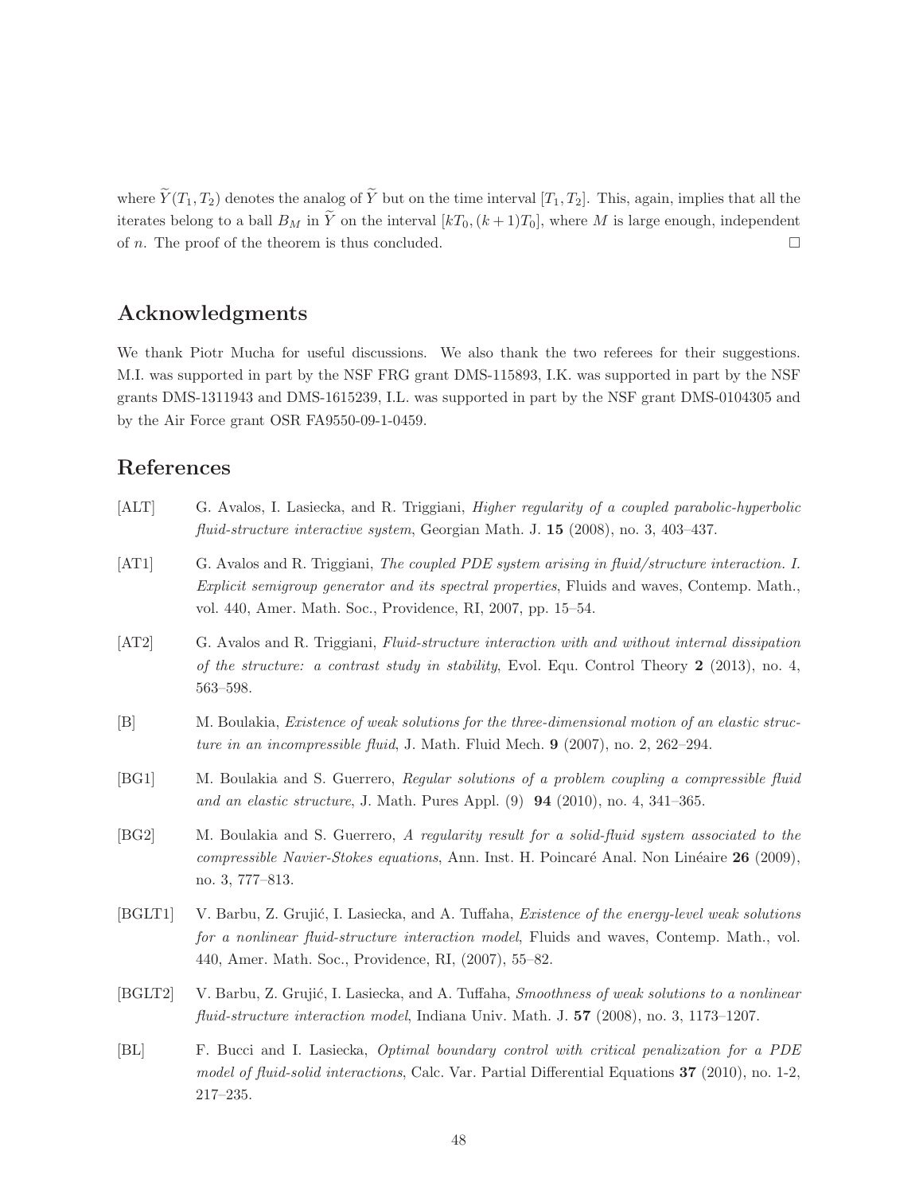where $\widetilde{Y}(T_1, T_2)$ denotes the analog of $\widetilde{Y}$ but on the time interval $[T_1, T_2]$. This, again, implies that all the iterates belong to a ball $B_M$ in $\widetilde{Y}$ on the interval $[kT_0, (k+1)T_0]$, where $M$ is large enough, independent of $n$. The proof of the theorem is thus concluded. $\square$

## Acknowledgments

We thank Piotr Mucha for useful discussions. We also thank the two referees for their suggestions. M.I. was supported in part by the NSF FRG grant DMS-115893, I.K. was supported in part by the NSF grants DMS-1311943 and DMS-1615239, I.L. was supported in part by the NSF grant DMS-0104305 and by the Air Force grant OSR FA9550-09-1-0459.

## References

[ALT] G. Avalos, I. Lasiecka, and R. Triggiani, *Higher regularity of a coupled parabolic-hyperbolic fluid-structure interactive system*, Georgian Math. J. **15** (2008), no. 3, 403–437.

[AT1] G. Avalos and R. Triggiani, *The coupled PDE system arising in fluid/structure interaction. I. Explicit semigroup generator and its spectral properties*, Fluids and waves, Contemp. Math., vol. 440, Amer. Math. Soc., Providence, RI, 2007, pp. 15–54.

[AT2] G. Avalos and R. Triggiani, *Fluid-structure interaction with and without internal dissipation of the structure: a contrast study in stability*, Evol. Equ. Control Theory **2** (2013), no. 4, 563–598.

[B] M. Boulakia, *Existence of weak solutions for the three-dimensional motion of an elastic structure in an incompressible fluid*, J. Math. Fluid Mech. **9** (2007), no. 2, 262–294.

[BG1] M. Boulakia and S. Guerrero, *Regular solutions of a problem coupling a compressible fluid and an elastic structure*, J. Math. Pures Appl. (9) **94** (2010), no. 4, 341–365.

[BG2] M. Boulakia and S. Guerrero, *A regularity result for a solid-fluid system associated to the compressible Navier-Stokes equations*, Ann. Inst. H. Poincaré Anal. Non Linéaire **26** (2009), no. 3, 777–813.

[BGLT1] V. Barbu, Z. Grujić, I. Lasiecka, and A. Tuffaha, *Existence of the energy-level weak solutions for a nonlinear fluid-structure interaction model*, Fluids and waves, Contemp. Math., vol. 440, Amer. Math. Soc., Providence, RI, (2007), 55–82.

[BGLT2] V. Barbu, Z. Grujić, I. Lasiecka, and A. Tuffaha, *Smoothness of weak solutions to a nonlinear fluid-structure interaction model*, Indiana Univ. Math. J. **57** (2008), no. 3, 1173–1207.

[BL] F. Bucci and I. Lasiecka, *Optimal boundary control with critical penalization for a PDE model of fluid-solid interactions*, Calc. Var. Partial Differential Equations **37** (2010), no. 1-2, 217–235.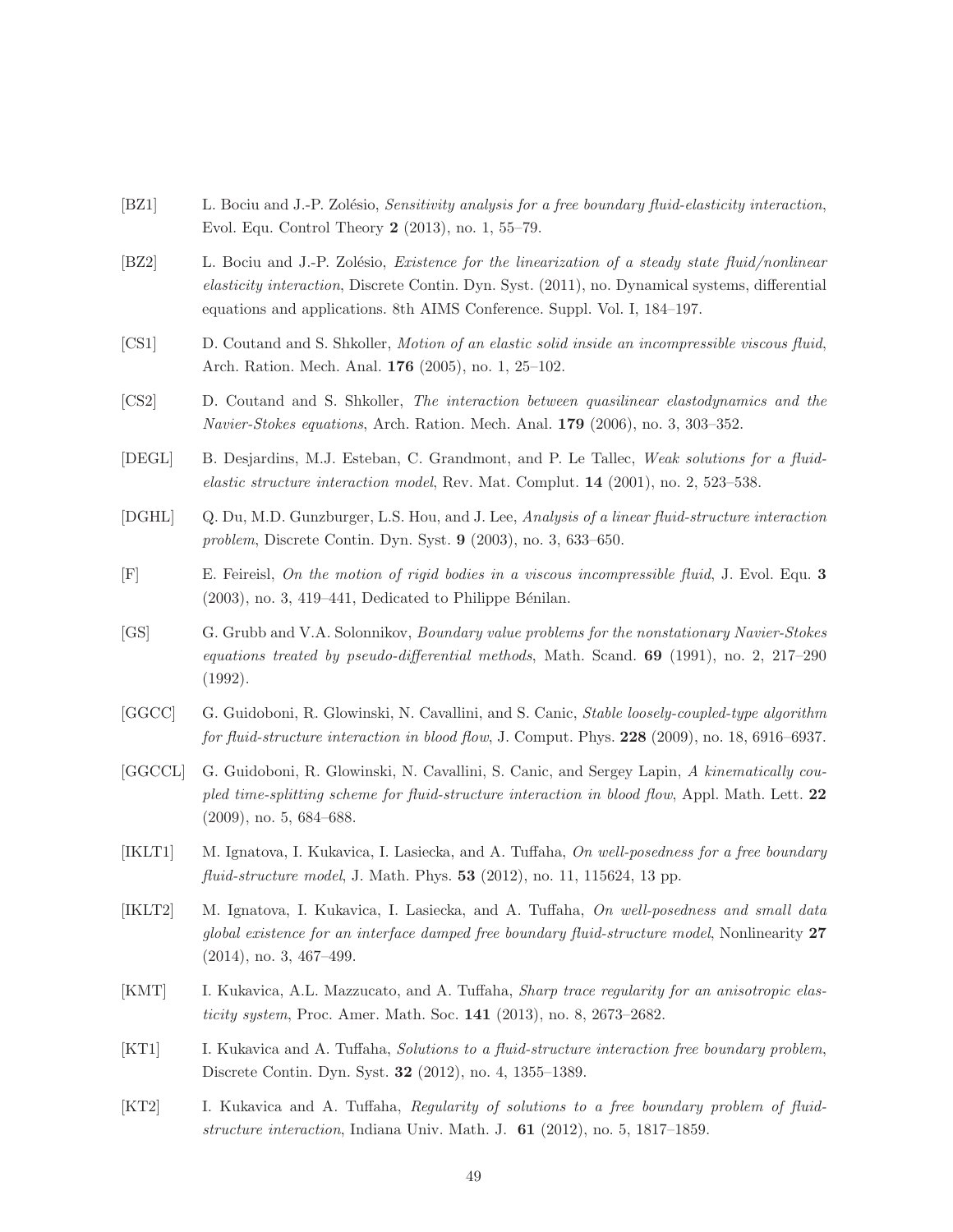[BZ1] L. Bociu and J.-P. Zolésio, *Sensitivity analysis for a free boundary fluid-elasticity interaction*, Evol. Equ. Control Theory **2** (2013), no. 1, 55–79.

[BZ2] L. Bociu and J.-P. Zolésio, *Existence for the linearization of a steady state fluid/nonlinear elasticity interaction*, Discrete Contin. Dyn. Syst. (2011), no. Dynamical systems, differential equations and applications. 8th AIMS Conference. Suppl. Vol. I, 184–197.

[CS1] D. Coutand and S. Shkoller, *Motion of an elastic solid inside an incompressible viscous fluid*, Arch. Ration. Mech. Anal. **176** (2005), no. 1, 25–102.

[CS2] D. Coutand and S. Shkoller, *The interaction between quasilinear elastodynamics and the Navier-Stokes equations*, Arch. Ration. Mech. Anal. **179** (2006), no. 3, 303–352.

[DEGL] B. Desjardins, M.J. Esteban, C. Grandmont, and P. Le Tallec, *Weak solutions for a fluid-elastic structure interaction model*, Rev. Mat. Complut. **14** (2001), no. 2, 523–538.

[DGHL] Q. Du, M.D. Gunzburger, L.S. Hou, and J. Lee, *Analysis of a linear fluid-structure interaction problem*, Discrete Contin. Dyn. Syst. **9** (2003), no. 3, 633–650.

[F] E. Feireisl, *On the motion of rigid bodies in a viscous incompressible fluid*, J. Evol. Equ. **3** (2003), no. 3, 419–441, Dedicated to Philippe Bénilan.

[GS] G. Grubb and V.A. Solonnikov, *Boundary value problems for the nonstationary Navier-Stokes equations treated by pseudo-differential methods*, Math. Scand. **69** (1991), no. 2, 217–290 (1992).

[GGCC] G. Guidoboni, R. Glowinski, N. Cavallini, and S. Canic, *Stable loosely-coupled-type algorithm for fluid-structure interaction in blood flow*, J. Comput. Phys. **228** (2009), no. 18, 6916–6937.

[GGCCL] G. Guidoboni, R. Glowinski, N. Cavallini, S. Canic, and Sergey Lapin, *A kinematically coupled time-splitting scheme for fluid-structure interaction in blood flow*, Appl. Math. Lett. **22** (2009), no. 5, 684–688.

[IKLT1] M. Ignatova, I. Kukavica, I. Lasiecka, and A. Tuffaha, *On well-posedness for a free boundary fluid-structure model*, J. Math. Phys. **53** (2012), no. 11, 115624, 13 pp.

[IKLT2] M. Ignatova, I. Kukavica, I. Lasiecka, and A. Tuffaha, *On well-posedness and small data global existence for an interface damped free boundary fluid-structure model*, Nonlinearity **27** (2014), no. 3, 467–499.

[KMT] I. Kukavica, A.L. Mazzucato, and A. Tuffaha, *Sharp trace regularity for an anisotropic elasticity system*, Proc. Amer. Math. Soc. **141** (2013), no. 8, 2673–2682.

[KT1] I. Kukavica and A. Tuffaha, *Solutions to a fluid-structure interaction free boundary problem*, Discrete Contin. Dyn. Syst. **32** (2012), no. 4, 1355–1389.

[KT2] I. Kukavica and A. Tuffaha, *Regularity of solutions to a free boundary problem of fluid-structure interaction*, Indiana Univ. Math. J. **61** (2012), no. 5, 1817–1859.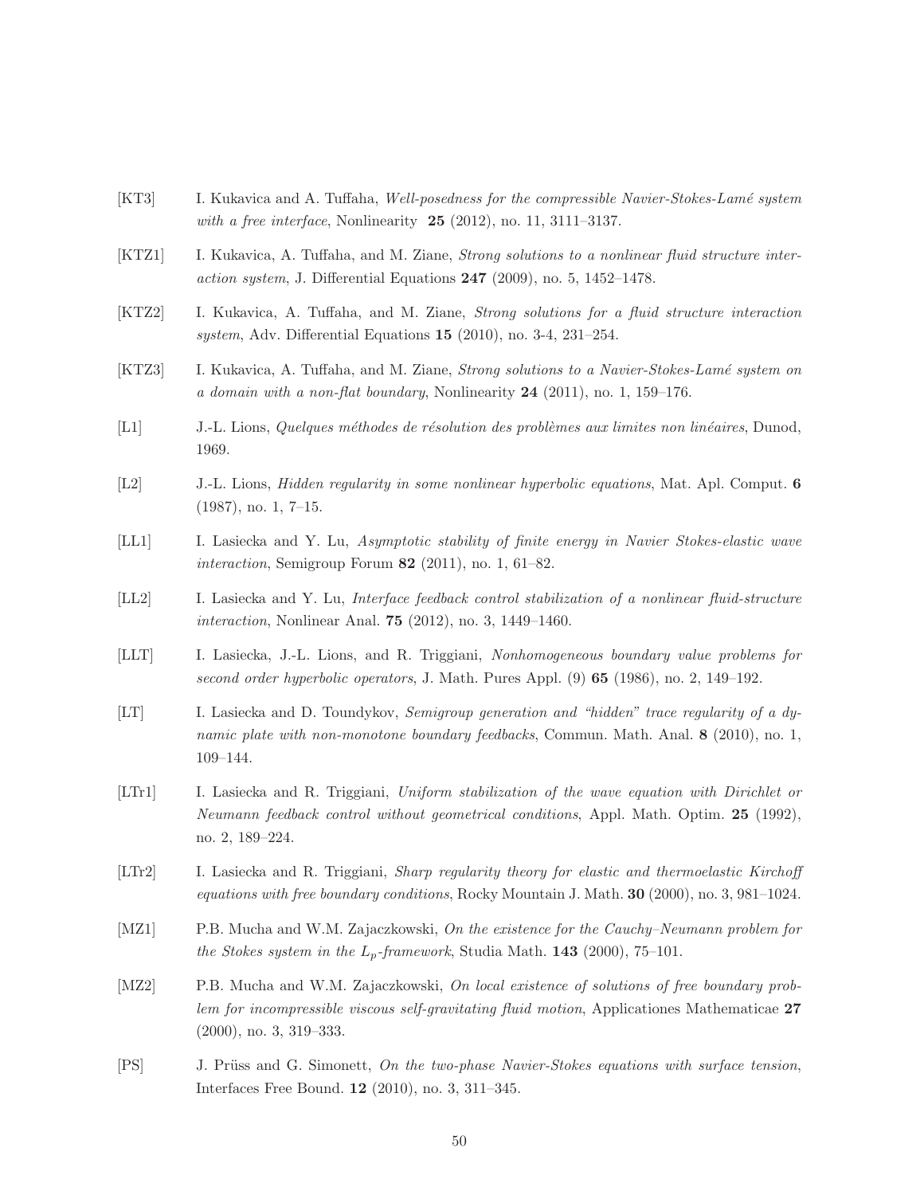[KT3] I. Kukavica and A. Tuffaha, *Well-posedness for the compressible Navier-Stokes-Lamé system with a free interface*, Nonlinearity **25** (2012), no. 11, 3111–3137.

[KTZ1] I. Kukavica, A. Tuffaha, and M. Ziane, *Strong solutions to a nonlinear fluid structure interaction system*, J. Differential Equations **247** (2009), no. 5, 1452–1478.

[KTZ2] I. Kukavica, A. Tuffaha, and M. Ziane, *Strong solutions for a fluid structure interaction system*, Adv. Differential Equations **15** (2010), no. 3-4, 231–254.

[KTZ3] I. Kukavica, A. Tuffaha, and M. Ziane, *Strong solutions to a Navier-Stokes-Lamé system on a domain with a non-flat boundary*, Nonlinearity **24** (2011), no. 1, 159–176.

[L1] J.-L. Lions, *Quelques méthodes de résolution des problèmes aux limites non linéaires*, Dunod, 1969.

[L2] J.-L. Lions, *Hidden regularity in some nonlinear hyperbolic equations*, Mat. Apl. Comput. **6** (1987), no. 1, 7–15.

[LL1] I. Lasiecka and Y. Lu, *Asymptotic stability of finite energy in Navier Stokes-elastic wave interaction*, Semigroup Forum **82** (2011), no. 1, 61–82.

[LL2] I. Lasiecka and Y. Lu, *Interface feedback control stabilization of a nonlinear fluid-structure interaction*, Nonlinear Anal. **75** (2012), no. 3, 1449–1460.

[LLT] I. Lasiecka, J.-L. Lions, and R. Triggiani, *Nonhomogeneous boundary value problems for second order hyperbolic operators*, J. Math. Pures Appl. (9) **65** (1986), no. 2, 149–192.

[LT] I. Lasiecka and D. Toundykov, *Semigroup generation and "hidden" trace regularity of a dynamic plate with non-monotone boundary feedbacks*, Commun. Math. Anal. **8** (2010), no. 1, 109–144.

[LTr1] I. Lasiecka and R. Triggiani, *Uniform stabilization of the wave equation with Dirichlet or Neumann feedback control without geometrical conditions*, Appl. Math. Optim. **25** (1992), no. 2, 189–224.

[LTr2] I. Lasiecka and R. Triggiani, *Sharp regularity theory for elastic and thermoelastic Kirchoff equations with free boundary conditions*, Rocky Mountain J. Math. **30** (2000), no. 3, 981–1024.

[MZ1] P.B. Mucha and W.M. Zajaczkowski, *On the existence for the Cauchy–Neumann problem for the Stokes system in the $L_p$-framework*, Studia Math. **143** (2000), 75–101.

[MZ2] P.B. Mucha and W.M. Zajaczkowski, *On local existence of solutions of free boundary problem for incompressible viscous self-gravitating fluid motion*, Applicationes Mathematicae **27** (2000), no. 3, 319–333.

[PS] J. Prüss and G. Simonett, *On the two-phase Navier-Stokes equations with surface tension*, Interfaces Free Bound. **12** (2010), no. 3, 311–345.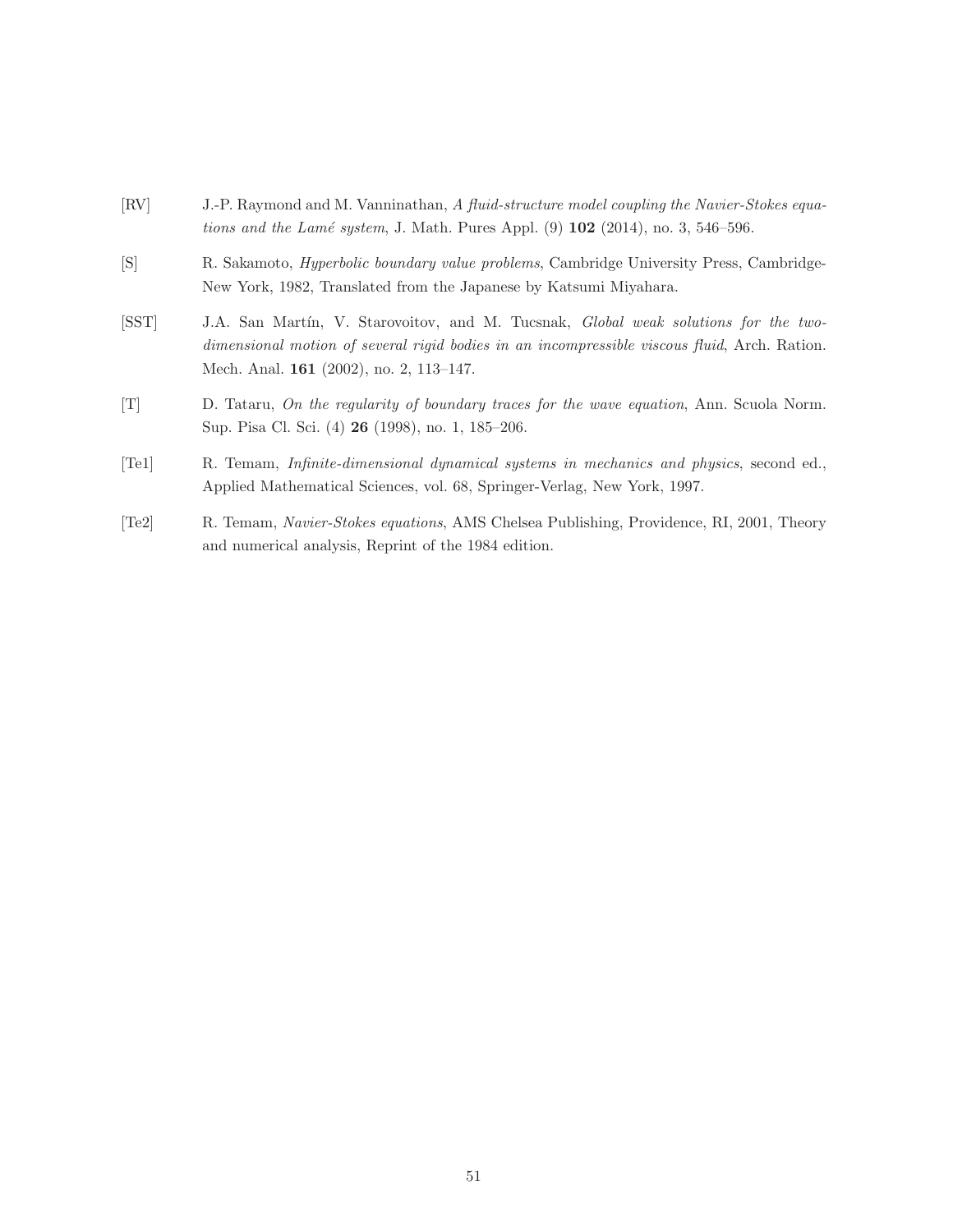[RV] J.-P. Raymond and M. Vanninathan, *A fluid-structure model coupling the Navier-Stokes equations and the Lamé system*, J. Math. Pures Appl. (9) **102** (2014), no. 3, 546–596.

[S] R. Sakamoto, *Hyperbolic boundary value problems*, Cambridge University Press, Cambridge-New York, 1982, Translated from the Japanese by Katsumi Miyahara.

[SST] J.A. San Martín, V. Starovoitov, and M. Tucsnak, *Global weak solutions for the two-dimensional motion of several rigid bodies in an incompressible viscous fluid*, Arch. Ration. Mech. Anal. **161** (2002), no. 2, 113–147.

[T] D. Tataru, *On the regularity of boundary traces for the wave equation*, Ann. Scuola Norm. Sup. Pisa Cl. Sci. (4) **26** (1998), no. 1, 185–206.

[Te1] R. Temam, *Infinite-dimensional dynamical systems in mechanics and physics*, second ed., Applied Mathematical Sciences, vol. 68, Springer-Verlag, New York, 1997.

[Te2] R. Temam, *Navier-Stokes equations*, AMS Chelsea Publishing, Providence, RI, 2001, Theory and numerical analysis, Reprint of the 1984 edition.